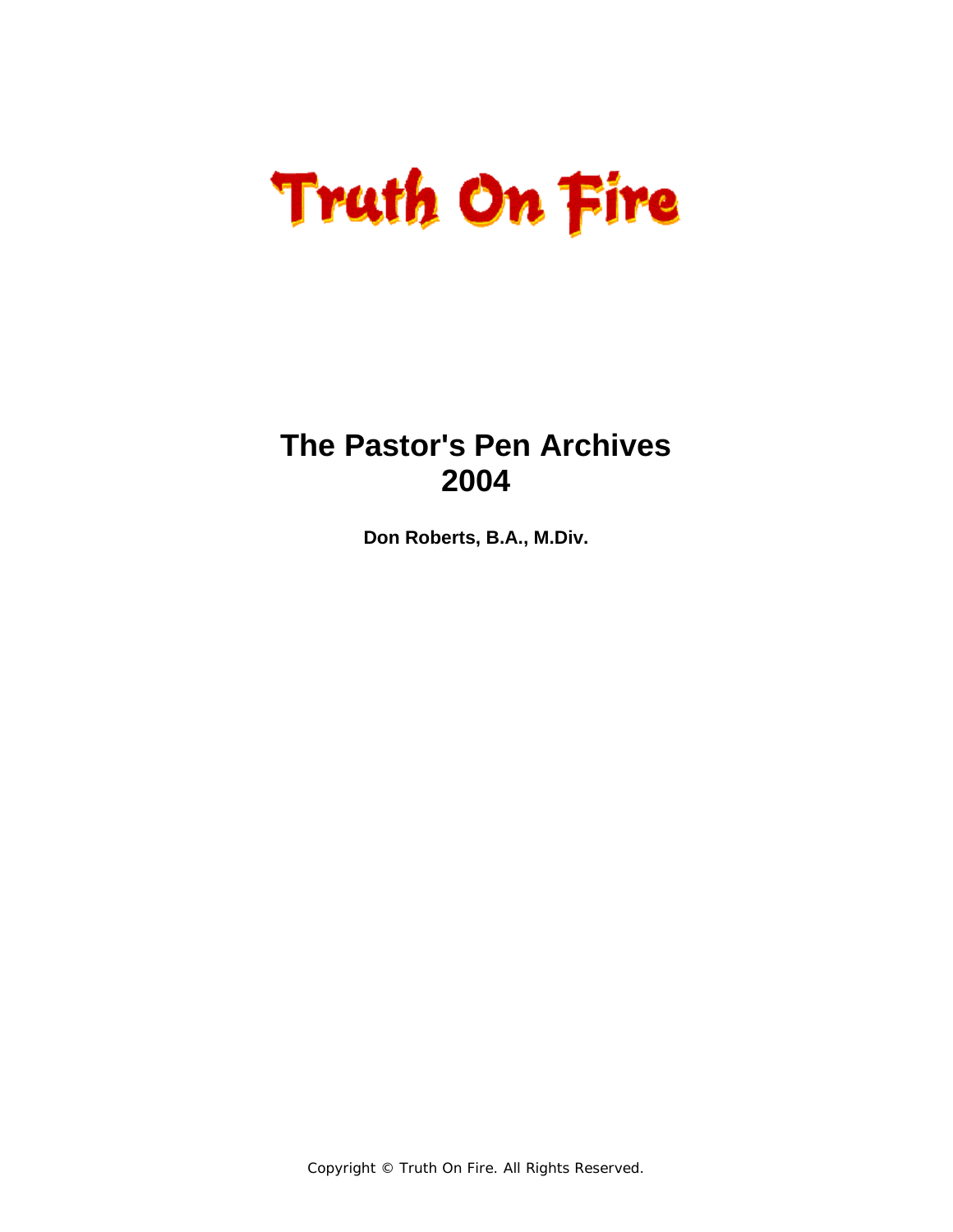# Truth On Fire

## The Pastor's Pen Archives 2004

**Don Roberts, B.A., M.Div.**

Copyright © Truth On Fire. All Rights Reserved.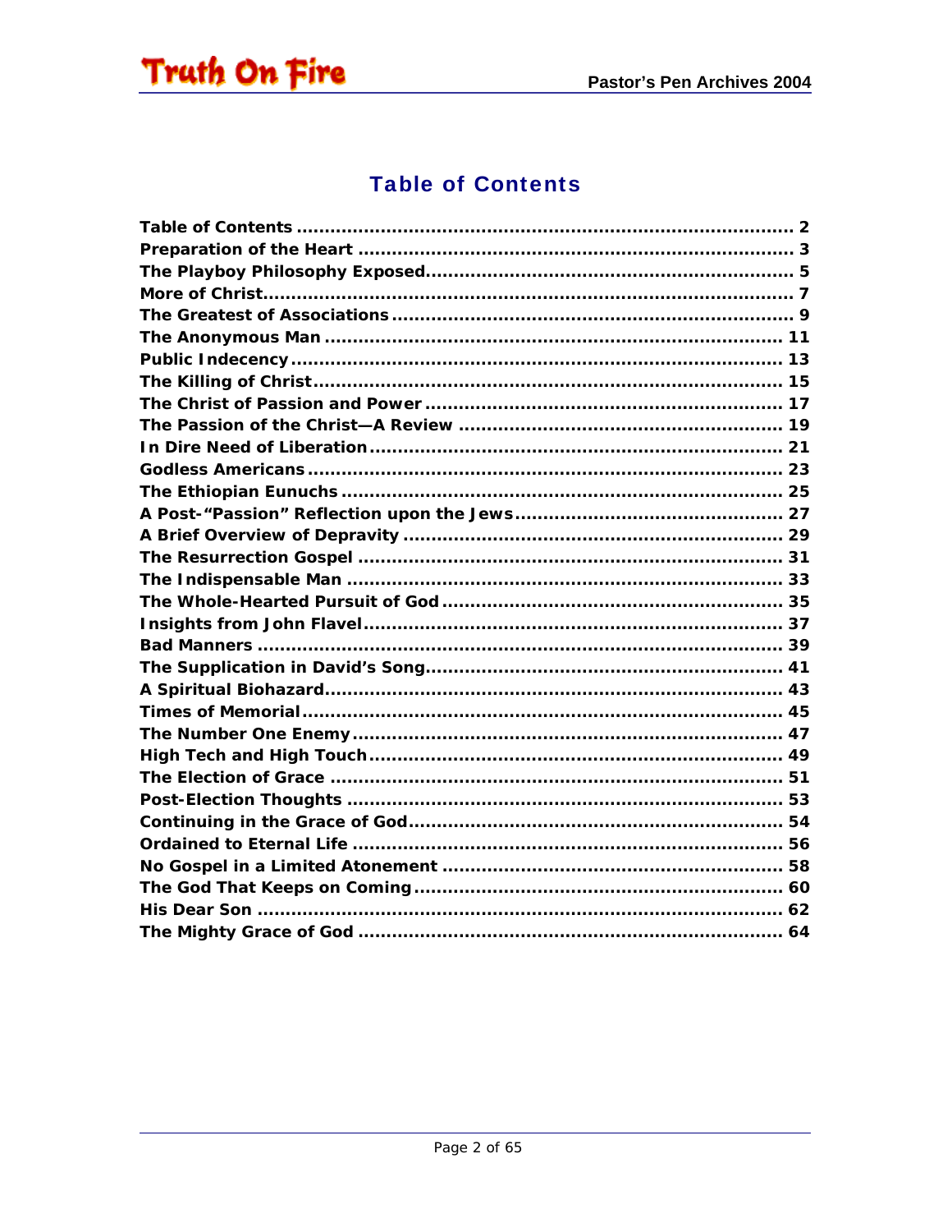# Table of Contents

Table of Contents ........................................................................ 2
Preparation of the Heart ............................................................. 3
The Playboy Philosophy Exposed.................................................. 5
More of Christ.............................................................................. 7
The Greatest of Associations ....................................................... 9
The Anonymous Man ................................................................. 11
Public Indecency......................................................................... 13
The Killing of Christ.................................................................... 15
The Christ of Passion and Power ................................................ 17
The Passion of the Christ—A Review .......................................... 19
In Dire Need of Liberation........................................................... 21
Godless Americans ..................................................................... 23
The Ethiopian Eunuchs ............................................................... 25
A Post-“Passion” Reflection upon the Jews................................. 27
A Brief Overview of Depravity ..................................................... 29
The Resurrection Gospel ............................................................ 31
The Indispensable Man .............................................................. 33
The Whole-Hearted Pursuit of God ............................................. 35
Insights from John Flavel............................................................ 37
Bad Manners .............................................................................. 39
The Supplication in David’s Song................................................ 41
A Spiritual Biohazard.................................................................. 43
Times of Memorial...................................................................... 45
The Number One Enemy ............................................................. 47
High Tech and High Touch.......................................................... 49
The Election of Grace ................................................................. 51
Post-Election Thoughts .............................................................. 53
Continuing in the Grace of God................................................... 54
Ordained to Eternal Life ............................................................. 56
No Gospel in a Limited Atonement ............................................. 58
The God That Keeps on Coming.................................................. 60
His Dear Son .............................................................................. 62
The Mighty Grace of God ............................................................ 64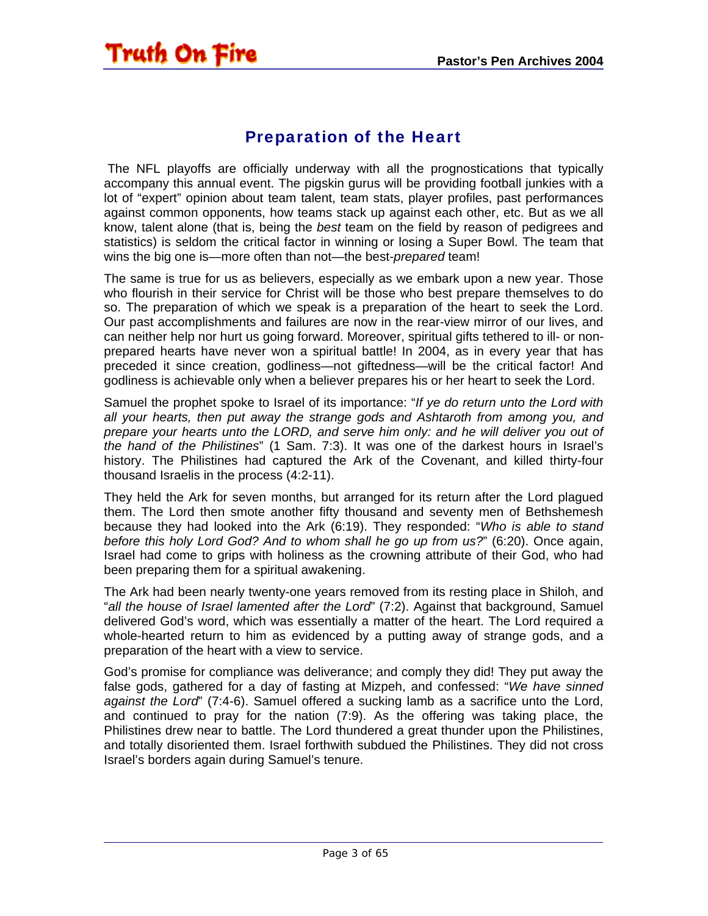## Preparation of the Heart

The NFL playoffs are officially underway with all the prognostications that typically accompany this annual event. The pigskin gurus will be providing football junkies with a lot of "expert" opinion about team talent, team stats, player profiles, past performances against common opponents, how teams stack up against each other, etc. But as we all know, talent alone (that is, being the *best* team on the field by reason of pedigrees and statistics) is seldom the critical factor in winning or losing a Super Bowl. The team that wins the big one is—more often than not—the best-*prepared* team!

The same is true for us as believers, especially as we embark upon a new year. Those who flourish in their service for Christ will be those who best prepare themselves to do so. The preparation of which we speak is a preparation of the heart to seek the Lord. Our past accomplishments and failures are now in the rear-view mirror of our lives, and can neither help nor hurt us going forward. Moreover, spiritual gifts tethered to ill- or non-prepared hearts have never won a spiritual battle! In 2004, as in every year that has preceded it since creation, godliness—not giftedness—will be the critical factor! And godliness is achievable only when a believer prepares his or her heart to seek the Lord.

Samuel the prophet spoke to Israel of its importance: "*If ye do return unto the Lord with all your hearts, then put away the strange gods and Ashtaroth from among you, and prepare your hearts unto the LORD, and serve him only: and he will deliver you out of the hand of the Philistines*" (1 Sam. 7:3). It was one of the darkest hours in Israel's history. The Philistines had captured the Ark of the Covenant, and killed thirty-four thousand Israelis in the process (4:2-11).

They held the Ark for seven months, but arranged for its return after the Lord plagued them. The Lord then smote another fifty thousand and seventy men of Bethshemesh because they had looked into the Ark (6:19). They responded: "*Who is able to stand before this holy Lord God? And to whom shall he go up from us?*" (6:20). Once again, Israel had come to grips with holiness as the crowning attribute of their God, who had been preparing them for a spiritual awakening.

The Ark had been nearly twenty-one years removed from its resting place in Shiloh, and "*all the house of Israel lamented after the Lord*" (7:2). Against that background, Samuel delivered God's word, which was essentially a matter of the heart. The Lord required a whole-hearted return to him as evidenced by a putting away of strange gods, and a preparation of the heart with a view to service.

God's promise for compliance was deliverance; and comply they did! They put away the false gods, gathered for a day of fasting at Mizpeh, and confessed: "*We have sinned against the Lord*" (7:4-6). Samuel offered a sucking lamb as a sacrifice unto the Lord, and continued to pray for the nation (7:9). As the offering was taking place, the Philistines drew near to battle. The Lord thundered a great thunder upon the Philistines, and totally disoriented them. Israel forthwith subdued the Philistines. They did not cross Israel's borders again during Samuel's tenure.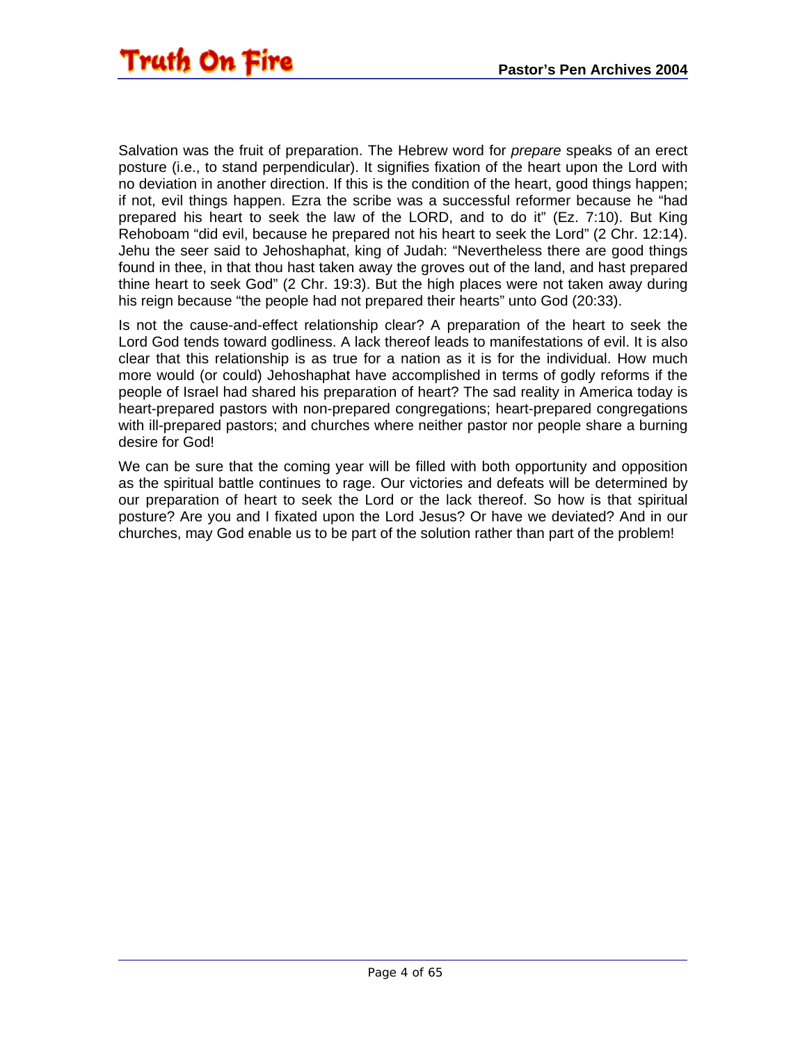Salvation was the fruit of preparation. The Hebrew word for *prepare* speaks of an erect posture (i.e., to stand perpendicular). It signifies fixation of the heart upon the Lord with no deviation in another direction. If this is the condition of the heart, good things happen; if not, evil things happen. Ezra the scribe was a successful reformer because he "had prepared his heart to seek the law of the LORD, and to do it" (Ez. 7:10). But King Rehoboam "did evil, because he prepared not his heart to seek the Lord" (2 Chr. 12:14). Jehu the seer said to Jehoshaphat, king of Judah: "Nevertheless there are good things found in thee, in that thou hast taken away the groves out of the land, and hast prepared thine heart to seek God" (2 Chr. 19:3). But the high places were not taken away during his reign because "the people had not prepared their hearts" unto God (20:33).

Is not the cause-and-effect relationship clear? A preparation of the heart to seek the Lord God tends toward godliness. A lack thereof leads to manifestations of evil. It is also clear that this relationship is as true for a nation as it is for the individual. How much more would (or could) Jehoshaphat have accomplished in terms of godly reforms if the people of Israel had shared his preparation of heart? The sad reality in America today is heart-prepared pastors with non-prepared congregations; heart-prepared congregations with ill-prepared pastors; and churches where neither pastor nor people share a burning desire for God!

We can be sure that the coming year will be filled with both opportunity and opposition as the spiritual battle continues to rage. Our victories and defeats will be determined by our preparation of heart to seek the Lord or the lack thereof. So how is that spiritual posture? Are you and I fixated upon the Lord Jesus? Or have we deviated? And in our churches, may God enable us to be part of the solution rather than part of the problem!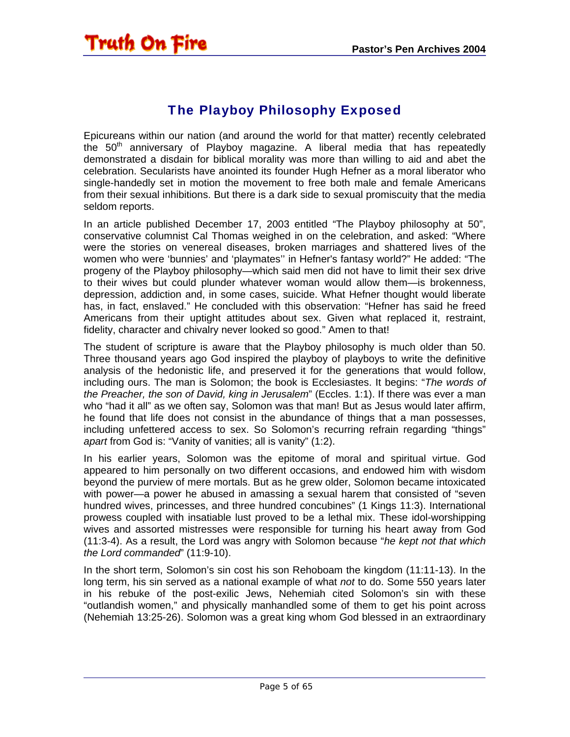## The Playboy Philosophy Exposed

Epicureans within our nation (and around the world for that matter) recently celebrated the 50th anniversary of Playboy magazine. A liberal media that has repeatedly demonstrated a disdain for biblical morality was more than willing to aid and abet the celebration. Secularists have anointed its founder Hugh Hefner as a moral liberator who single-handedly set in motion the movement to free both male and female Americans from their sexual inhibitions. But there is a dark side to sexual promiscuity that the media seldom reports.

In an article published December 17, 2003 entitled "The Playboy philosophy at 50", conservative columnist Cal Thomas weighed in on the celebration, and asked: "Where were the stories on venereal diseases, broken marriages and shattered lives of the women who were 'bunnies' and 'playmates'' in Hefner's fantasy world?" He added: "The progeny of the Playboy philosophy—which said men did not have to limit their sex drive to their wives but could plunder whatever woman would allow them—is brokenness, depression, addiction and, in some cases, suicide. What Hefner thought would liberate has, in fact, enslaved." He concluded with this observation: "Hefner has said he freed Americans from their uptight attitudes about sex. Given what replaced it, restraint, fidelity, character and chivalry never looked so good." Amen to that!

The student of scripture is aware that the Playboy philosophy is much older than 50. Three thousand years ago God inspired the playboy of playboys to write the definitive analysis of the hedonistic life, and preserved it for the generations that would follow, including ours. The man is Solomon; the book is Ecclesiastes. It begins: "*The words of the Preacher, the son of David, king in Jerusalem*" (Eccles. 1:1). If there was ever a man who "had it all" as we often say, Solomon was that man! But as Jesus would later affirm, he found that life does not consist in the abundance of things that a man possesses, including unfettered access to sex. So Solomon's recurring refrain regarding "things" *apart* from God is: "Vanity of vanities; all is vanity" (1:2).

In his earlier years, Solomon was the epitome of moral and spiritual virtue. God appeared to him personally on two different occasions, and endowed him with wisdom beyond the purview of mere mortals. But as he grew older, Solomon became intoxicated with power—a power he abused in amassing a sexual harem that consisted of "seven hundred wives, princesses, and three hundred concubines" (1 Kings 11:3). International prowess coupled with insatiable lust proved to be a lethal mix. These idol-worshipping wives and assorted mistresses were responsible for turning his heart away from God (11:3-4). As a result, the Lord was angry with Solomon because "*he kept not that which the Lord commanded*" (11:9-10).

In the short term, Solomon's sin cost his son Rehoboam the kingdom (11:11-13). In the long term, his sin served as a national example of what *not* to do. Some 550 years later in his rebuke of the post-exilic Jews, Nehemiah cited Solomon's sin with these "outlandish women," and physically manhandled some of them to get his point across (Nehemiah 13:25-26). Solomon was a great king whom God blessed in an extraordinary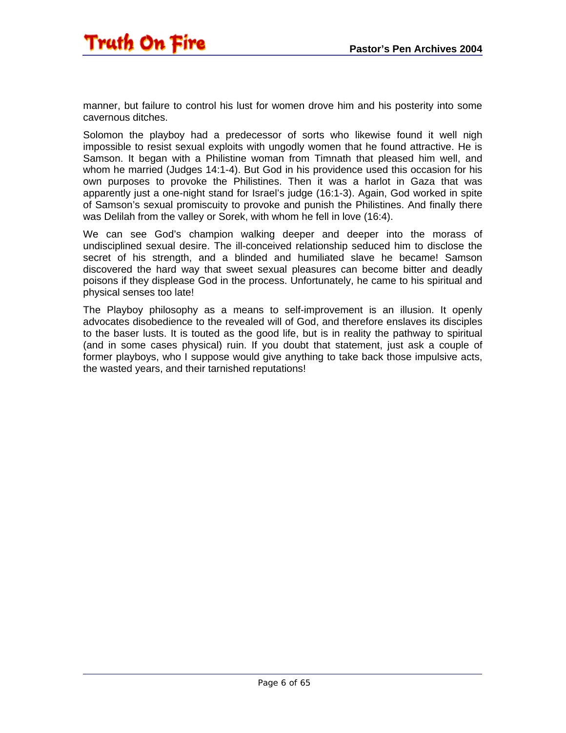manner, but failure to control his lust for women drove him and his posterity into some cavernous ditches.

Solomon the playboy had a predecessor of sorts who likewise found it well nigh impossible to resist sexual exploits with ungodly women that he found attractive. He is Samson. It began with a Philistine woman from Timnath that pleased him well, and whom he married (Judges 14:1-4). But God in his providence used this occasion for his own purposes to provoke the Philistines. Then it was a harlot in Gaza that was apparently just a one-night stand for Israel's judge (16:1-3). Again, God worked in spite of Samson's sexual promiscuity to provoke and punish the Philistines. And finally there was Delilah from the valley or Sorek, with whom he fell in love (16:4).

We can see God's champion walking deeper and deeper into the morass of undisciplined sexual desire. The ill-conceived relationship seduced him to disclose the secret of his strength, and a blinded and humiliated slave he became! Samson discovered the hard way that sweet sexual pleasures can become bitter and deadly poisons if they displease God in the process. Unfortunately, he came to his spiritual and physical senses too late!

The Playboy philosophy as a means to self-improvement is an illusion. It openly advocates disobedience to the revealed will of God, and therefore enslaves its disciples to the baser lusts. It is touted as the good life, but is in reality the pathway to spiritual (and in some cases physical) ruin. If you doubt that statement, just ask a couple of former playboys, who I suppose would give anything to take back those impulsive acts, the wasted years, and their tarnished reputations!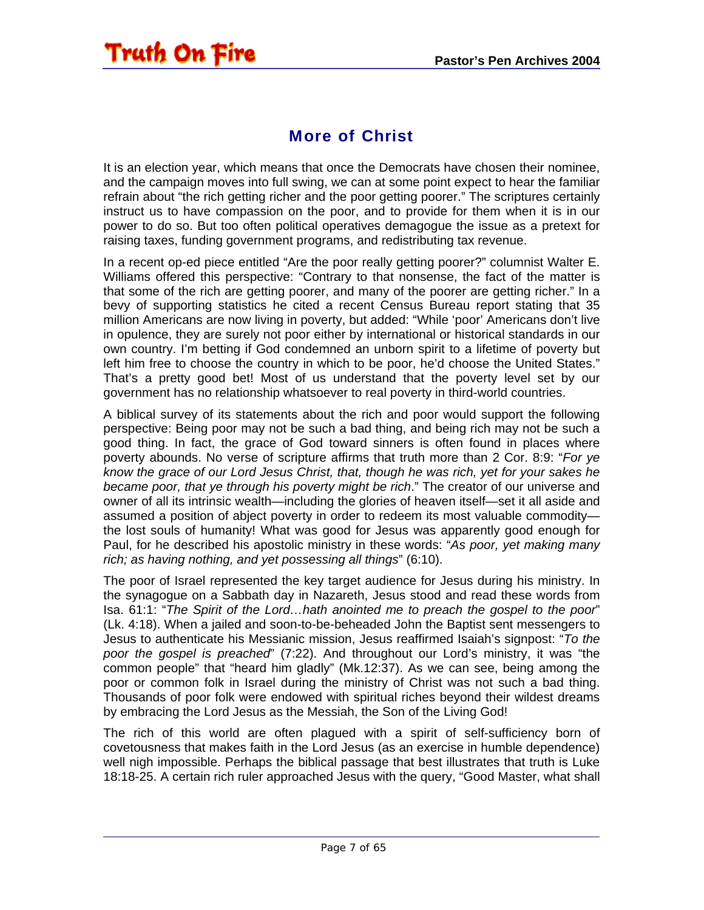## More of Christ

It is an election year, which means that once the Democrats have chosen their nominee, and the campaign moves into full swing, we can at some point expect to hear the familiar refrain about "the rich getting richer and the poor getting poorer." The scriptures certainly instruct us to have compassion on the poor, and to provide for them when it is in our power to do so. But too often political operatives demagogue the issue as a pretext for raising taxes, funding government programs, and redistributing tax revenue.

In a recent op-ed piece entitled "Are the poor really getting poorer?" columnist Walter E. Williams offered this perspective: "Contrary to that nonsense, the fact of the matter is that some of the rich are getting poorer, and many of the poorer are getting richer." In a bevy of supporting statistics he cited a recent Census Bureau report stating that 35 million Americans are now living in poverty, but added: "While 'poor' Americans don't live in opulence, they are surely not poor either by international or historical standards in our own country. I'm betting if God condemned an unborn spirit to a lifetime of poverty but left him free to choose the country in which to be poor, he'd choose the United States." That's a pretty good bet! Most of us understand that the poverty level set by our government has no relationship whatsoever to real poverty in third-world countries.

A biblical survey of its statements about the rich and poor would support the following perspective: Being poor may not be such a bad thing, and being rich may not be such a good thing. In fact, the grace of God toward sinners is often found in places where poverty abounds. No verse of scripture affirms that truth more than 2 Cor. 8:9: "*For ye know the grace of our Lord Jesus Christ, that, though he was rich, yet for your sakes he became poor, that ye through his poverty might be rich*." The creator of our universe and owner of all its intrinsic wealth—including the glories of heaven itself—set it all aside and assumed a position of abject poverty in order to redeem its most valuable commodity—the lost souls of humanity! What was good for Jesus was apparently good enough for Paul, for he described his apostolic ministry in these words: "*As poor, yet making many rich; as having nothing, and yet possessing all things*" (6:10).

The poor of Israel represented the key target audience for Jesus during his ministry. In the synagogue on a Sabbath day in Nazareth, Jesus stood and read these words from Isa. 61:1: "*The Spirit of the Lord…hath anointed me to preach the gospel to the poor*" (Lk. 4:18). When a jailed and soon-to-be-beheaded John the Baptist sent messengers to Jesus to authenticate his Messianic mission, Jesus reaffirmed Isaiah's signpost: "*To the poor the gospel is preached*" (7:22). And throughout our Lord's ministry, it was "the common people" that "heard him gladly" (Mk.12:37). As we can see, being among the poor or common folk in Israel during the ministry of Christ was not such a bad thing. Thousands of poor folk were endowed with spiritual riches beyond their wildest dreams by embracing the Lord Jesus as the Messiah, the Son of the Living God!

The rich of this world are often plagued with a spirit of self-sufficiency born of covetousness that makes faith in the Lord Jesus (as an exercise in humble dependence) well nigh impossible. Perhaps the biblical passage that best illustrates that truth is Luke 18:18-25. A certain rich ruler approached Jesus with the query, "Good Master, what shall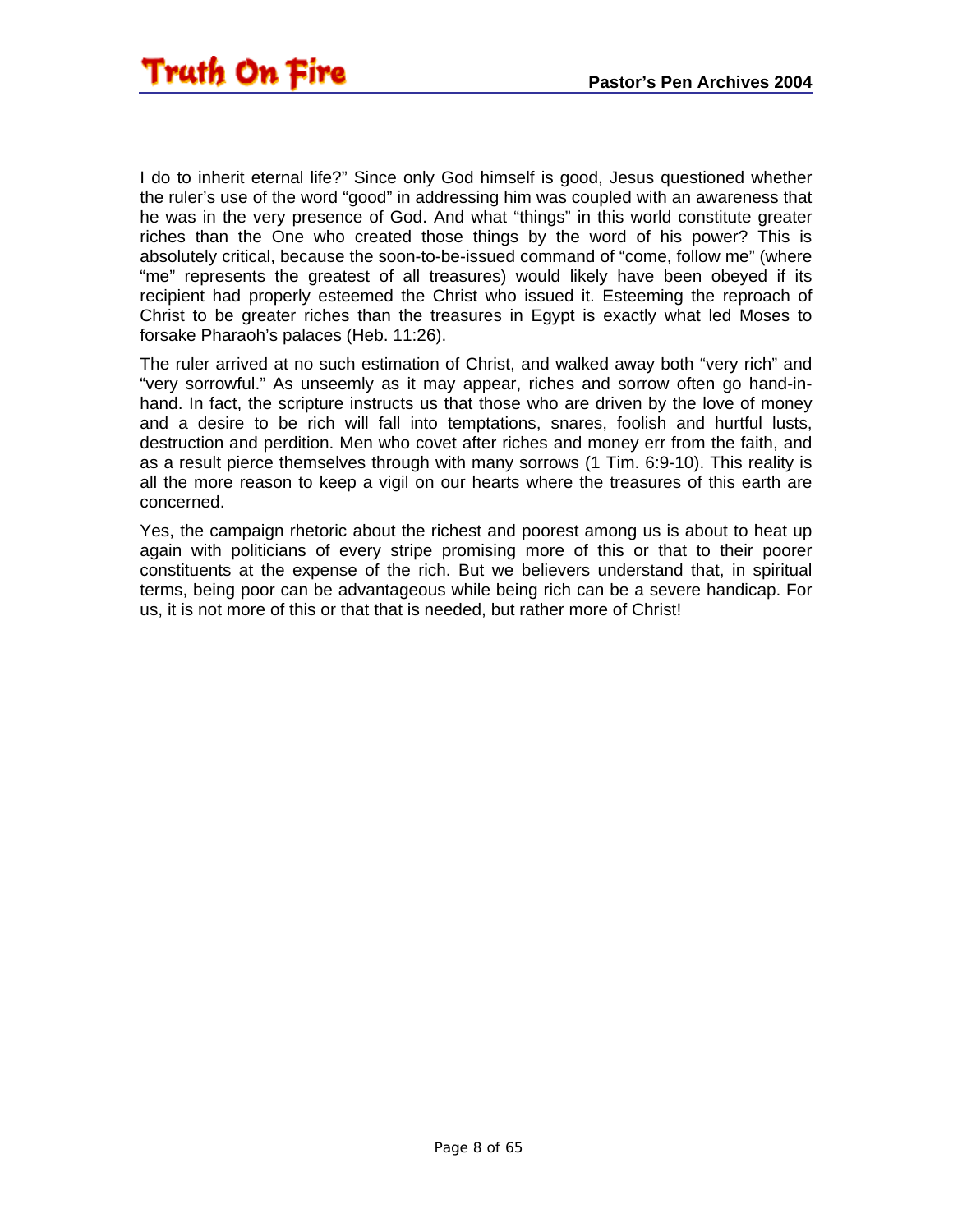I do to inherit eternal life?" Since only God himself is good, Jesus questioned whether the ruler's use of the word "good" in addressing him was coupled with an awareness that he was in the very presence of God. And what "things" in this world constitute greater riches than the One who created those things by the word of his power? This is absolutely critical, because the soon-to-be-issued command of "come, follow me" (where "me" represents the greatest of all treasures) would likely have been obeyed if its recipient had properly esteemed the Christ who issued it. Esteeming the reproach of Christ to be greater riches than the treasures in Egypt is exactly what led Moses to forsake Pharaoh's palaces (Heb. 11:26).

The ruler arrived at no such estimation of Christ, and walked away both "very rich" and "very sorrowful." As unseemly as it may appear, riches and sorrow often go hand-in-hand. In fact, the scripture instructs us that those who are driven by the love of money and a desire to be rich will fall into temptations, snares, foolish and hurtful lusts, destruction and perdition. Men who covet after riches and money err from the faith, and as a result pierce themselves through with many sorrows (1 Tim. 6:9-10). This reality is all the more reason to keep a vigil on our hearts where the treasures of this earth are concerned.

Yes, the campaign rhetoric about the richest and poorest among us is about to heat up again with politicians of every stripe promising more of this or that to their poorer constituents at the expense of the rich. But we believers understand that, in spiritual terms, being poor can be advantageous while being rich can be a severe handicap. For us, it is not more of this or that that is needed, but rather more of Christ!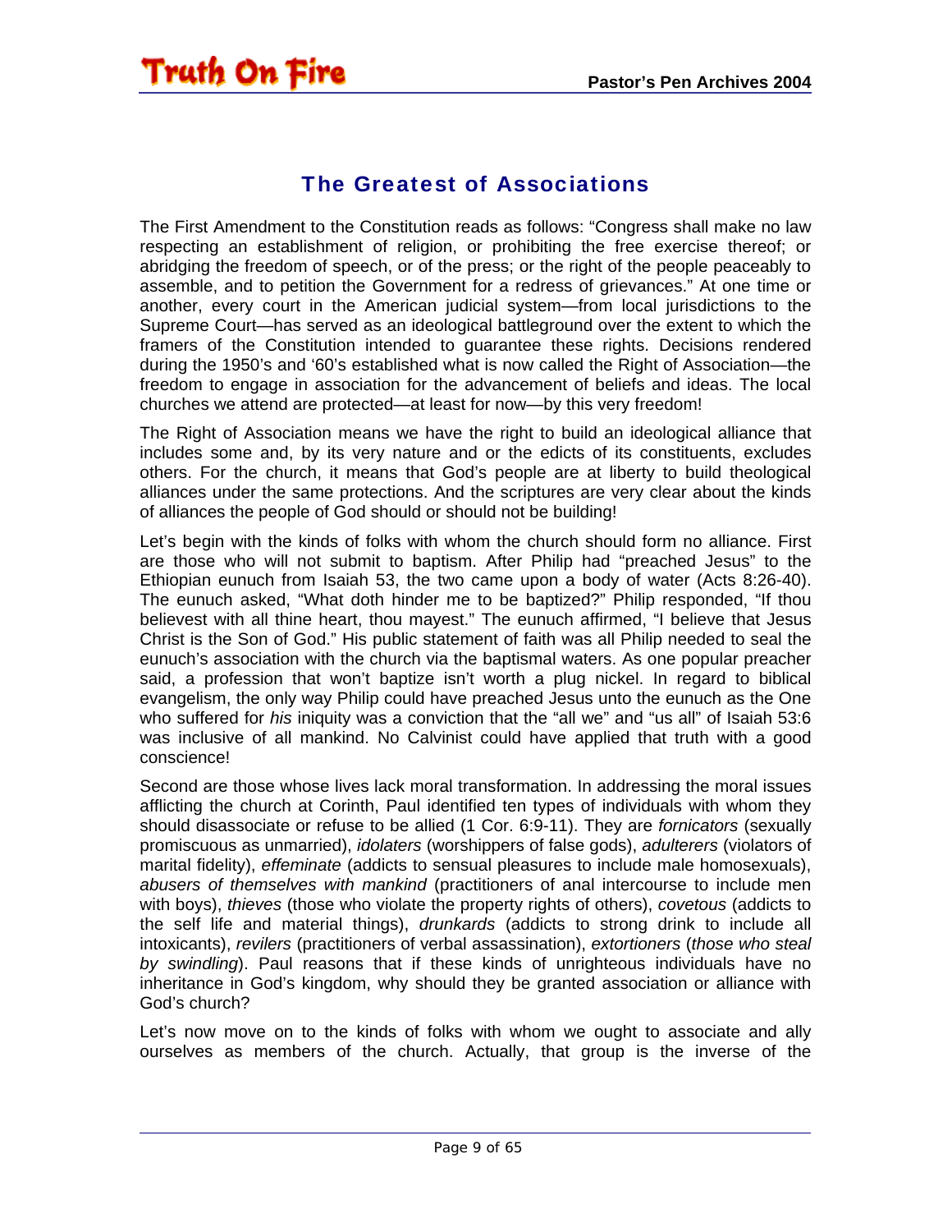## The Greatest of Associations

The First Amendment to the Constitution reads as follows: "Congress shall make no law respecting an establishment of religion, or prohibiting the free exercise thereof; or abridging the freedom of speech, or of the press; or the right of the people peaceably to assemble, and to petition the Government for a redress of grievances." At one time or another, every court in the American judicial system—from local jurisdictions to the Supreme Court—has served as an ideological battleground over the extent to which the framers of the Constitution intended to guarantee these rights. Decisions rendered during the 1950's and '60's established what is now called the Right of Association—the freedom to engage in association for the advancement of beliefs and ideas. The local churches we attend are protected—at least for now—by this very freedom!

The Right of Association means we have the right to build an ideological alliance that includes some and, by its very nature and or the edicts of its constituents, excludes others. For the church, it means that God's people are at liberty to build theological alliances under the same protections. And the scriptures are very clear about the kinds of alliances the people of God should or should not be building!

Let's begin with the kinds of folks with whom the church should form no alliance. First are those who will not submit to baptism. After Philip had "preached Jesus" to the Ethiopian eunuch from Isaiah 53, the two came upon a body of water (Acts 8:26-40). The eunuch asked, "What doth hinder me to be baptized?" Philip responded, "If thou believest with all thine heart, thou mayest." The eunuch affirmed, "I believe that Jesus Christ is the Son of God." His public statement of faith was all Philip needed to seal the eunuch's association with the church via the baptismal waters. As one popular preacher said, a profession that won't baptize isn't worth a plug nickel. In regard to biblical evangelism, the only way Philip could have preached Jesus unto the eunuch as the One who suffered for *his* iniquity was a conviction that the "all we" and "us all" of Isaiah 53:6 was inclusive of all mankind. No Calvinist could have applied that truth with a good conscience!

Second are those whose lives lack moral transformation. In addressing the moral issues afflicting the church at Corinth, Paul identified ten types of individuals with whom they should disassociate or refuse to be allied (1 Cor. 6:9-11). They are *fornicators* (sexually promiscuous as unmarried), *idolaters* (worshippers of false gods), *adulterers* (violators of marital fidelity), *effeminate* (addicts to sensual pleasures to include male homosexuals), *abusers of themselves with mankind* (practitioners of anal intercourse to include men with boys), *thieves* (those who violate the property rights of others), *covetous* (addicts to the self life and material things), *drunkards* (addicts to strong drink to include all intoxicants), *revilers* (practitioners of verbal assassination), *extortioners* (*those who steal by swindling*). Paul reasons that if these kinds of unrighteous individuals have no inheritance in God's kingdom, why should they be granted association or alliance with God's church?

Let's now move on to the kinds of folks with whom we ought to associate and ally ourselves as members of the church. Actually, that group is the inverse of the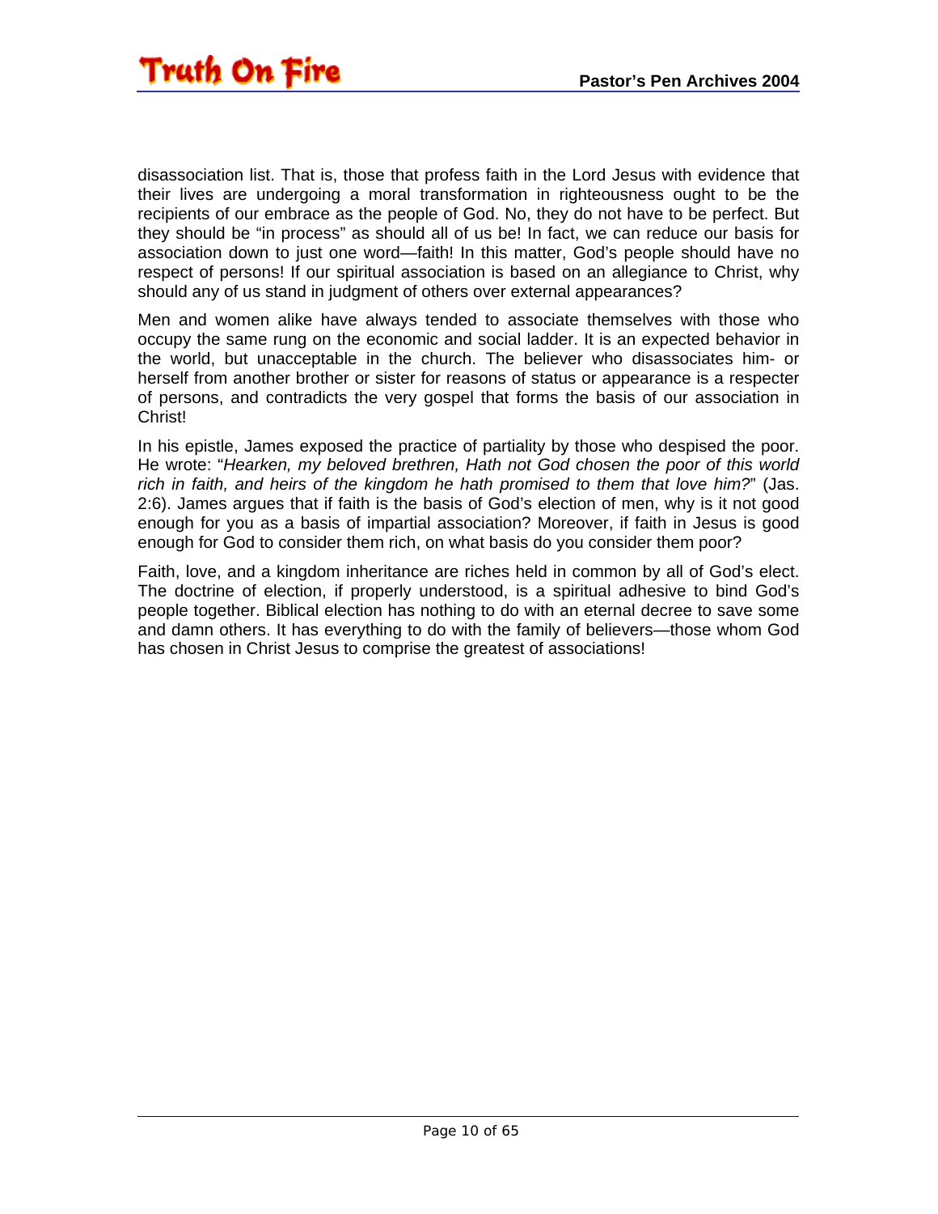disassociation list. That is, those that profess faith in the Lord Jesus with evidence that their lives are undergoing a moral transformation in righteousness ought to be the recipients of our embrace as the people of God. No, they do not have to be perfect. But they should be “in process” as should all of us be! In fact, we can reduce our basis for association down to just one word—faith! In this matter, God’s people should have no respect of persons! If our spiritual association is based on an allegiance to Christ, why should any of us stand in judgment of others over external appearances?

Men and women alike have always tended to associate themselves with those who occupy the same rung on the economic and social ladder. It is an expected behavior in the world, but unacceptable in the church. The believer who disassociates him- or herself from another brother or sister for reasons of status or appearance is a respecter of persons, and contradicts the very gospel that forms the basis of our association in Christ!

In his epistle, James exposed the practice of partiality by those who despised the poor. He wrote: “*Hearken, my beloved brethren, Hath not God chosen the poor of this world rich in faith, and heirs of the kingdom he hath promised to them that love him?*” (Jas. 2:6). James argues that if faith is the basis of God’s election of men, why is it not good enough for you as a basis of impartial association? Moreover, if faith in Jesus is good enough for God to consider them rich, on what basis do you consider them poor?

Faith, love, and a kingdom inheritance are riches held in common by all of God’s elect. The doctrine of election, if properly understood, is a spiritual adhesive to bind God’s people together. Biblical election has nothing to do with an eternal decree to save some and damn others. It has everything to do with the family of believers—those whom God has chosen in Christ Jesus to comprise the greatest of associations!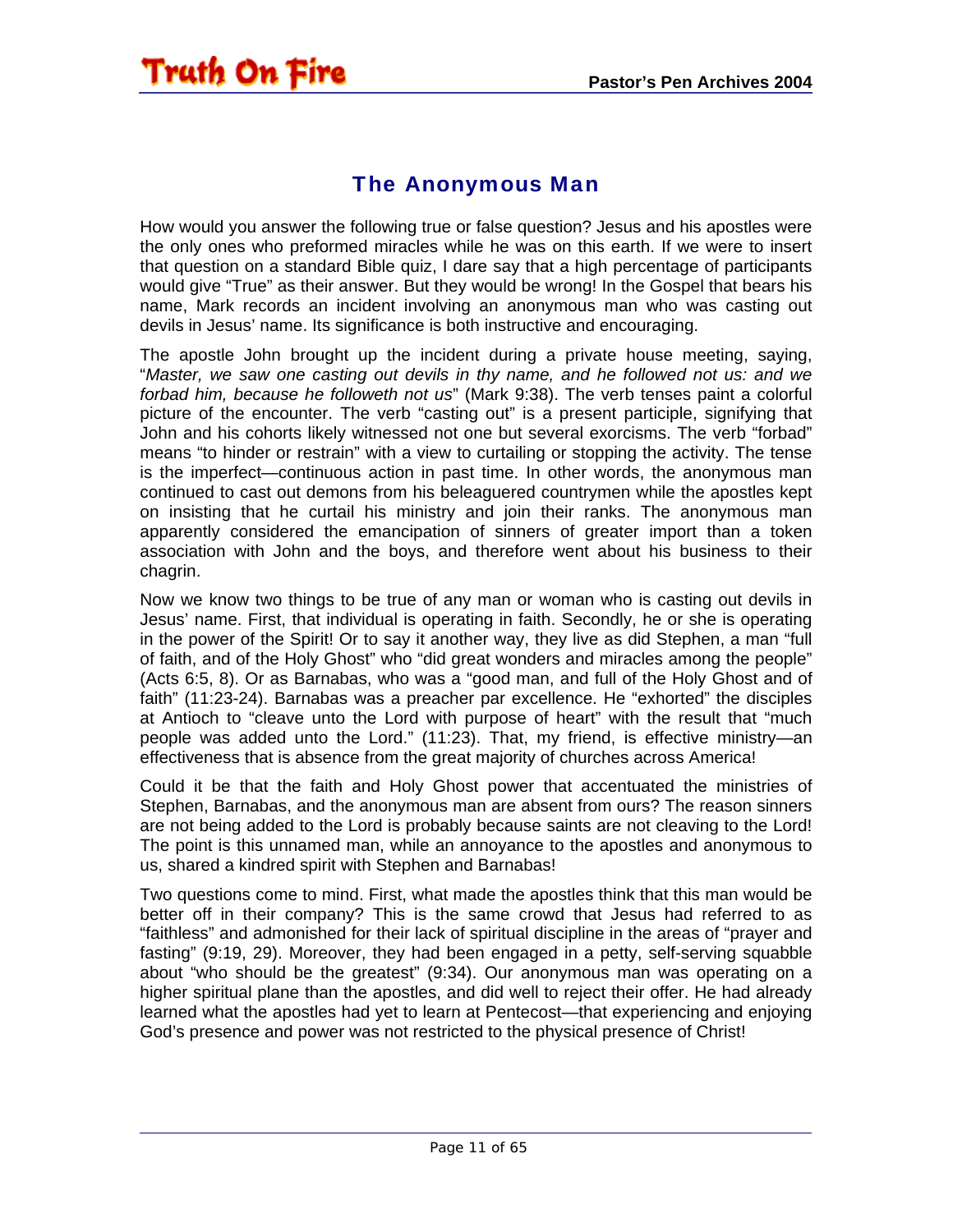## The Anonymous Man

How would you answer the following true or false question? Jesus and his apostles were the only ones who preformed miracles while he was on this earth. If we were to insert that question on a standard Bible quiz, I dare say that a high percentage of participants would give "True" as their answer. But they would be wrong! In the Gospel that bears his name, Mark records an incident involving an anonymous man who was casting out devils in Jesus' name. Its significance is both instructive and encouraging.

The apostle John brought up the incident during a private house meeting, saying, "*Master, we saw one casting out devils in thy name, and he followed not us: and we forbad him, because he followeth not us*" (Mark 9:38). The verb tenses paint a colorful picture of the encounter. The verb "casting out" is a present participle, signifying that John and his cohorts likely witnessed not one but several exorcisms. The verb "forbad" means "to hinder or restrain" with a view to curtailing or stopping the activity. The tense is the imperfect—continuous action in past time. In other words, the anonymous man continued to cast out demons from his beleaguered countrymen while the apostles kept on insisting that he curtail his ministry and join their ranks. The anonymous man apparently considered the emancipation of sinners of greater import than a token association with John and the boys, and therefore went about his business to their chagrin.

Now we know two things to be true of any man or woman who is casting out devils in Jesus' name. First, that individual is operating in faith. Secondly, he or she is operating in the power of the Spirit! Or to say it another way, they live as did Stephen, a man "full of faith, and of the Holy Ghost" who "did great wonders and miracles among the people" (Acts 6:5, 8). Or as Barnabas, who was a "good man, and full of the Holy Ghost and of faith" (11:23-24). Barnabas was a preacher par excellence. He "exhorted" the disciples at Antioch to "cleave unto the Lord with purpose of heart" with the result that "much people was added unto the Lord." (11:23). That, my friend, is effective ministry—an effectiveness that is absence from the great majority of churches across America!

Could it be that the faith and Holy Ghost power that accentuated the ministries of Stephen, Barnabas, and the anonymous man are absent from ours? The reason sinners are not being added to the Lord is probably because saints are not cleaving to the Lord! The point is this unnamed man, while an annoyance to the apostles and anonymous to us, shared a kindred spirit with Stephen and Barnabas!

Two questions come to mind. First, what made the apostles think that this man would be better off in their company? This is the same crowd that Jesus had referred to as "faithless" and admonished for their lack of spiritual discipline in the areas of "prayer and fasting" (9:19, 29). Moreover, they had been engaged in a petty, self-serving squabble about "who should be the greatest" (9:34). Our anonymous man was operating on a higher spiritual plane than the apostles, and did well to reject their offer. He had already learned what the apostles had yet to learn at Pentecost—that experiencing and enjoying God's presence and power was not restricted to the physical presence of Christ!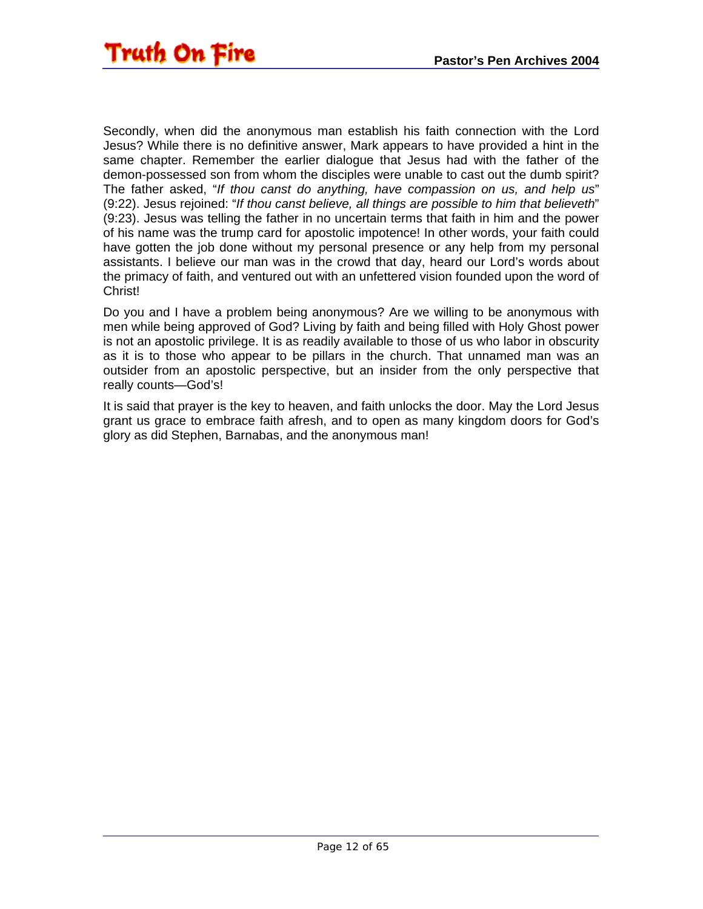Secondly, when did the anonymous man establish his faith connection with the Lord Jesus? While there is no definitive answer, Mark appears to have provided a hint in the same chapter. Remember the earlier dialogue that Jesus had with the father of the demon-possessed son from whom the disciples were unable to cast out the dumb spirit? The father asked, "*If thou canst do anything, have compassion on us, and help us*" (9:22). Jesus rejoined: "*If thou canst believe, all things are possible to him that believeth*" (9:23). Jesus was telling the father in no uncertain terms that faith in him and the power of his name was the trump card for apostolic impotence! In other words, your faith could have gotten the job done without my personal presence or any help from my personal assistants. I believe our man was in the crowd that day, heard our Lord's words about the primacy of faith, and ventured out with an unfettered vision founded upon the word of Christ!

Do you and I have a problem being anonymous? Are we willing to be anonymous with men while being approved of God? Living by faith and being filled with Holy Ghost power is not an apostolic privilege. It is as readily available to those of us who labor in obscurity as it is to those who appear to be pillars in the church. That unnamed man was an outsider from an apostolic perspective, but an insider from the only perspective that really counts—God's!

It is said that prayer is the key to heaven, and faith unlocks the door. May the Lord Jesus grant us grace to embrace faith afresh, and to open as many kingdom doors for God's glory as did Stephen, Barnabas, and the anonymous man!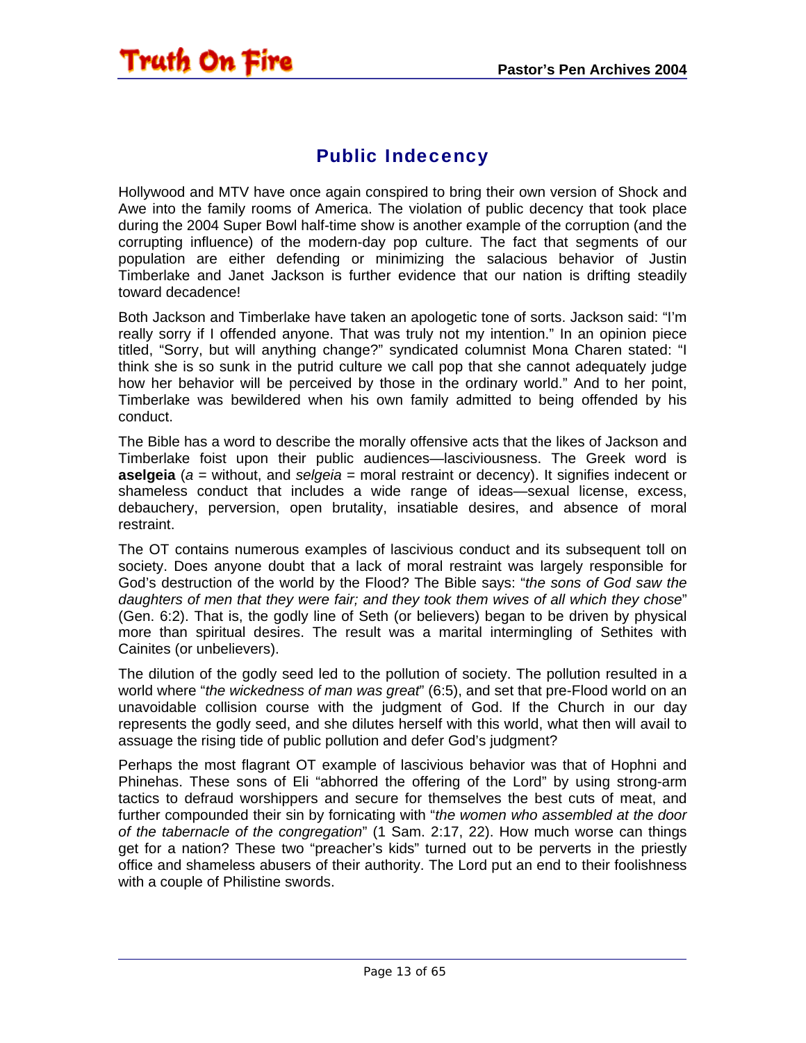## Public Indecency

Hollywood and MTV have once again conspired to bring their own version of Shock and Awe into the family rooms of America. The violation of public decency that took place during the 2004 Super Bowl half-time show is another example of the corruption (and the corrupting influence) of the modern-day pop culture. The fact that segments of our population are either defending or minimizing the salacious behavior of Justin Timberlake and Janet Jackson is further evidence that our nation is drifting steadily toward decadence!

Both Jackson and Timberlake have taken an apologetic tone of sorts. Jackson said: "I'm really sorry if I offended anyone. That was truly not my intention." In an opinion piece titled, "Sorry, but will anything change?" syndicated columnist Mona Charen stated: "I think she is so sunk in the putrid culture we call pop that she cannot adequately judge how her behavior will be perceived by those in the ordinary world." And to her point, Timberlake was bewildered when his own family admitted to being offended by his conduct.

The Bible has a word to describe the morally offensive acts that the likes of Jackson and Timberlake foist upon their public audiences—lasciviousness. The Greek word is **aselgeia** (*a* = without, and *selgeia* = moral restraint or decency). It signifies indecent or shameless conduct that includes a wide range of ideas—sexual license, excess, debauchery, perversion, open brutality, insatiable desires, and absence of moral restraint.

The OT contains numerous examples of lascivious conduct and its subsequent toll on society. Does anyone doubt that a lack of moral restraint was largely responsible for God's destruction of the world by the Flood? The Bible says: "*the sons of God saw the daughters of men that they were fair; and they took them wives of all which they chose*" (Gen. 6:2). That is, the godly line of Seth (or believers) began to be driven by physical more than spiritual desires. The result was a marital intermingling of Sethites with Cainites (or unbelievers).

The dilution of the godly seed led to the pollution of society. The pollution resulted in a world where "*the wickedness of man was great*" (6:5), and set that pre-Flood world on an unavoidable collision course with the judgment of God. If the Church in our day represents the godly seed, and she dilutes herself with this world, what then will avail to assuage the rising tide of public pollution and defer God's judgment?

Perhaps the most flagrant OT example of lascivious behavior was that of Hophni and Phinehas. These sons of Eli "abhorred the offering of the Lord" by using strong-arm tactics to defraud worshippers and secure for themselves the best cuts of meat, and further compounded their sin by fornicating with "*the women who assembled at the door of the tabernacle of the congregation*" (1 Sam. 2:17, 22). How much worse can things get for a nation? These two "preacher's kids" turned out to be perverts in the priestly office and shameless abusers of their authority. The Lord put an end to their foolishness with a couple of Philistine swords.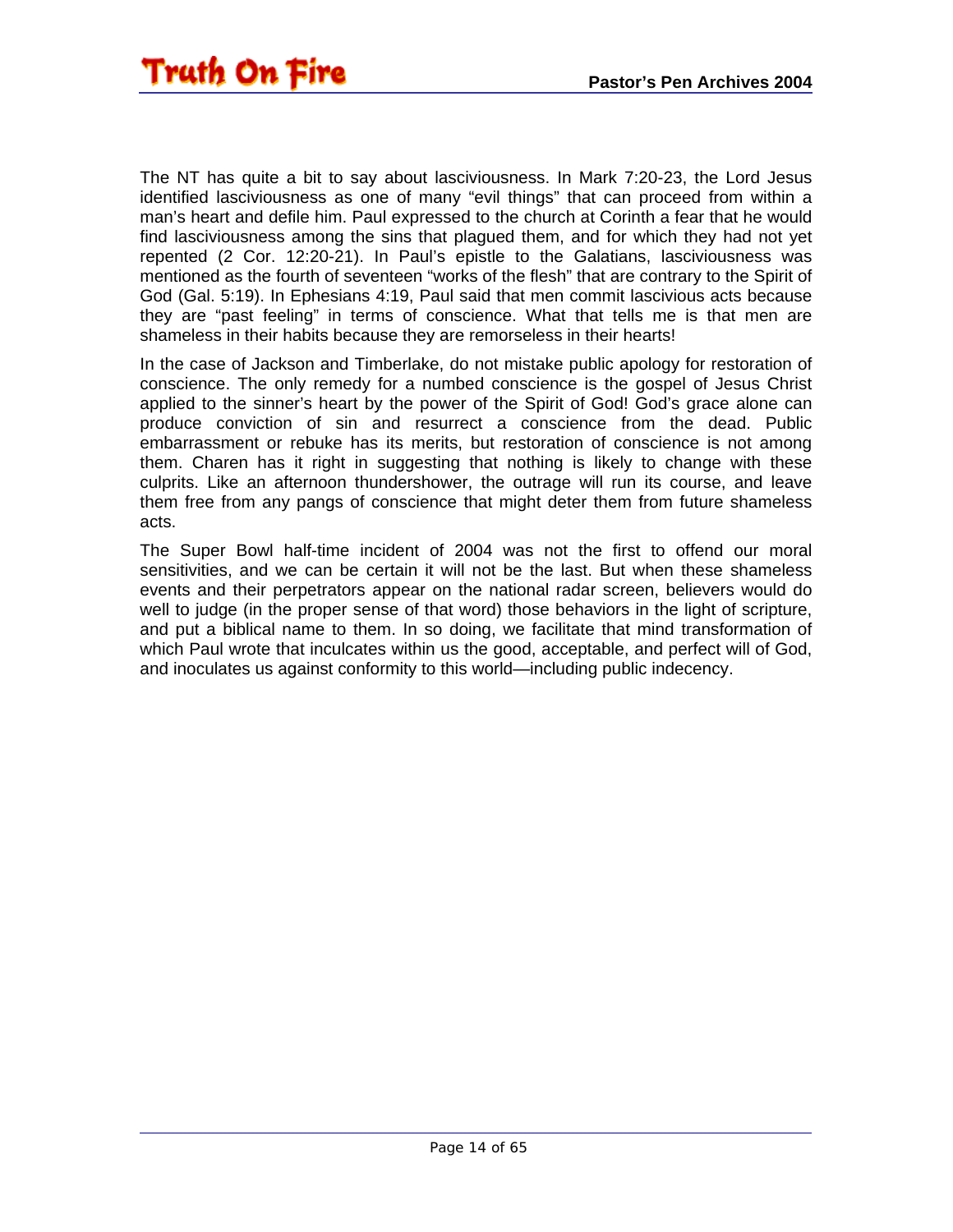The NT has quite a bit to say about lasciviousness. In Mark 7:20-23, the Lord Jesus identified lasciviousness as one of many “evil things” that can proceed from within a man’s heart and defile him. Paul expressed to the church at Corinth a fear that he would find lasciviousness among the sins that plagued them, and for which they had not yet repented (2 Cor. 12:20-21). In Paul’s epistle to the Galatians, lasciviousness was mentioned as the fourth of seventeen “works of the flesh” that are contrary to the Spirit of God (Gal. 5:19). In Ephesians 4:19, Paul said that men commit lascivious acts because they are “past feeling” in terms of conscience. What that tells me is that men are shameless in their habits because they are remorseless in their hearts!

In the case of Jackson and Timberlake, do not mistake public apology for restoration of conscience. The only remedy for a numbed conscience is the gospel of Jesus Christ applied to the sinner’s heart by the power of the Spirit of God! God’s grace alone can produce conviction of sin and resurrect a conscience from the dead. Public embarrassment or rebuke has its merits, but restoration of conscience is not among them. Charen has it right in suggesting that nothing is likely to change with these culprits. Like an afternoon thundershower, the outrage will run its course, and leave them free from any pangs of conscience that might deter them from future shameless acts.

The Super Bowl half-time incident of 2004 was not the first to offend our moral sensitivities, and we can be certain it will not be the last. But when these shameless events and their perpetrators appear on the national radar screen, believers would do well to judge (in the proper sense of that word) those behaviors in the light of scripture, and put a biblical name to them. In so doing, we facilitate that mind transformation of which Paul wrote that inculcates within us the good, acceptable, and perfect will of God, and inoculates us against conformity to this world—including public indecency.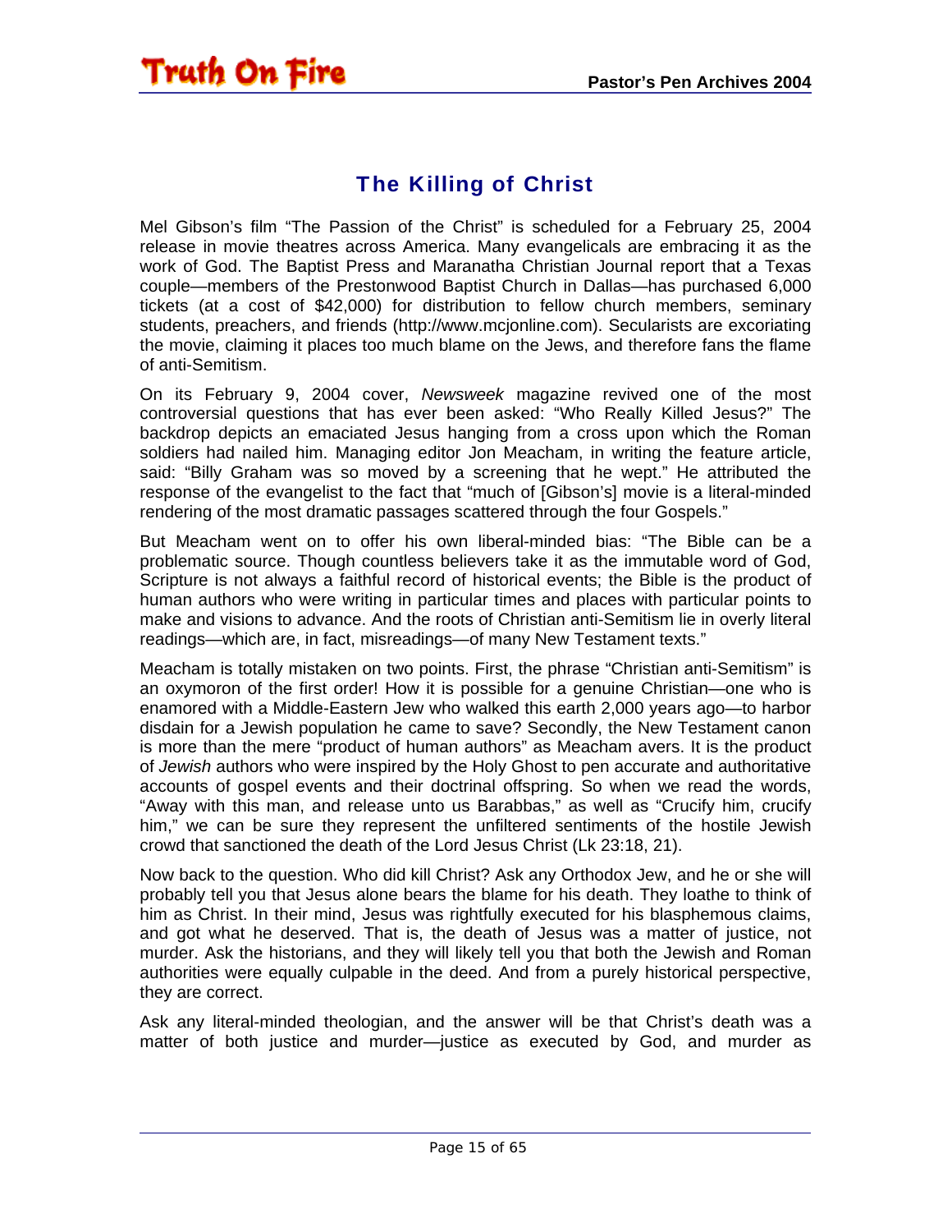## The Killing of Christ

Mel Gibson's film "The Passion of the Christ" is scheduled for a February 25, 2004 release in movie theatres across America. Many evangelicals are embracing it as the work of God. The Baptist Press and Maranatha Christian Journal report that a Texas couple—members of the Prestonwood Baptist Church in Dallas—has purchased 6,000 tickets (at a cost of $42,000) for distribution to fellow church members, seminary students, preachers, and friends (http://www.mcjonline.com). Secularists are excoriating the movie, claiming it places too much blame on the Jews, and therefore fans the flame of anti-Semitism.

On its February 9, 2004 cover, *Newsweek* magazine revived one of the most controversial questions that has ever been asked: "Who Really Killed Jesus?" The backdrop depicts an emaciated Jesus hanging from a cross upon which the Roman soldiers had nailed him. Managing editor Jon Meacham, in writing the feature article, said: "Billy Graham was so moved by a screening that he wept." He attributed the response of the evangelist to the fact that "much of [Gibson's] movie is a literal-minded rendering of the most dramatic passages scattered through the four Gospels."

But Meacham went on to offer his own liberal-minded bias: "The Bible can be a problematic source. Though countless believers take it as the immutable word of God, Scripture is not always a faithful record of historical events; the Bible is the product of human authors who were writing in particular times and places with particular points to make and visions to advance. And the roots of Christian anti-Semitism lie in overly literal readings—which are, in fact, misreadings—of many New Testament texts."

Meacham is totally mistaken on two points. First, the phrase "Christian anti-Semitism" is an oxymoron of the first order! How it is possible for a genuine Christian—one who is enamored with a Middle-Eastern Jew who walked this earth 2,000 years ago—to harbor disdain for a Jewish population he came to save? Secondly, the New Testament canon is more than the mere "product of human authors" as Meacham avers. It is the product of *Jewish* authors who were inspired by the Holy Ghost to pen accurate and authoritative accounts of gospel events and their doctrinal offspring. So when we read the words, "Away with this man, and release unto us Barabbas," as well as "Crucify him, crucify him," we can be sure they represent the unfiltered sentiments of the hostile Jewish crowd that sanctioned the death of the Lord Jesus Christ (Lk 23:18, 21).

Now back to the question. Who did kill Christ? Ask any Orthodox Jew, and he or she will probably tell you that Jesus alone bears the blame for his death. They loathe to think of him as Christ. In their mind, Jesus was rightfully executed for his blasphemous claims, and got what he deserved. That is, the death of Jesus was a matter of justice, not murder. Ask the historians, and they will likely tell you that both the Jewish and Roman authorities were equally culpable in the deed. And from a purely historical perspective, they are correct.

Ask any literal-minded theologian, and the answer will be that Christ's death was a matter of both justice and murder—justice as executed by God, and murder as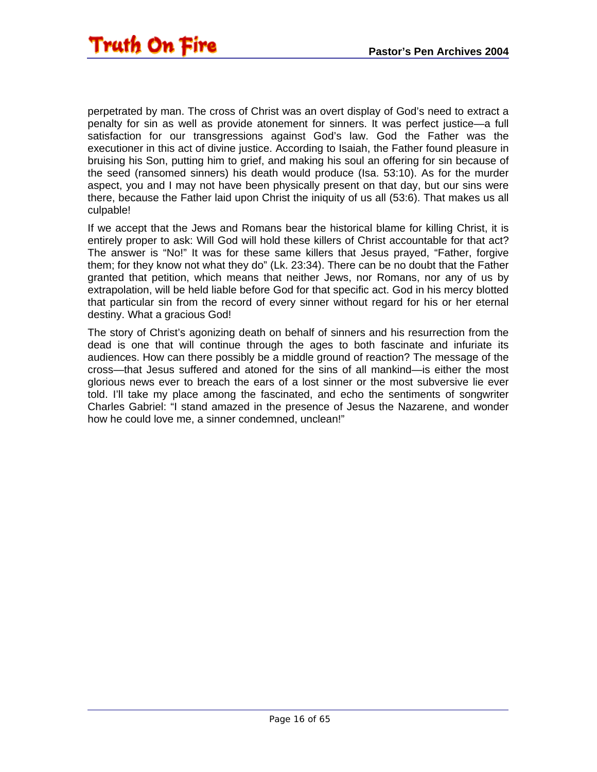perpetrated by man. The cross of Christ was an overt display of God's need to extract a penalty for sin as well as provide atonement for sinners. It was perfect justice—a full satisfaction for our transgressions against God's law. God the Father was the executioner in this act of divine justice. According to Isaiah, the Father found pleasure in bruising his Son, putting him to grief, and making his soul an offering for sin because of the seed (ransomed sinners) his death would produce (Isa. 53:10). As for the murder aspect, you and I may not have been physically present on that day, but our sins were there, because the Father laid upon Christ the iniquity of us all (53:6). That makes us all culpable!

If we accept that the Jews and Romans bear the historical blame for killing Christ, it is entirely proper to ask: Will God will hold these killers of Christ accountable for that act? The answer is "No!" It was for these same killers that Jesus prayed, "Father, forgive them; for they know not what they do" (Lk. 23:34). There can be no doubt that the Father granted that petition, which means that neither Jews, nor Romans, nor any of us by extrapolation, will be held liable before God for that specific act. God in his mercy blotted that particular sin from the record of every sinner without regard for his or her eternal destiny. What a gracious God!

The story of Christ's agonizing death on behalf of sinners and his resurrection from the dead is one that will continue through the ages to both fascinate and infuriate its audiences. How can there possibly be a middle ground of reaction? The message of the cross—that Jesus suffered and atoned for the sins of all mankind—is either the most glorious news ever to breach the ears of a lost sinner or the most subversive lie ever told. I'll take my place among the fascinated, and echo the sentiments of songwriter Charles Gabriel: "I stand amazed in the presence of Jesus the Nazarene, and wonder how he could love me, a sinner condemned, unclean!"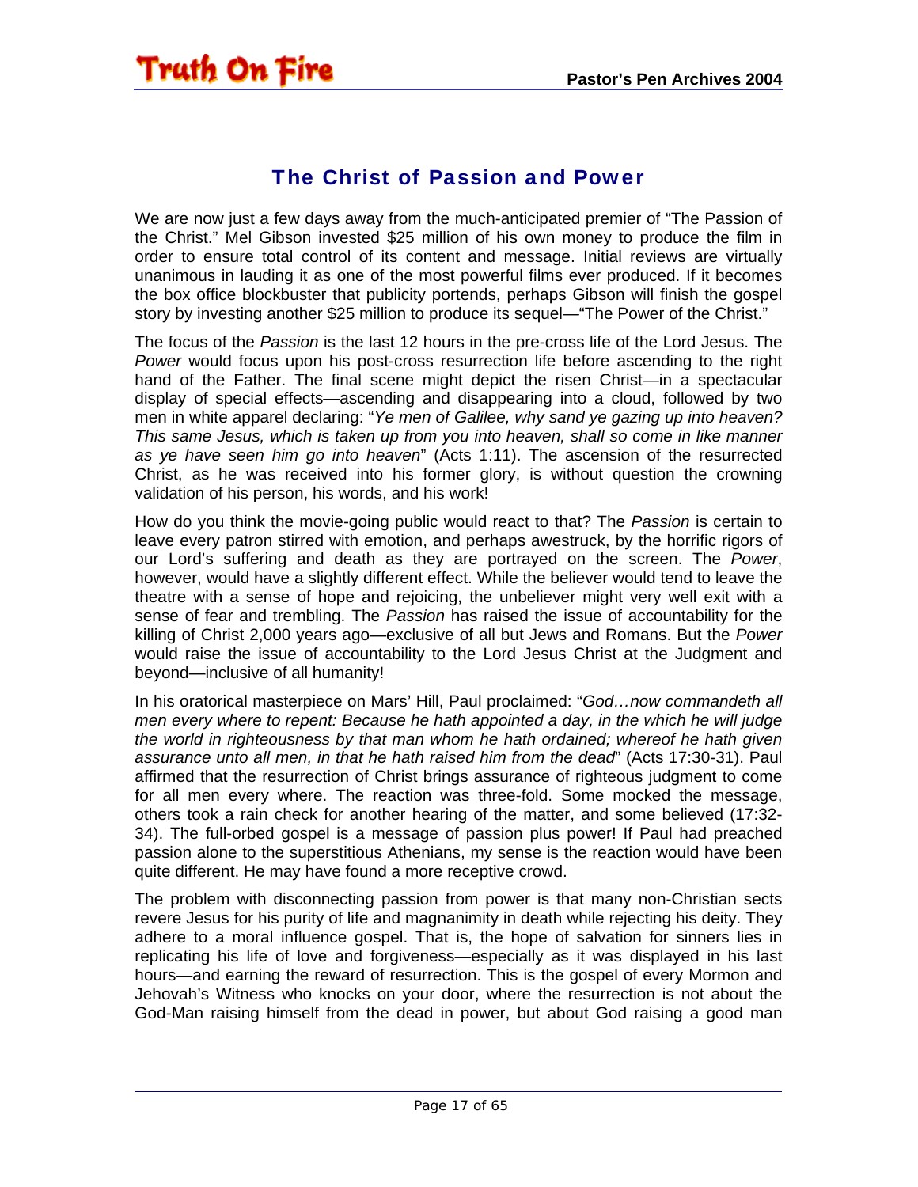## The Christ of Passion and Power

We are now just a few days away from the much-anticipated premier of “The Passion of the Christ.” Mel Gibson invested $25 million of his own money to produce the film in order to ensure total control of its content and message. Initial reviews are virtually unanimous in lauding it as one of the most powerful films ever produced. If it becomes the box office blockbuster that publicity portends, perhaps Gibson will finish the gospel story by investing another $25 million to produce its sequel—“The Power of the Christ.”

The focus of the *Passion* is the last 12 hours in the pre-cross life of the Lord Jesus. The *Power* would focus upon his post-cross resurrection life before ascending to the right hand of the Father. The final scene might depict the risen Christ—in a spectacular display of special effects—ascending and disappearing into a cloud, followed by two men in white apparel declaring: “*Ye men of Galilee, why sand ye gazing up into heaven? This same Jesus, which is taken up from you into heaven, shall so come in like manner as ye have seen him go into heaven*” (Acts 1:11). The ascension of the resurrected Christ, as he was received into his former glory, is without question the crowning validation of his person, his words, and his work!

How do you think the movie-going public would react to that? The *Passion* is certain to leave every patron stirred with emotion, and perhaps awestruck, by the horrific rigors of our Lord’s suffering and death as they are portrayed on the screen. The *Power*, however, would have a slightly different effect. While the believer would tend to leave the theatre with a sense of hope and rejoicing, the unbeliever might very well exit with a sense of fear and trembling. The *Passion* has raised the issue of accountability for the killing of Christ 2,000 years ago—exclusive of all but Jews and Romans. But the *Power* would raise the issue of accountability to the Lord Jesus Christ at the Judgment and beyond—inclusive of all humanity!

In his oratorical masterpiece on Mars’ Hill, Paul proclaimed: “*God…now commandeth all men every where to repent: Because he hath appointed a day, in the which he will judge the world in righteousness by that man whom he hath ordained; whereof he hath given assurance unto all men, in that he hath raised him from the dead*” (Acts 17:30-31). Paul affirmed that the resurrection of Christ brings assurance of righteous judgment to come for all men every where. The reaction was three-fold. Some mocked the message, others took a rain check for another hearing of the matter, and some believed (17:32-34). The full-orbed gospel is a message of passion plus power! If Paul had preached passion alone to the superstitious Athenians, my sense is the reaction would have been quite different. He may have found a more receptive crowd.

The problem with disconnecting passion from power is that many non-Christian sects revere Jesus for his purity of life and magnanimity in death while rejecting his deity. They adhere to a moral influence gospel. That is, the hope of salvation for sinners lies in replicating his life of love and forgiveness—especially as it was displayed in his last hours—and earning the reward of resurrection. This is the gospel of every Mormon and Jehovah’s Witness who knocks on your door, where the resurrection is not about the God-Man raising himself from the dead in power, but about God raising a good man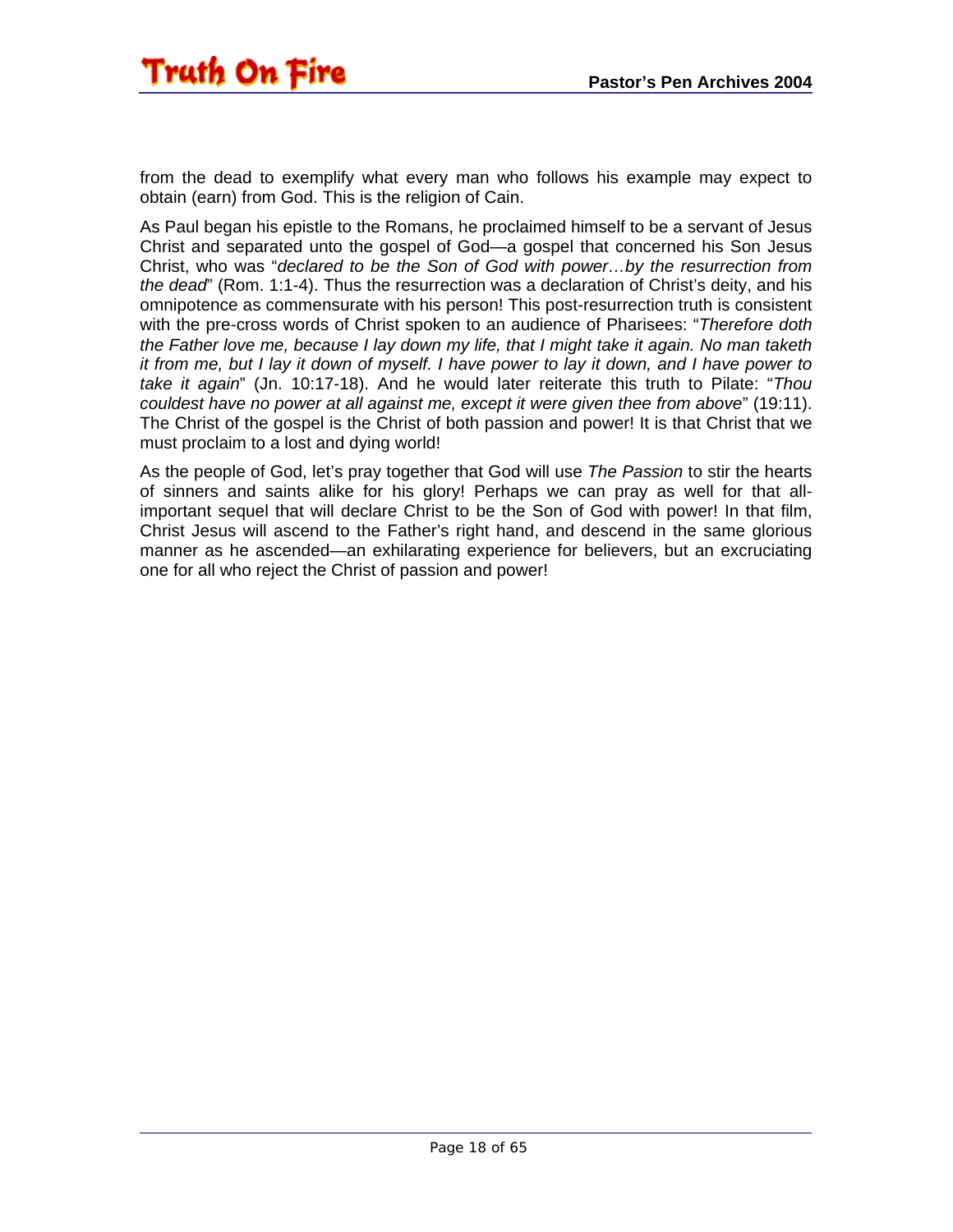from the dead to exemplify what every man who follows his example may expect to obtain (earn) from God. This is the religion of Cain.

As Paul began his epistle to the Romans, he proclaimed himself to be a servant of Jesus Christ and separated unto the gospel of God—a gospel that concerned his Son Jesus Christ, who was "*declared to be the Son of God with power…by the resurrection from the dead*" (Rom. 1:1-4). Thus the resurrection was a declaration of Christ's deity, and his omnipotence as commensurate with his person! This post-resurrection truth is consistent with the pre-cross words of Christ spoken to an audience of Pharisees: "*Therefore doth the Father love me, because I lay down my life, that I might take it again. No man taketh it from me, but I lay it down of myself. I have power to lay it down, and I have power to take it again*" (Jn. 10:17-18). And he would later reiterate this truth to Pilate: "*Thou couldest have no power at all against me, except it were given thee from above*" (19:11). The Christ of the gospel is the Christ of both passion and power! It is that Christ that we must proclaim to a lost and dying world!

As the people of God, let's pray together that God will use *The Passion* to stir the hearts of sinners and saints alike for his glory! Perhaps we can pray as well for that all-important sequel that will declare Christ to be the Son of God with power! In that film, Christ Jesus will ascend to the Father's right hand, and descend in the same glorious manner as he ascended—an exhilarating experience for believers, but an excruciating one for all who reject the Christ of passion and power!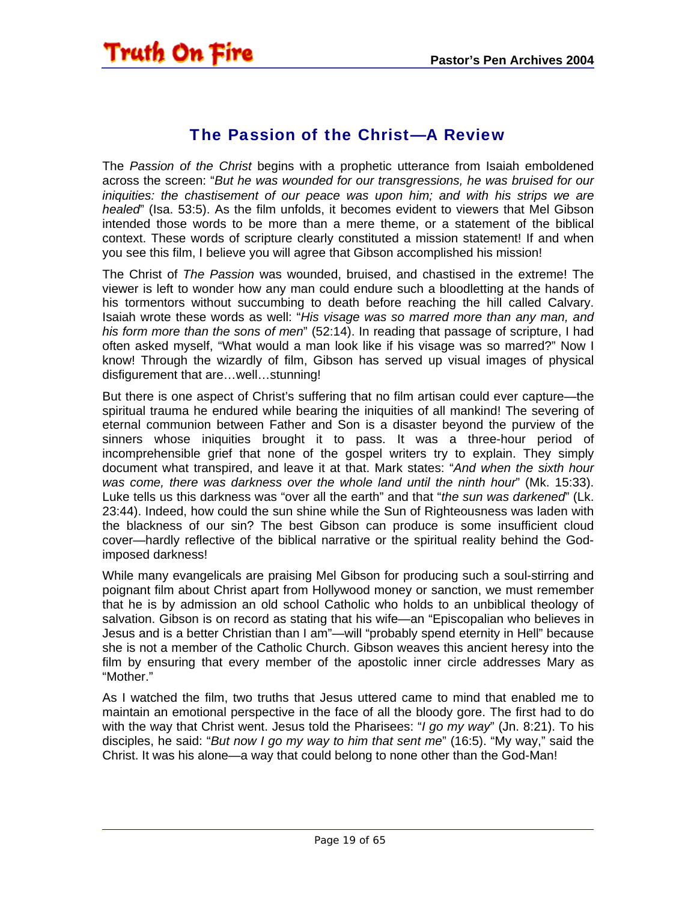## The Passion of the Christ—A Review

The *Passion of the Christ* begins with a prophetic utterance from Isaiah emboldened across the screen: "*But he was wounded for our transgressions, he was bruised for our iniquities: the chastisement of our peace was upon him; and with his strips we are healed*" (Isa. 53:5). As the film unfolds, it becomes evident to viewers that Mel Gibson intended those words to be more than a mere theme, or a statement of the biblical context. These words of scripture clearly constituted a mission statement! If and when you see this film, I believe you will agree that Gibson accomplished his mission!

The Christ of *The Passion* was wounded, bruised, and chastised in the extreme! The viewer is left to wonder how any man could endure such a bloodletting at the hands of his tormentors without succumbing to death before reaching the hill called Calvary. Isaiah wrote these words as well: "*His visage was so marred more than any man, and his form more than the sons of men*" (52:14). In reading that passage of scripture, I had often asked myself, "What would a man look like if his visage was so marred?" Now I know! Through the wizardly of film, Gibson has served up visual images of physical disfigurement that are…well…stunning!

But there is one aspect of Christ's suffering that no film artisan could ever capture—the spiritual trauma he endured while bearing the iniquities of all mankind! The severing of eternal communion between Father and Son is a disaster beyond the purview of the sinners whose iniquities brought it to pass. It was a three-hour period of incomprehensible grief that none of the gospel writers try to explain. They simply document what transpired, and leave it at that. Mark states: "*And when the sixth hour was come, there was darkness over the whole land until the ninth hour*" (Mk. 15:33). Luke tells us this darkness was "over all the earth" and that "*the sun was darkened*" (Lk. 23:44). Indeed, how could the sun shine while the Sun of Righteousness was laden with the blackness of our sin? The best Gibson can produce is some insufficient cloud cover—hardly reflective of the biblical narrative or the spiritual reality behind the God-imposed darkness!

While many evangelicals are praising Mel Gibson for producing such a soul-stirring and poignant film about Christ apart from Hollywood money or sanction, we must remember that he is by admission an old school Catholic who holds to an unbiblical theology of salvation. Gibson is on record as stating that his wife—an "Episcopalian who believes in Jesus and is a better Christian than I am"—will "probably spend eternity in Hell" because she is not a member of the Catholic Church. Gibson weaves this ancient heresy into the film by ensuring that every member of the apostolic inner circle addresses Mary as "Mother."

As I watched the film, two truths that Jesus uttered came to mind that enabled me to maintain an emotional perspective in the face of all the bloody gore. The first had to do with the way that Christ went. Jesus told the Pharisees: "*I go my way*" (Jn. 8:21). To his disciples, he said: "*But now I go my way to him that sent me*" (16:5). "My way," said the Christ. It was his alone—a way that could belong to none other than the God-Man!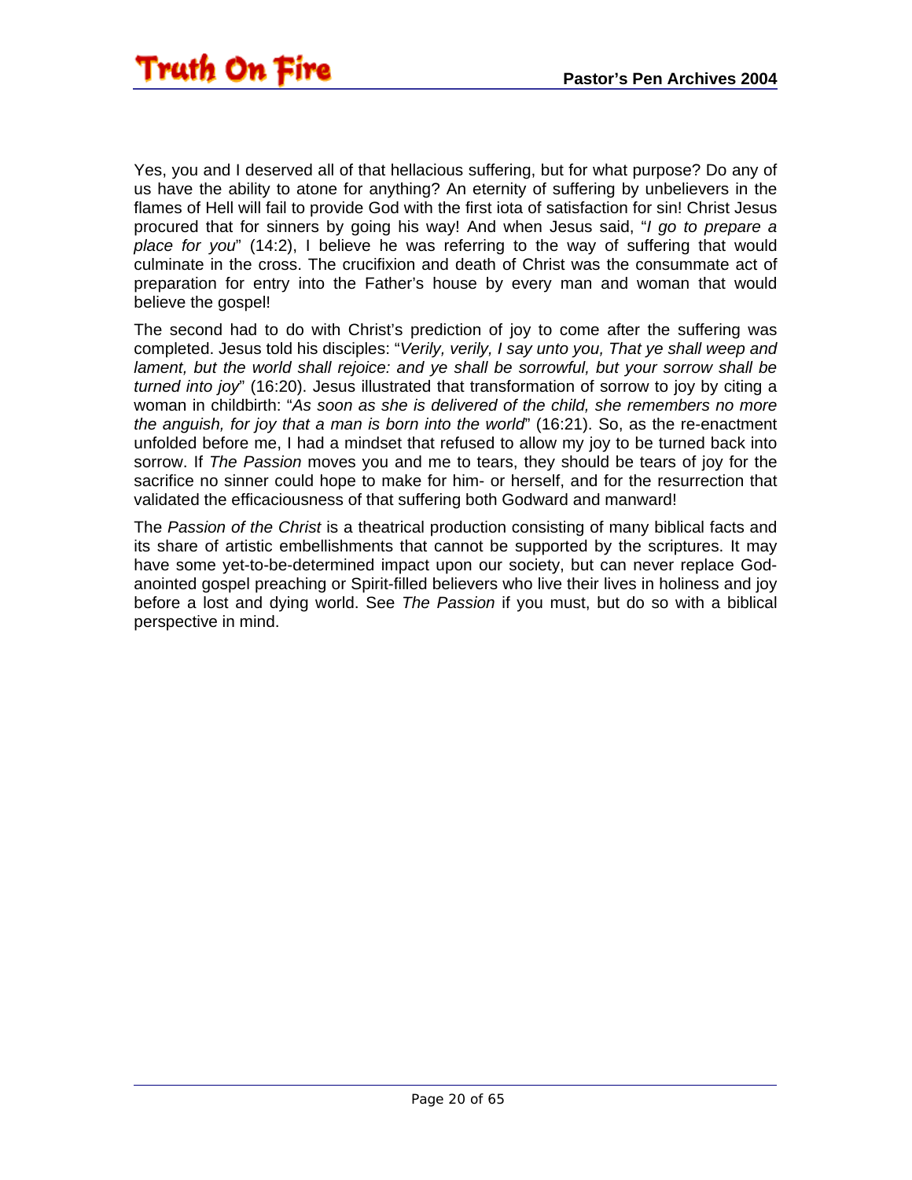Yes, you and I deserved all of that hellacious suffering, but for what purpose? Do any of us have the ability to atone for anything? An eternity of suffering by unbelievers in the flames of Hell will fail to provide God with the first iota of satisfaction for sin! Christ Jesus procured that for sinners by going his way! And when Jesus said, "*I go to prepare a place for you*" (14:2), I believe he was referring to the way of suffering that would culminate in the cross. The crucifixion and death of Christ was the consummate act of preparation for entry into the Father's house by every man and woman that would believe the gospel!

The second had to do with Christ's prediction of joy to come after the suffering was completed. Jesus told his disciples: "*Verily, verily, I say unto you, That ye shall weep and lament, but the world shall rejoice: and ye shall be sorrowful, but your sorrow shall be turned into joy*" (16:20). Jesus illustrated that transformation of sorrow to joy by citing a woman in childbirth: "*As soon as she is delivered of the child, she remembers no more the anguish, for joy that a man is born into the world*" (16:21). So, as the re-enactment unfolded before me, I had a mindset that refused to allow my joy to be turned back into sorrow. If *The Passion* moves you and me to tears, they should be tears of joy for the sacrifice no sinner could hope to make for him- or herself, and for the resurrection that validated the efficaciousness of that suffering both Godward and manward!

The *Passion of the Christ* is a theatrical production consisting of many biblical facts and its share of artistic embellishments that cannot be supported by the scriptures. It may have some yet-to-be-determined impact upon our society, but can never replace God-anointed gospel preaching or Spirit-filled believers who live their lives in holiness and joy before a lost and dying world. See *The Passion* if you must, but do so with a biblical perspective in mind.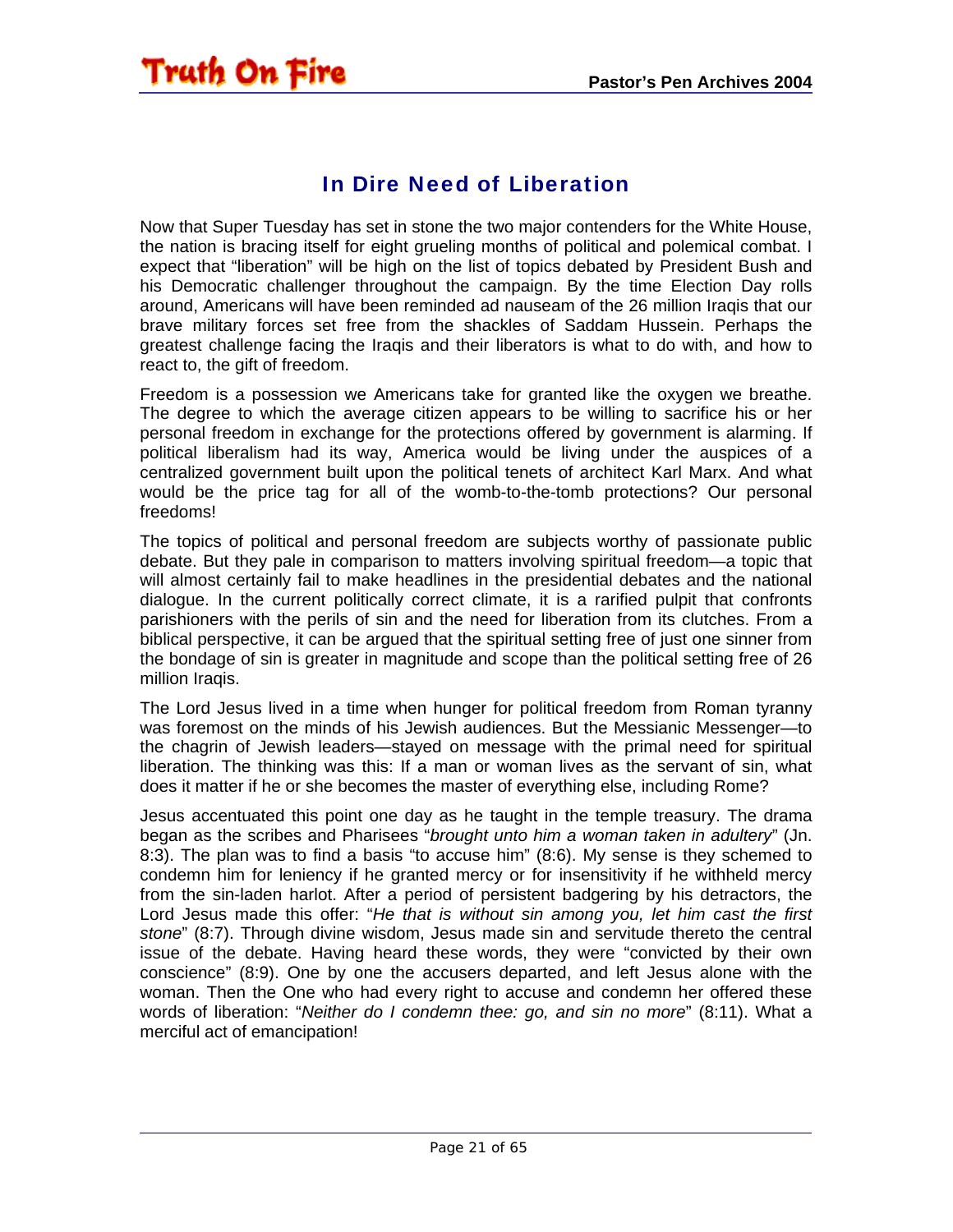## In Dire Need of Liberation

Now that Super Tuesday has set in stone the two major contenders for the White House, the nation is bracing itself for eight grueling months of political and polemical combat. I expect that "liberation" will be high on the list of topics debated by President Bush and his Democratic challenger throughout the campaign. By the time Election Day rolls around, Americans will have been reminded ad nauseam of the 26 million Iraqis that our brave military forces set free from the shackles of Saddam Hussein. Perhaps the greatest challenge facing the Iraqis and their liberators is what to do with, and how to react to, the gift of freedom.

Freedom is a possession we Americans take for granted like the oxygen we breathe. The degree to which the average citizen appears to be willing to sacrifice his or her personal freedom in exchange for the protections offered by government is alarming. If political liberalism had its way, America would be living under the auspices of a centralized government built upon the political tenets of architect Karl Marx. And what would be the price tag for all of the womb-to-the-tomb protections? Our personal freedoms!

The topics of political and personal freedom are subjects worthy of passionate public debate. But they pale in comparison to matters involving spiritual freedom—a topic that will almost certainly fail to make headlines in the presidential debates and the national dialogue. In the current politically correct climate, it is a rarified pulpit that confronts parishioners with the perils of sin and the need for liberation from its clutches. From a biblical perspective, it can be argued that the spiritual setting free of just one sinner from the bondage of sin is greater in magnitude and scope than the political setting free of 26 million Iraqis.

The Lord Jesus lived in a time when hunger for political freedom from Roman tyranny was foremost on the minds of his Jewish audiences. But the Messianic Messenger—to the chagrin of Jewish leaders—stayed on message with the primal need for spiritual liberation. The thinking was this: If a man or woman lives as the servant of sin, what does it matter if he or she becomes the master of everything else, including Rome?

Jesus accentuated this point one day as he taught in the temple treasury. The drama began as the scribes and Pharisees "*brought unto him a woman taken in adultery*" (Jn. 8:3). The plan was to find a basis "to accuse him" (8:6). My sense is they schemed to condemn him for leniency if he granted mercy or for insensitivity if he withheld mercy from the sin-laden harlot. After a period of persistent badgering by his detractors, the Lord Jesus made this offer: "*He that is without sin among you, let him cast the first stone*" (8:7). Through divine wisdom, Jesus made sin and servitude thereto the central issue of the debate. Having heard these words, they were "convicted by their own conscience" (8:9). One by one the accusers departed, and left Jesus alone with the woman. Then the One who had every right to accuse and condemn her offered these words of liberation: "*Neither do I condemn thee: go, and sin no more*" (8:11). What a merciful act of emancipation!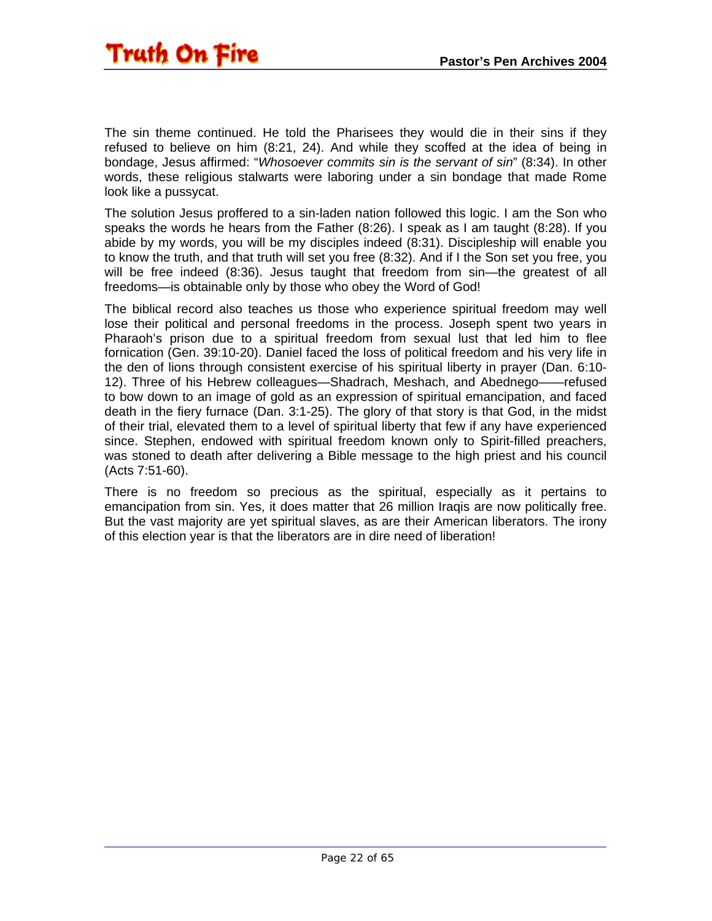The sin theme continued. He told the Pharisees they would die in their sins if they refused to believe on him (8:21, 24). And while they scoffed at the idea of being in bondage, Jesus affirmed: "*Whosoever commits sin is the servant of sin*" (8:34). In other words, these religious stalwarts were laboring under a sin bondage that made Rome look like a pussycat.

The solution Jesus proffered to a sin-laden nation followed this logic. I am the Son who speaks the words he hears from the Father (8:26). I speak as I am taught (8:28). If you abide by my words, you will be my disciples indeed (8:31). Discipleship will enable you to know the truth, and that truth will set you free (8:32). And if I the Son set you free, you will be free indeed (8:36). Jesus taught that freedom from sin—the greatest of all freedoms—is obtainable only by those who obey the Word of God!

The biblical record also teaches us those who experience spiritual freedom may well lose their political and personal freedoms in the process. Joseph spent two years in Pharaoh's prison due to a spiritual freedom from sexual lust that led him to flee fornication (Gen. 39:10-20). Daniel faced the loss of political freedom and his very life in the den of lions through consistent exercise of his spiritual liberty in prayer (Dan. 6:10-12). Three of his Hebrew colleagues—Shadrach, Meshach, and Abednego——refused to bow down to an image of gold as an expression of spiritual emancipation, and faced death in the fiery furnace (Dan. 3:1-25). The glory of that story is that God, in the midst of their trial, elevated them to a level of spiritual liberty that few if any have experienced since. Stephen, endowed with spiritual freedom known only to Spirit-filled preachers, was stoned to death after delivering a Bible message to the high priest and his council (Acts 7:51-60).

There is no freedom so precious as the spiritual, especially as it pertains to emancipation from sin. Yes, it does matter that 26 million Iraqis are now politically free. But the vast majority are yet spiritual slaves, as are their American liberators. The irony of this election year is that the liberators are in dire need of liberation!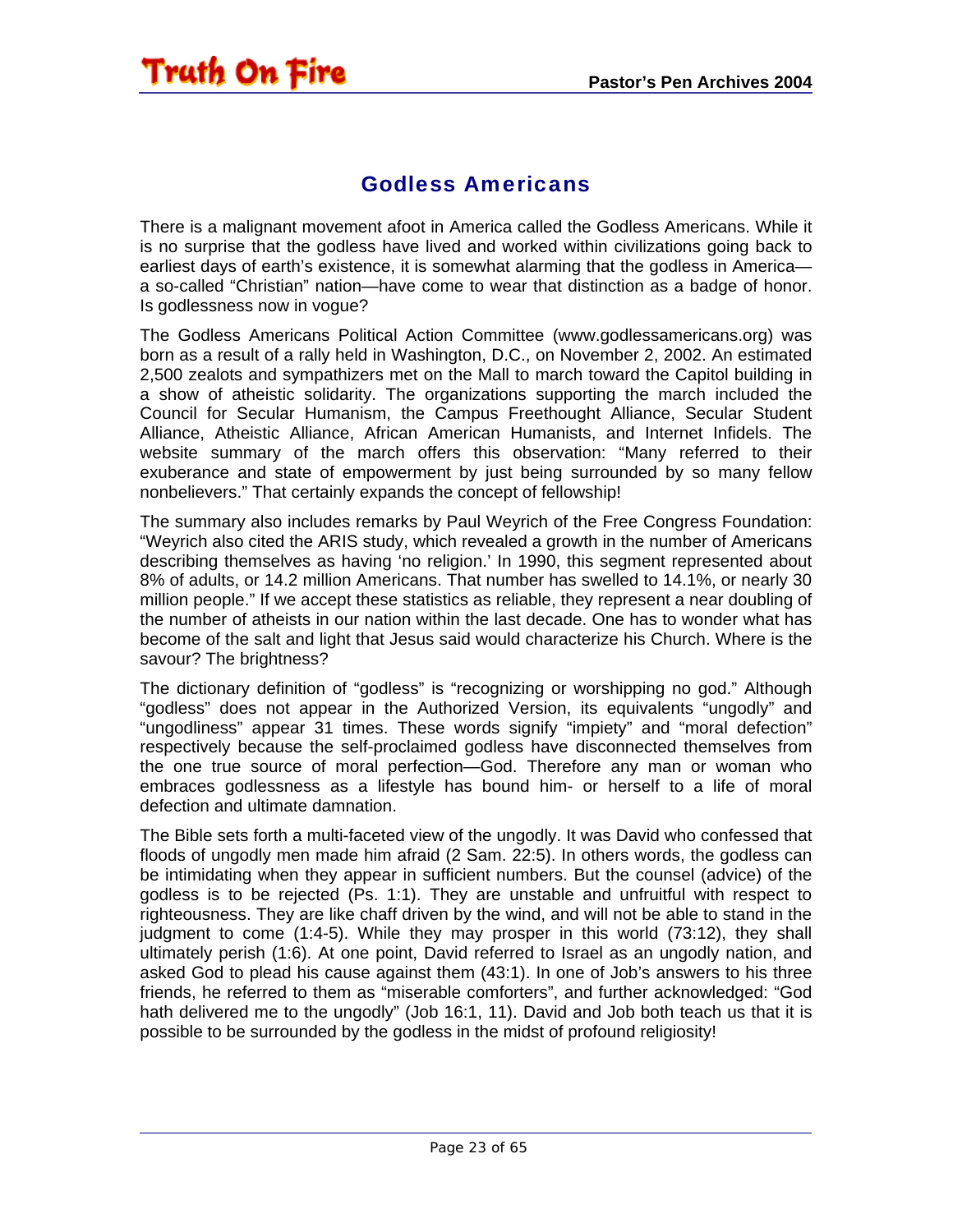## Godless Americans

There is a malignant movement afoot in America called the Godless Americans. While it is no surprise that the godless have lived and worked within civilizations going back to earliest days of earth's existence, it is somewhat alarming that the godless in America—a so-called "Christian" nation—have come to wear that distinction as a badge of honor. Is godlessness now in vogue?

The Godless Americans Political Action Committee (www.godlessamericans.org) was born as a result of a rally held in Washington, D.C., on November 2, 2002. An estimated 2,500 zealots and sympathizers met on the Mall to march toward the Capitol building in a show of atheistic solidarity. The organizations supporting the march included the Council for Secular Humanism, the Campus Freethought Alliance, Secular Student Alliance, Atheistic Alliance, African American Humanists, and Internet Infidels. The website summary of the march offers this observation: "Many referred to their exuberance and state of empowerment by just being surrounded by so many fellow nonbelievers." That certainly expands the concept of fellowship!

The summary also includes remarks by Paul Weyrich of the Free Congress Foundation: "Weyrich also cited the ARIS study, which revealed a growth in the number of Americans describing themselves as having 'no religion.' In 1990, this segment represented about 8% of adults, or 14.2 million Americans. That number has swelled to 14.1%, or nearly 30 million people." If we accept these statistics as reliable, they represent a near doubling of the number of atheists in our nation within the last decade. One has to wonder what has become of the salt and light that Jesus said would characterize his Church. Where is the savour? The brightness?

The dictionary definition of "godless" is "recognizing or worshipping no god." Although "godless" does not appear in the Authorized Version, its equivalents "ungodly" and "ungodliness" appear 31 times. These words signify "impiety" and "moral defection" respectively because the self-proclaimed godless have disconnected themselves from the one true source of moral perfection—God. Therefore any man or woman who embraces godlessness as a lifestyle has bound him- or herself to a life of moral defection and ultimate damnation.

The Bible sets forth a multi-faceted view of the ungodly. It was David who confessed that floods of ungodly men made him afraid (2 Sam. 22:5). In others words, the godless can be intimidating when they appear in sufficient numbers. But the counsel (advice) of the godless is to be rejected (Ps. 1:1). They are unstable and unfruitful with respect to righteousness. They are like chaff driven by the wind, and will not be able to stand in the judgment to come (1:4-5). While they may prosper in this world (73:12), they shall ultimately perish (1:6). At one point, David referred to Israel as an ungodly nation, and asked God to plead his cause against them (43:1). In one of Job's answers to his three friends, he referred to them as "miserable comforters", and further acknowledged: "God hath delivered me to the ungodly" (Job 16:1, 11). David and Job both teach us that it is possible to be surrounded by the godless in the midst of profound religiosity!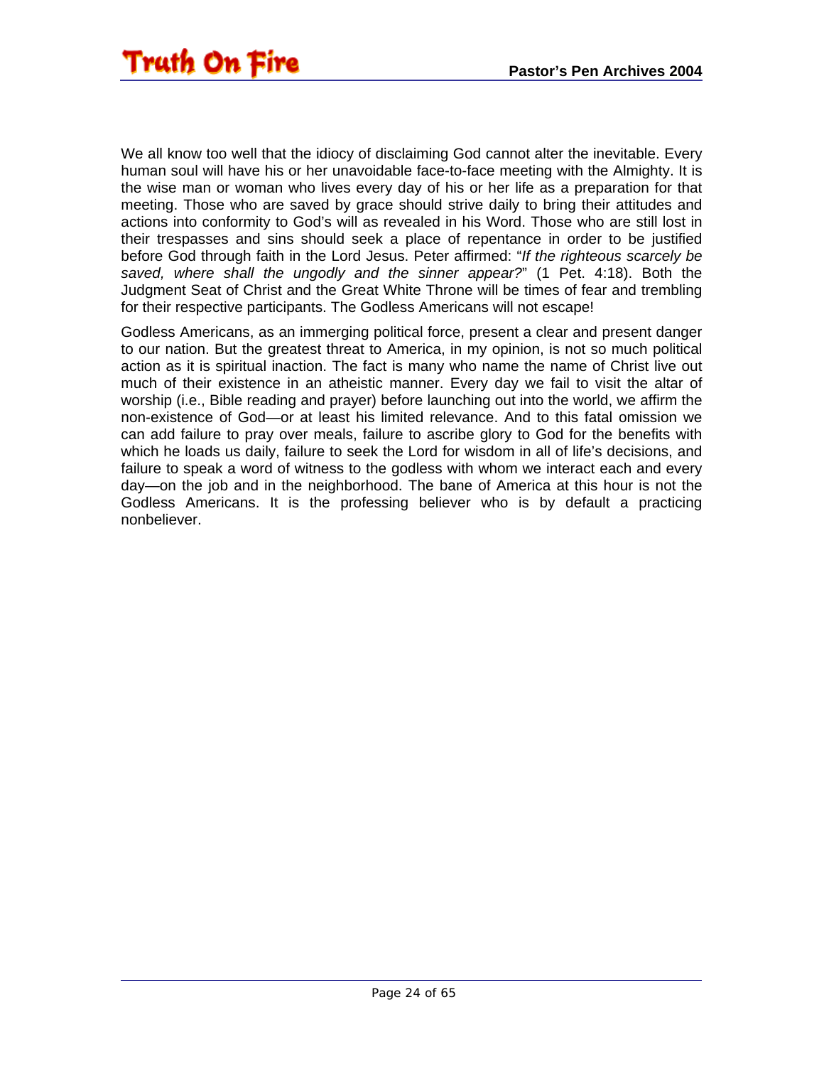We all know too well that the idiocy of disclaiming God cannot alter the inevitable. Every human soul will have his or her unavoidable face-to-face meeting with the Almighty. It is the wise man or woman who lives every day of his or her life as a preparation for that meeting. Those who are saved by grace should strive daily to bring their attitudes and actions into conformity to God's will as revealed in his Word. Those who are still lost in their trespasses and sins should seek a place of repentance in order to be justified before God through faith in the Lord Jesus. Peter affirmed: "*If the righteous scarcely be saved, where shall the ungodly and the sinner appear?*" (1 Pet. 4:18). Both the Judgment Seat of Christ and the Great White Throne will be times of fear and trembling for their respective participants. The Godless Americans will not escape!

Godless Americans, as an immerging political force, present a clear and present danger to our nation. But the greatest threat to America, in my opinion, is not so much political action as it is spiritual inaction. The fact is many who name the name of Christ live out much of their existence in an atheistic manner. Every day we fail to visit the altar of worship (i.e., Bible reading and prayer) before launching out into the world, we affirm the non-existence of God—or at least his limited relevance. And to this fatal omission we can add failure to pray over meals, failure to ascribe glory to God for the benefits with which he loads us daily, failure to seek the Lord for wisdom in all of life's decisions, and failure to speak a word of witness to the godless with whom we interact each and every day—on the job and in the neighborhood. The bane of America at this hour is not the Godless Americans. It is the professing believer who is by default a practicing nonbeliever.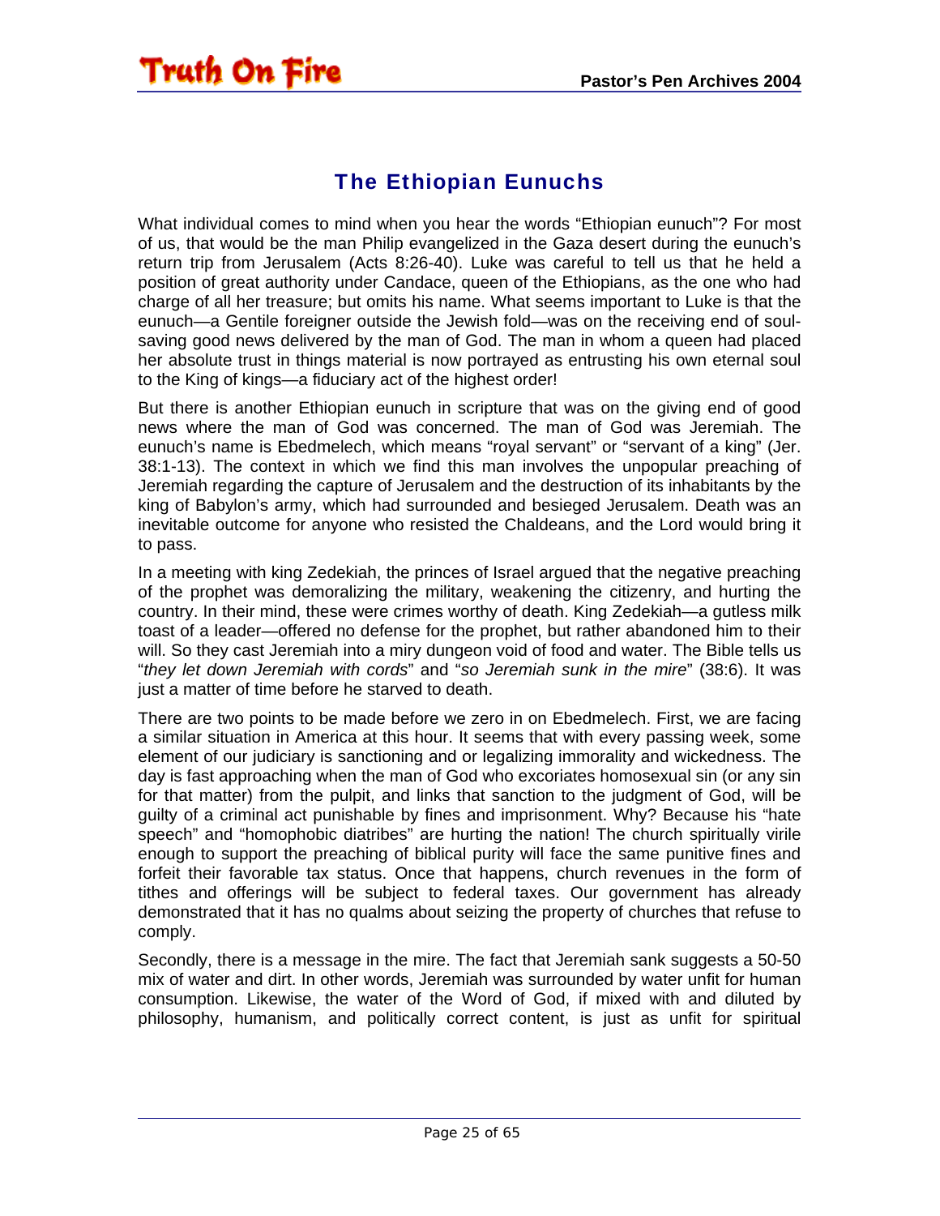## The Ethiopian Eunuchs

What individual comes to mind when you hear the words “Ethiopian eunuch”? For most of us, that would be the man Philip evangelized in the Gaza desert during the eunuch’s return trip from Jerusalem (Acts 8:26-40). Luke was careful to tell us that he held a position of great authority under Candace, queen of the Ethiopians, as the one who had charge of all her treasure; but omits his name. What seems important to Luke is that the eunuch—a Gentile foreigner outside the Jewish fold—was on the receiving end of soul-saving good news delivered by the man of God. The man in whom a queen had placed her absolute trust in things material is now portrayed as entrusting his own eternal soul to the King of kings—a fiduciary act of the highest order!

But there is another Ethiopian eunuch in scripture that was on the giving end of good news where the man of God was concerned. The man of God was Jeremiah. The eunuch’s name is Ebedmelech, which means “royal servant” or “servant of a king” (Jer. 38:1-13). The context in which we find this man involves the unpopular preaching of Jeremiah regarding the capture of Jerusalem and the destruction of its inhabitants by the king of Babylon’s army, which had surrounded and besieged Jerusalem. Death was an inevitable outcome for anyone who resisted the Chaldeans, and the Lord would bring it to pass.

In a meeting with king Zedekiah, the princes of Israel argued that the negative preaching of the prophet was demoralizing the military, weakening the citizenry, and hurting the country. In their mind, these were crimes worthy of death. King Zedekiah—a gutless milk toast of a leader—offered no defense for the prophet, but rather abandoned him to their will. So they cast Jeremiah into a miry dungeon void of food and water. The Bible tells us “*they let down Jeremiah with cords*” and “*so Jeremiah sunk in the mire*” (38:6). It was just a matter of time before he starved to death.

There are two points to be made before we zero in on Ebedmelech. First, we are facing a similar situation in America at this hour. It seems that with every passing week, some element of our judiciary is sanctioning and or legalizing immorality and wickedness. The day is fast approaching when the man of God who excoriates homosexual sin (or any sin for that matter) from the pulpit, and links that sanction to the judgment of God, will be guilty of a criminal act punishable by fines and imprisonment. Why? Because his “hate speech” and “homophobic diatribes” are hurting the nation! The church spiritually virile enough to support the preaching of biblical purity will face the same punitive fines and forfeit their favorable tax status. Once that happens, church revenues in the form of tithes and offerings will be subject to federal taxes. Our government has already demonstrated that it has no qualms about seizing the property of churches that refuse to comply.

Secondly, there is a message in the mire. The fact that Jeremiah sank suggests a 50-50 mix of water and dirt. In other words, Jeremiah was surrounded by water unfit for human consumption. Likewise, the water of the Word of God, if mixed with and diluted by philosophy, humanism, and politically correct content, is just as unfit for spiritual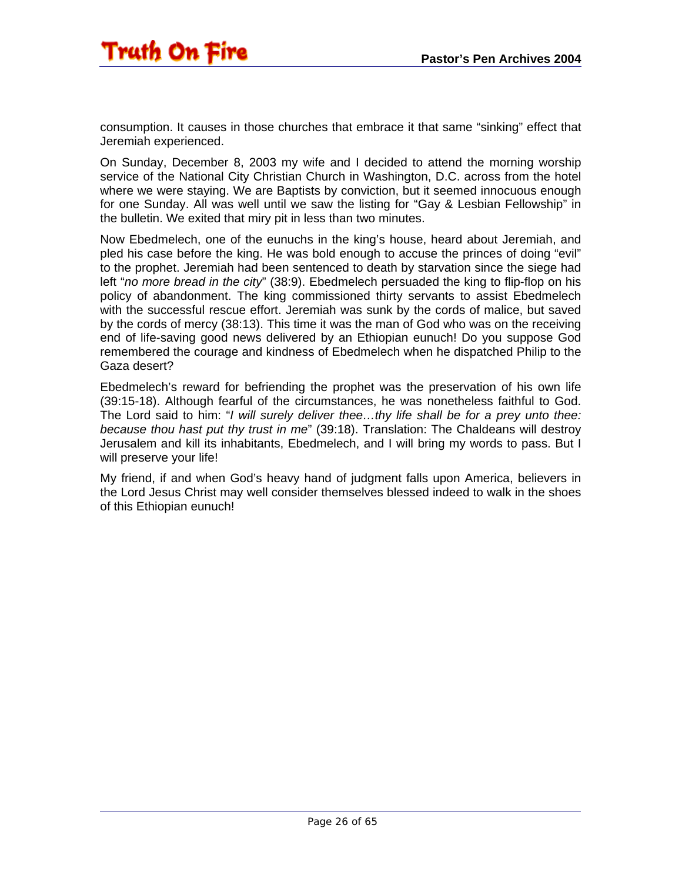consumption. It causes in those churches that embrace it that same “sinking” effect that Jeremiah experienced.

On Sunday, December 8, 2003 my wife and I decided to attend the morning worship service of the National City Christian Church in Washington, D.C. across from the hotel where we were staying. We are Baptists by conviction, but it seemed innocuous enough for one Sunday. All was well until we saw the listing for “Gay & Lesbian Fellowship” in the bulletin. We exited that miry pit in less than two minutes.

Now Ebedmelech, one of the eunuchs in the king’s house, heard about Jeremiah, and pled his case before the king. He was bold enough to accuse the princes of doing “evil” to the prophet. Jeremiah had been sentenced to death by starvation since the siege had left “*no more bread in the city*” (38:9). Ebedmelech persuaded the king to flip-flop on his policy of abandonment. The king commissioned thirty servants to assist Ebedmelech with the successful rescue effort. Jeremiah was sunk by the cords of malice, but saved by the cords of mercy (38:13). This time it was the man of God who was on the receiving end of life-saving good news delivered by an Ethiopian eunuch! Do you suppose God remembered the courage and kindness of Ebedmelech when he dispatched Philip to the Gaza desert?

Ebedmelech’s reward for befriending the prophet was the preservation of his own life (39:15-18). Although fearful of the circumstances, he was nonetheless faithful to God. The Lord said to him: “*I will surely deliver thee…thy life shall be for a prey unto thee: because thou hast put thy trust in me*” (39:18). Translation: The Chaldeans will destroy Jerusalem and kill its inhabitants, Ebedmelech, and I will bring my words to pass. But I will preserve your life!

My friend, if and when God’s heavy hand of judgment falls upon America, believers in the Lord Jesus Christ may well consider themselves blessed indeed to walk in the shoes of this Ethiopian eunuch!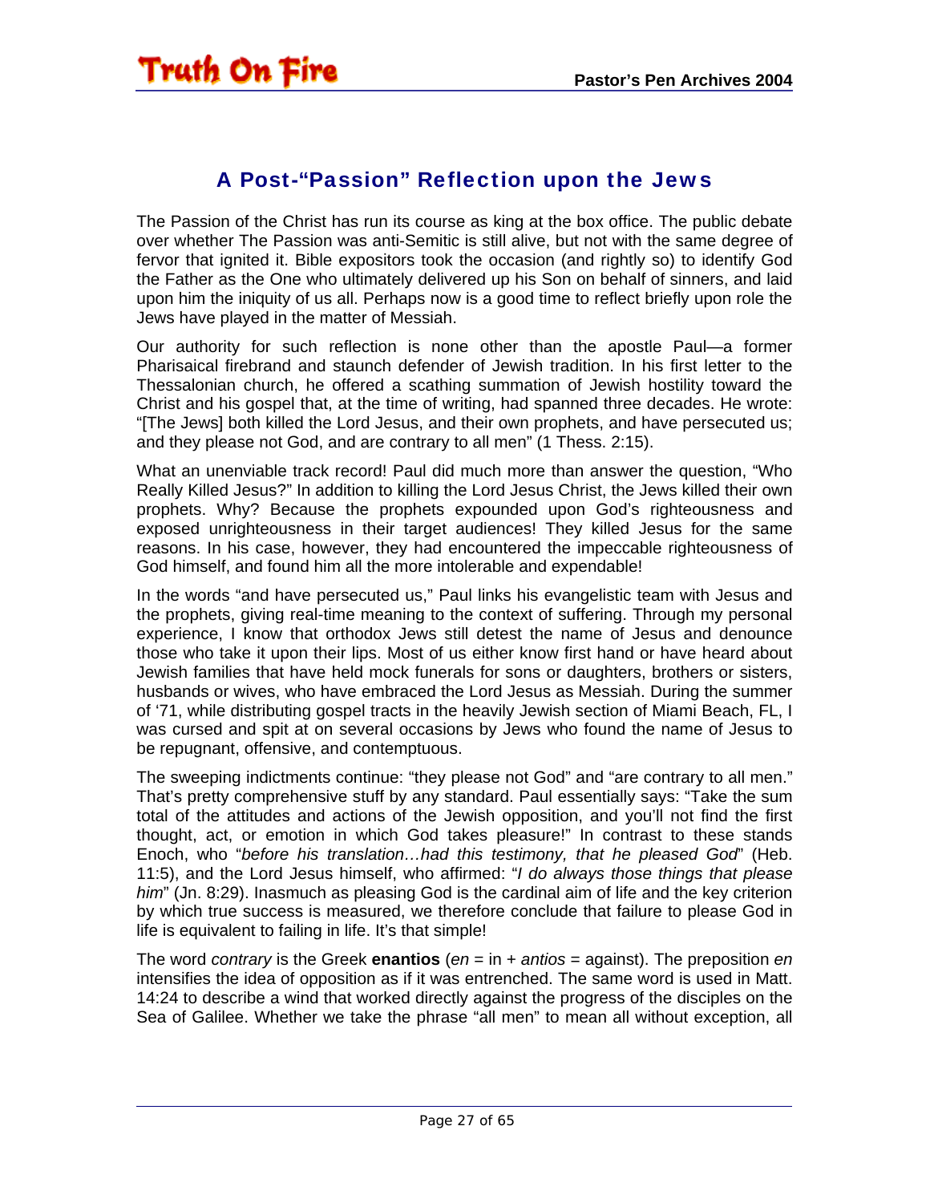## A Post-“Passion” Reflection upon the Jews

The Passion of the Christ has run its course as king at the box office. The public debate over whether The Passion was anti-Semitic is still alive, but not with the same degree of fervor that ignited it. Bible expositors took the occasion (and rightly so) to identify God the Father as the One who ultimately delivered up his Son on behalf of sinners, and laid upon him the iniquity of us all. Perhaps now is a good time to reflect briefly upon role the Jews have played in the matter of Messiah.

Our authority for such reflection is none other than the apostle Paul—a former Pharisaical firebrand and staunch defender of Jewish tradition. In his first letter to the Thessalonian church, he offered a scathing summation of Jewish hostility toward the Christ and his gospel that, at the time of writing, had spanned three decades. He wrote: “[The Jews] both killed the Lord Jesus, and their own prophets, and have persecuted us; and they please not God, and are contrary to all men” (1 Thess. 2:15).

What an unenviable track record! Paul did much more than answer the question, “Who Really Killed Jesus?” In addition to killing the Lord Jesus Christ, the Jews killed their own prophets. Why? Because the prophets expounded upon God’s righteousness and exposed unrighteousness in their target audiences! They killed Jesus for the same reasons. In his case, however, they had encountered the impeccable righteousness of God himself, and found him all the more intolerable and expendable!

In the words “and have persecuted us,” Paul links his evangelistic team with Jesus and the prophets, giving real-time meaning to the context of suffering. Through my personal experience, I know that orthodox Jews still detest the name of Jesus and denounce those who take it upon their lips. Most of us either know first hand or have heard about Jewish families that have held mock funerals for sons or daughters, brothers or sisters, husbands or wives, who have embraced the Lord Jesus as Messiah. During the summer of ‘71, while distributing gospel tracts in the heavily Jewish section of Miami Beach, FL, I was cursed and spit at on several occasions by Jews who found the name of Jesus to be repugnant, offensive, and contemptuous.

The sweeping indictments continue: “they please not God” and “are contrary to all men.” That’s pretty comprehensive stuff by any standard. Paul essentially says: “Take the sum total of the attitudes and actions of the Jewish opposition, and you’ll not find the first thought, act, or emotion in which God takes pleasure!” In contrast to these stands Enoch, who “*before his translation…had this testimony, that he pleased God*” (Heb. 11:5), and the Lord Jesus himself, who affirmed: “*I do always those things that please him*” (Jn. 8:29). Inasmuch as pleasing God is the cardinal aim of life and the key criterion by which true success is measured, we therefore conclude that failure to please God in life is equivalent to failing in life. It’s that simple!

The word *contrary* is the Greek **enantios** (*en* = in + *antios* = against). The preposition *en* intensifies the idea of opposition as if it was entrenched. The same word is used in Matt. 14:24 to describe a wind that worked directly against the progress of the disciples on the Sea of Galilee. Whether we take the phrase “all men” to mean all without exception, all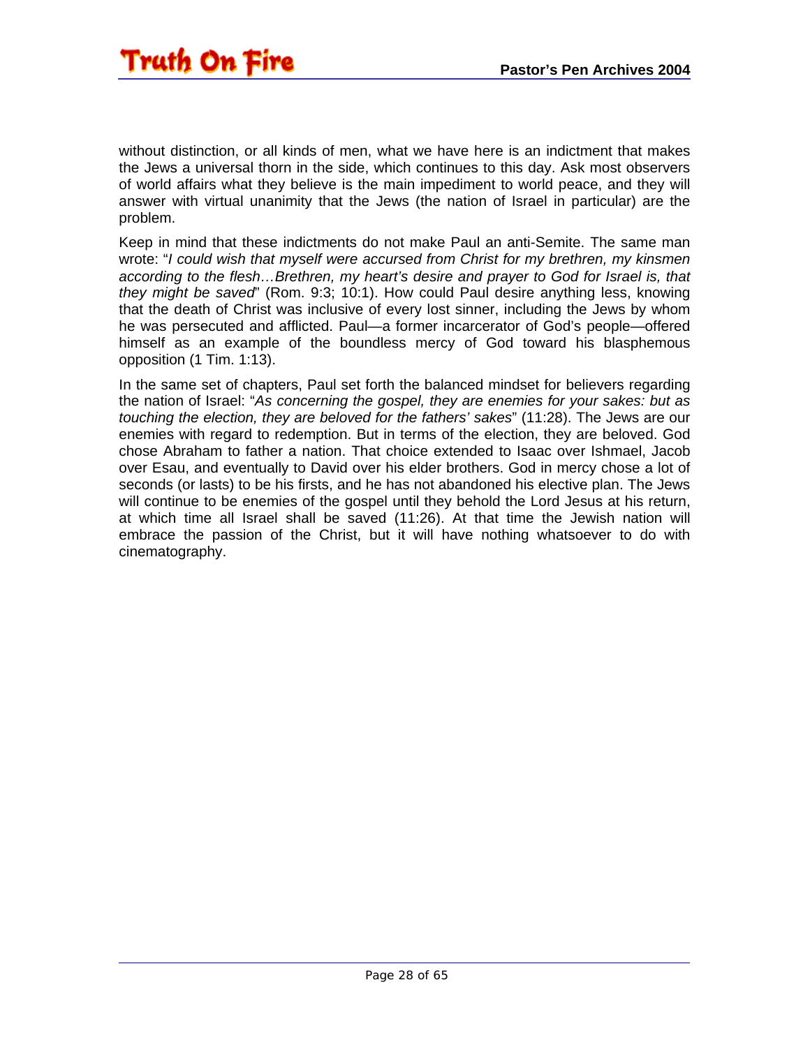without distinction, or all kinds of men, what we have here is an indictment that makes the Jews a universal thorn in the side, which continues to this day. Ask most observers of world affairs what they believe is the main impediment to world peace, and they will answer with virtual unanimity that the Jews (the nation of Israel in particular) are the problem.

Keep in mind that these indictments do not make Paul an anti-Semite. The same man wrote: "*I could wish that myself were accursed from Christ for my brethren, my kinsmen according to the flesh…Brethren, my heart's desire and prayer to God for Israel is, that they might be saved*" (Rom. 9:3; 10:1). How could Paul desire anything less, knowing that the death of Christ was inclusive of every lost sinner, including the Jews by whom he was persecuted and afflicted. Paul—a former incarcerator of God's people—offered himself as an example of the boundless mercy of God toward his blasphemous opposition (1 Tim. 1:13).

In the same set of chapters, Paul set forth the balanced mindset for believers regarding the nation of Israel: "*As concerning the gospel, they are enemies for your sakes: but as touching the election, they are beloved for the fathers' sakes*" (11:28). The Jews are our enemies with regard to redemption. But in terms of the election, they are beloved. God chose Abraham to father a nation. That choice extended to Isaac over Ishmael, Jacob over Esau, and eventually to David over his elder brothers. God in mercy chose a lot of seconds (or lasts) to be his firsts, and he has not abandoned his elective plan. The Jews will continue to be enemies of the gospel until they behold the Lord Jesus at his return, at which time all Israel shall be saved (11:26). At that time the Jewish nation will embrace the passion of the Christ, but it will have nothing whatsoever to do with cinematography.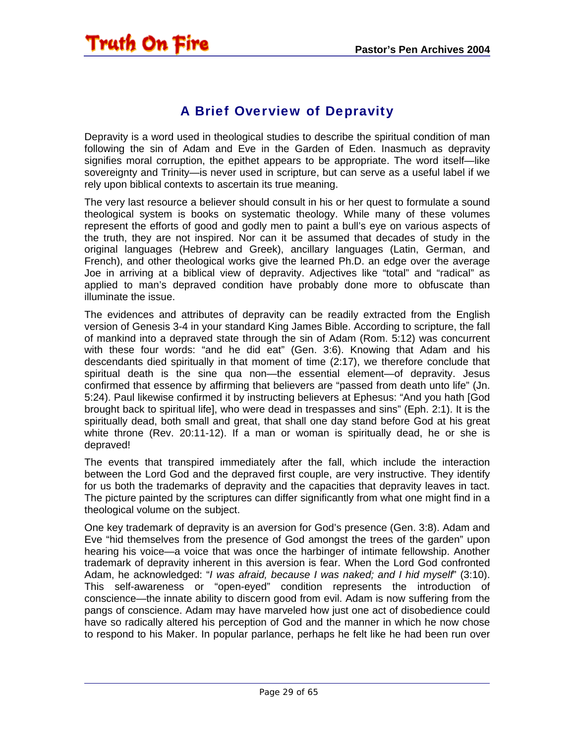## A Brief Overview of Depravity

Depravity is a word used in theological studies to describe the spiritual condition of man following the sin of Adam and Eve in the Garden of Eden. Inasmuch as depravity signifies moral corruption, the epithet appears to be appropriate. The word itself—like sovereignty and Trinity—is never used in scripture, but can serve as a useful label if we rely upon biblical contexts to ascertain its true meaning.

The very last resource a believer should consult in his or her quest to formulate a sound theological system is books on systematic theology. While many of these volumes represent the efforts of good and godly men to paint a bull's eye on various aspects of the truth, they are not inspired. Nor can it be assumed that decades of study in the original languages (Hebrew and Greek), ancillary languages (Latin, German, and French), and other theological works give the learned Ph.D. an edge over the average Joe in arriving at a biblical view of depravity. Adjectives like "total" and "radical" as applied to man's depraved condition have probably done more to obfuscate than illuminate the issue.

The evidences and attributes of depravity can be readily extracted from the English version of Genesis 3-4 in your standard King James Bible. According to scripture, the fall of mankind into a depraved state through the sin of Adam (Rom. 5:12) was concurrent with these four words: "and he did eat" (Gen. 3:6). Knowing that Adam and his descendants died spiritually in that moment of time (2:17), we therefore conclude that spiritual death is the sine qua non—the essential element—of depravity. Jesus confirmed that essence by affirming that believers are "passed from death unto life" (Jn. 5:24). Paul likewise confirmed it by instructing believers at Ephesus: "And you hath [God brought back to spiritual life], who were dead in trespasses and sins" (Eph. 2:1). It is the spiritually dead, both small and great, that shall one day stand before God at his great white throne (Rev. 20:11-12). If a man or woman is spiritually dead, he or she is depraved!

The events that transpired immediately after the fall, which include the interaction between the Lord God and the depraved first couple, are very instructive. They identify for us both the trademarks of depravity and the capacities that depravity leaves in tact. The picture painted by the scriptures can differ significantly from what one might find in a theological volume on the subject.

One key trademark of depravity is an aversion for God's presence (Gen. 3:8). Adam and Eve "hid themselves from the presence of God amongst the trees of the garden" upon hearing his voice—a voice that was once the harbinger of intimate fellowship. Another trademark of depravity inherent in this aversion is fear. When the Lord God confronted Adam, he acknowledged: "*I was afraid, because I was naked; and I hid myself*" (3:10). This self-awareness or "open-eyed" condition represents the introduction of conscience—the innate ability to discern good from evil. Adam is now suffering from the pangs of conscience. Adam may have marveled how just one act of disobedience could have so radically altered his perception of God and the manner in which he now chose to respond to his Maker. In popular parlance, perhaps he felt like he had been run over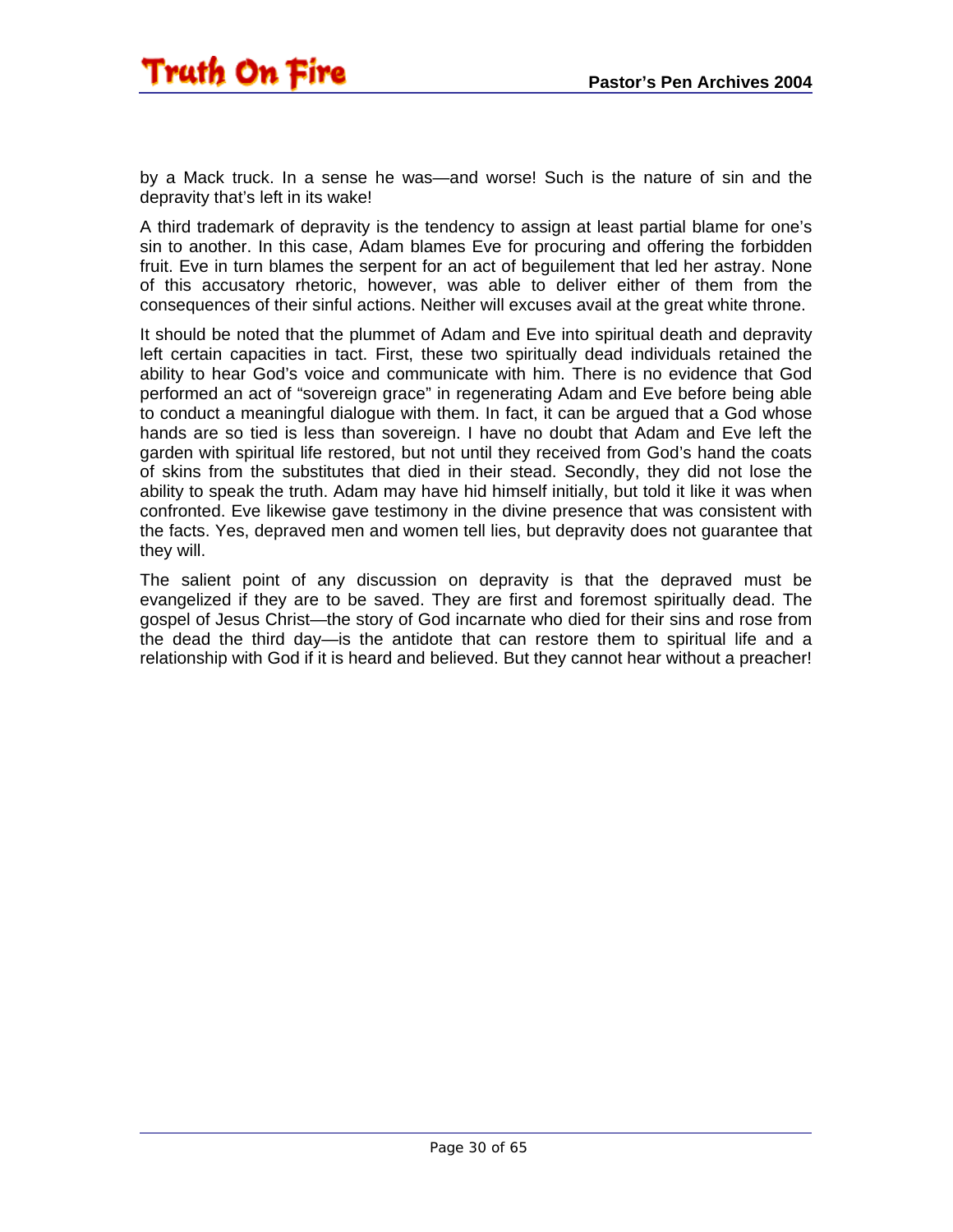by a Mack truck. In a sense he was—and worse! Such is the nature of sin and the depravity that's left in its wake!

A third trademark of depravity is the tendency to assign at least partial blame for one's sin to another. In this case, Adam blames Eve for procuring and offering the forbidden fruit. Eve in turn blames the serpent for an act of beguilement that led her astray. None of this accusatory rhetoric, however, was able to deliver either of them from the consequences of their sinful actions. Neither will excuses avail at the great white throne.

It should be noted that the plummet of Adam and Eve into spiritual death and depravity left certain capacities in tact. First, these two spiritually dead individuals retained the ability to hear God's voice and communicate with him. There is no evidence that God performed an act of "sovereign grace" in regenerating Adam and Eve before being able to conduct a meaningful dialogue with them. In fact, it can be argued that a God whose hands are so tied is less than sovereign. I have no doubt that Adam and Eve left the garden with spiritual life restored, but not until they received from God's hand the coats of skins from the substitutes that died in their stead. Secondly, they did not lose the ability to speak the truth. Adam may have hid himself initially, but told it like it was when confronted. Eve likewise gave testimony in the divine presence that was consistent with the facts. Yes, depraved men and women tell lies, but depravity does not guarantee that they will.

The salient point of any discussion on depravity is that the depraved must be evangelized if they are to be saved. They are first and foremost spiritually dead. The gospel of Jesus Christ—the story of God incarnate who died for their sins and rose from the dead the third day—is the antidote that can restore them to spiritual life and a relationship with God if it is heard and believed. But they cannot hear without a preacher!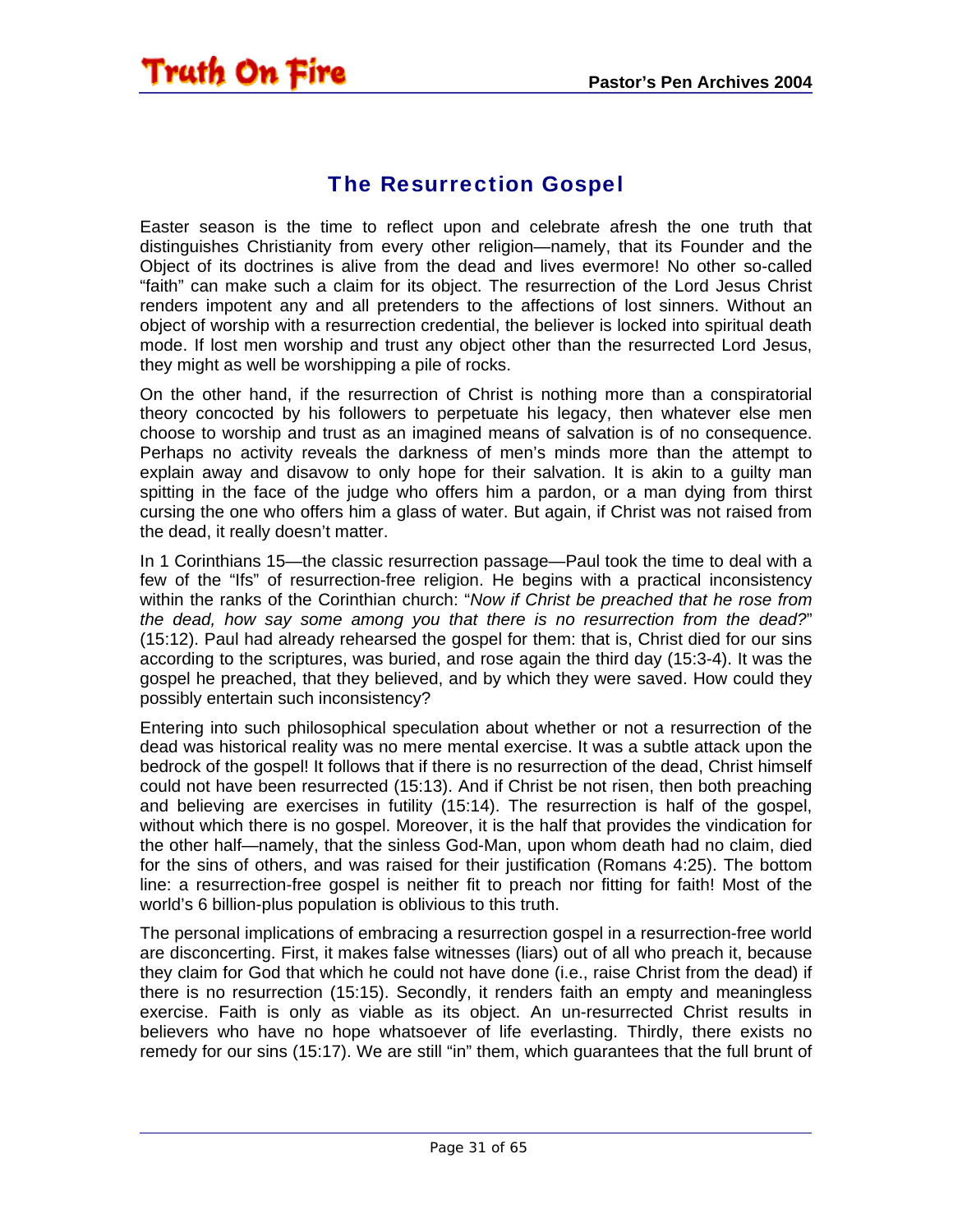## The Resurrection Gospel

Easter season is the time to reflect upon and celebrate afresh the one truth that distinguishes Christianity from every other religion—namely, that its Founder and the Object of its doctrines is alive from the dead and lives evermore! No other so-called "faith" can make such a claim for its object. The resurrection of the Lord Jesus Christ renders impotent any and all pretenders to the affections of lost sinners. Without an object of worship with a resurrection credential, the believer is locked into spiritual death mode. If lost men worship and trust any object other than the resurrected Lord Jesus, they might as well be worshipping a pile of rocks.

On the other hand, if the resurrection of Christ is nothing more than a conspiratorial theory concocted by his followers to perpetuate his legacy, then whatever else men choose to worship and trust as an imagined means of salvation is of no consequence. Perhaps no activity reveals the darkness of men's minds more than the attempt to explain away and disavow to only hope for their salvation. It is akin to a guilty man spitting in the face of the judge who offers him a pardon, or a man dying from thirst cursing the one who offers him a glass of water. But again, if Christ was not raised from the dead, it really doesn't matter.

In 1 Corinthians 15—the classic resurrection passage—Paul took the time to deal with a few of the "Ifs" of resurrection-free religion. He begins with a practical inconsistency within the ranks of the Corinthian church: "*Now if Christ be preached that he rose from the dead, how say some among you that there is no resurrection from the dead?*" (15:12). Paul had already rehearsed the gospel for them: that is, Christ died for our sins according to the scriptures, was buried, and rose again the third day (15:3-4). It was the gospel he preached, that they believed, and by which they were saved. How could they possibly entertain such inconsistency?

Entering into such philosophical speculation about whether or not a resurrection of the dead was historical reality was no mere mental exercise. It was a subtle attack upon the bedrock of the gospel! It follows that if there is no resurrection of the dead, Christ himself could not have been resurrected (15:13). And if Christ be not risen, then both preaching and believing are exercises in futility (15:14). The resurrection is half of the gospel, without which there is no gospel. Moreover, it is the half that provides the vindication for the other half—namely, that the sinless God-Man, upon whom death had no claim, died for the sins of others, and was raised for their justification (Romans 4:25). The bottom line: a resurrection-free gospel is neither fit to preach nor fitting for faith! Most of the world's 6 billion-plus population is oblivious to this truth.

The personal implications of embracing a resurrection gospel in a resurrection-free world are disconcerting. First, it makes false witnesses (liars) out of all who preach it, because they claim for God that which he could not have done (i.e., raise Christ from the dead) if there is no resurrection (15:15). Secondly, it renders faith an empty and meaningless exercise. Faith is only as viable as its object. An un-resurrected Christ results in believers who have no hope whatsoever of life everlasting. Thirdly, there exists no remedy for our sins (15:17). We are still "in" them, which guarantees that the full brunt of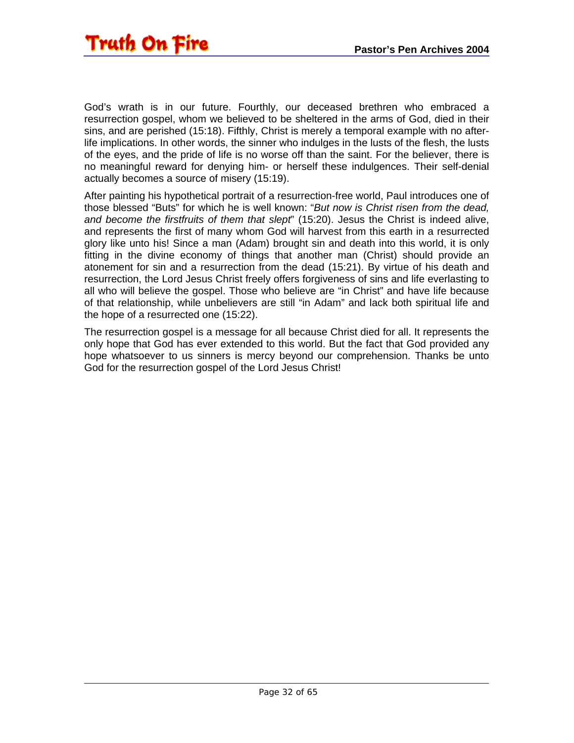God's wrath is in our future. Fourthly, our deceased brethren who embraced a resurrection gospel, whom we believed to be sheltered in the arms of God, died in their sins, and are perished (15:18). Fifthly, Christ is merely a temporal example with no after-life implications. In other words, the sinner who indulges in the lusts of the flesh, the lusts of the eyes, and the pride of life is no worse off than the saint. For the believer, there is no meaningful reward for denying him- or herself these indulgences. Their self-denial actually becomes a source of misery (15:19).

After painting his hypothetical portrait of a resurrection-free world, Paul introduces one of those blessed "Buts" for which he is well known: "*But now is Christ risen from the dead, and become the firstfruits of them that slept*" (15:20). Jesus the Christ is indeed alive, and represents the first of many whom God will harvest from this earth in a resurrected glory like unto his! Since a man (Adam) brought sin and death into this world, it is only fitting in the divine economy of things that another man (Christ) should provide an atonement for sin and a resurrection from the dead (15:21). By virtue of his death and resurrection, the Lord Jesus Christ freely offers forgiveness of sins and life everlasting to all who will believe the gospel. Those who believe are "in Christ" and have life because of that relationship, while unbelievers are still "in Adam" and lack both spiritual life and the hope of a resurrected one (15:22).

The resurrection gospel is a message for all because Christ died for all. It represents the only hope that God has ever extended to this world. But the fact that God provided any hope whatsoever to us sinners is mercy beyond our comprehension. Thanks be unto God for the resurrection gospel of the Lord Jesus Christ!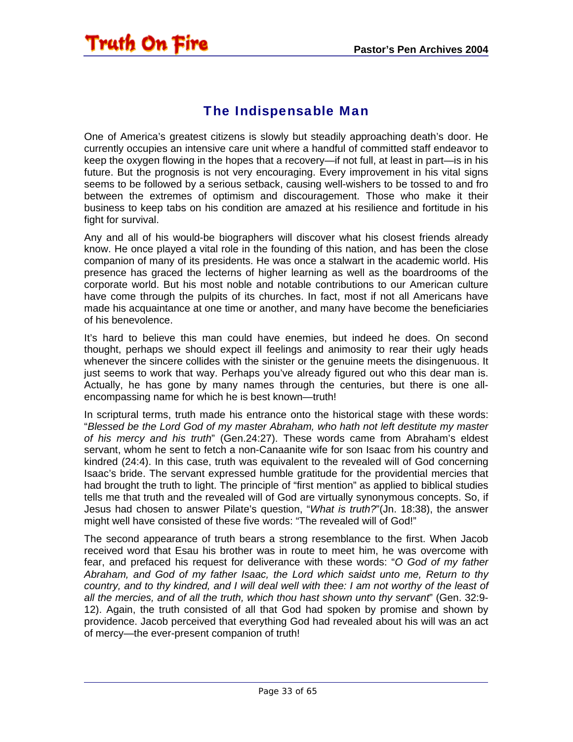## The Indispensable Man

One of America's greatest citizens is slowly but steadily approaching death's door. He currently occupies an intensive care unit where a handful of committed staff endeavor to keep the oxygen flowing in the hopes that a recovery—if not full, at least in part—is in his future. But the prognosis is not very encouraging. Every improvement in his vital signs seems to be followed by a serious setback, causing well-wishers to be tossed to and fro between the extremes of optimism and discouragement. Those who make it their business to keep tabs on his condition are amazed at his resilience and fortitude in his fight for survival.

Any and all of his would-be biographers will discover what his closest friends already know. He once played a vital role in the founding of this nation, and has been the close companion of many of its presidents. He was once a stalwart in the academic world. His presence has graced the lecterns of higher learning as well as the boardrooms of the corporate world. But his most noble and notable contributions to our American culture have come through the pulpits of its churches. In fact, most if not all Americans have made his acquaintance at one time or another, and many have become the beneficiaries of his benevolence.

It's hard to believe this man could have enemies, but indeed he does. On second thought, perhaps we should expect ill feelings and animosity to rear their ugly heads whenever the sincere collides with the sinister or the genuine meets the disingenuous. It just seems to work that way. Perhaps you've already figured out who this dear man is. Actually, he has gone by many names through the centuries, but there is one all-encompassing name for which he is best known—truth!

In scriptural terms, truth made his entrance onto the historical stage with these words: "*Blessed be the Lord God of my master Abraham, who hath not left destitute my master of his mercy and his truth*" (Gen.24:27). These words came from Abraham's eldest servant, whom he sent to fetch a non-Canaanite wife for son Isaac from his country and kindred (24:4). In this case, truth was equivalent to the revealed will of God concerning Isaac's bride. The servant expressed humble gratitude for the providential mercies that had brought the truth to light. The principle of "first mention" as applied to biblical studies tells me that truth and the revealed will of God are virtually synonymous concepts. So, if Jesus had chosen to answer Pilate's question, "*What is truth?*"(Jn. 18:38), the answer might well have consisted of these five words: "The revealed will of God!"

The second appearance of truth bears a strong resemblance to the first. When Jacob received word that Esau his brother was in route to meet him, he was overcome with fear, and prefaced his request for deliverance with these words: "*O God of my father Abraham, and God of my father Isaac, the Lord which saidst unto me, Return to thy country, and to thy kindred, and I will deal well with thee: I am not worthy of the least of all the mercies, and of all the truth, which thou hast shown unto thy servant*" (Gen. 32:9-12). Again, the truth consisted of all that God had spoken by promise and shown by providence. Jacob perceived that everything God had revealed about his will was an act of mercy—the ever-present companion of truth!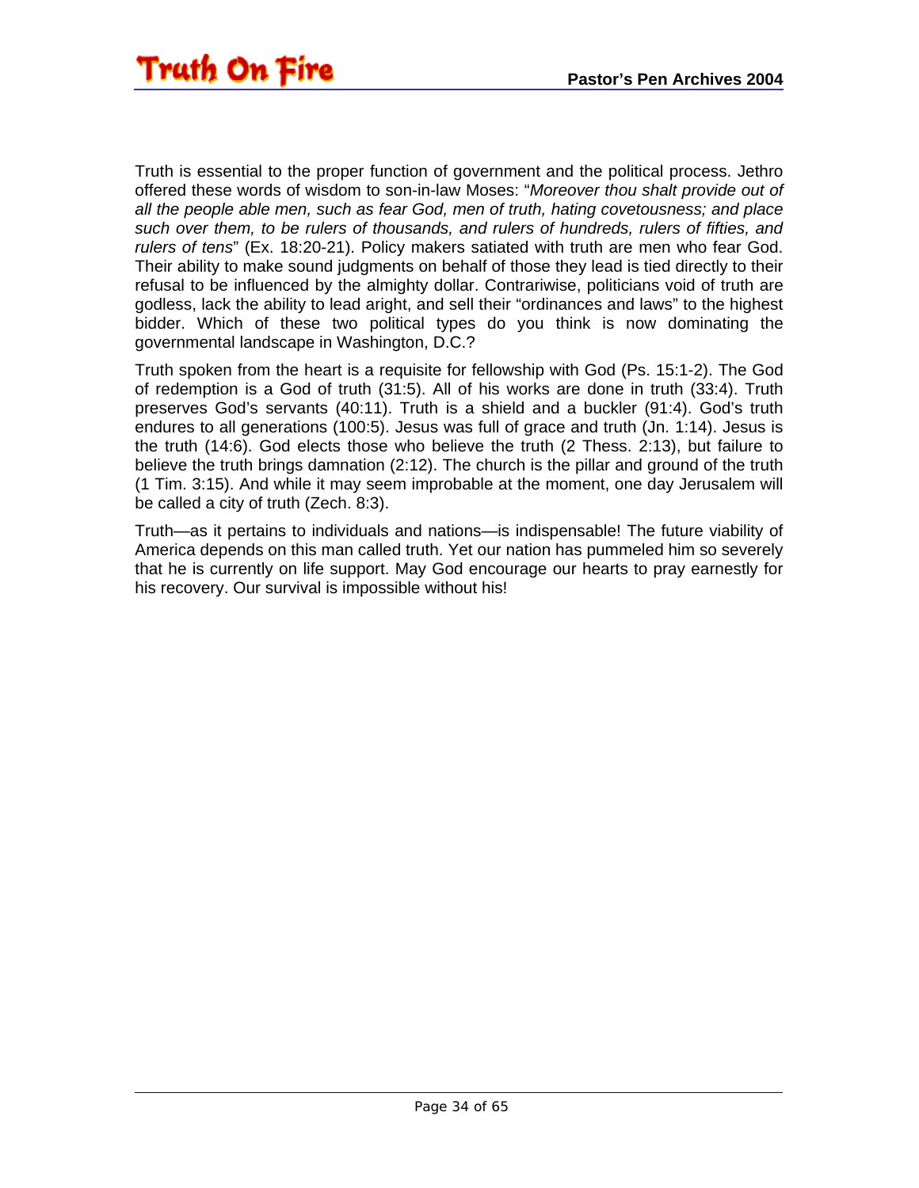Truth is essential to the proper function of government and the political process. Jethro offered these words of wisdom to son-in-law Moses: "*Moreover thou shalt provide out of all the people able men, such as fear God, men of truth, hating covetousness; and place such over them, to be rulers of thousands, and rulers of hundreds, rulers of fifties, and rulers of tens*" (Ex. 18:20-21). Policy makers satiated with truth are men who fear God. Their ability to make sound judgments on behalf of those they lead is tied directly to their refusal to be influenced by the almighty dollar. Contrariwise, politicians void of truth are godless, lack the ability to lead aright, and sell their "ordinances and laws" to the highest bidder. Which of these two political types do you think is now dominating the governmental landscape in Washington, D.C.?

Truth spoken from the heart is a requisite for fellowship with God (Ps. 15:1-2). The God of redemption is a God of truth (31:5). All of his works are done in truth (33:4). Truth preserves God's servants (40:11). Truth is a shield and a buckler (91:4). God's truth endures to all generations (100:5). Jesus was full of grace and truth (Jn. 1:14). Jesus is the truth (14:6). God elects those who believe the truth (2 Thess. 2:13), but failure to believe the truth brings damnation (2:12). The church is the pillar and ground of the truth (1 Tim. 3:15). And while it may seem improbable at the moment, one day Jerusalem will be called a city of truth (Zech. 8:3).

Truth—as it pertains to individuals and nations—is indispensable! The future viability of America depends on this man called truth. Yet our nation has pummeled him so severely that he is currently on life support. May God encourage our hearts to pray earnestly for his recovery. Our survival is impossible without his!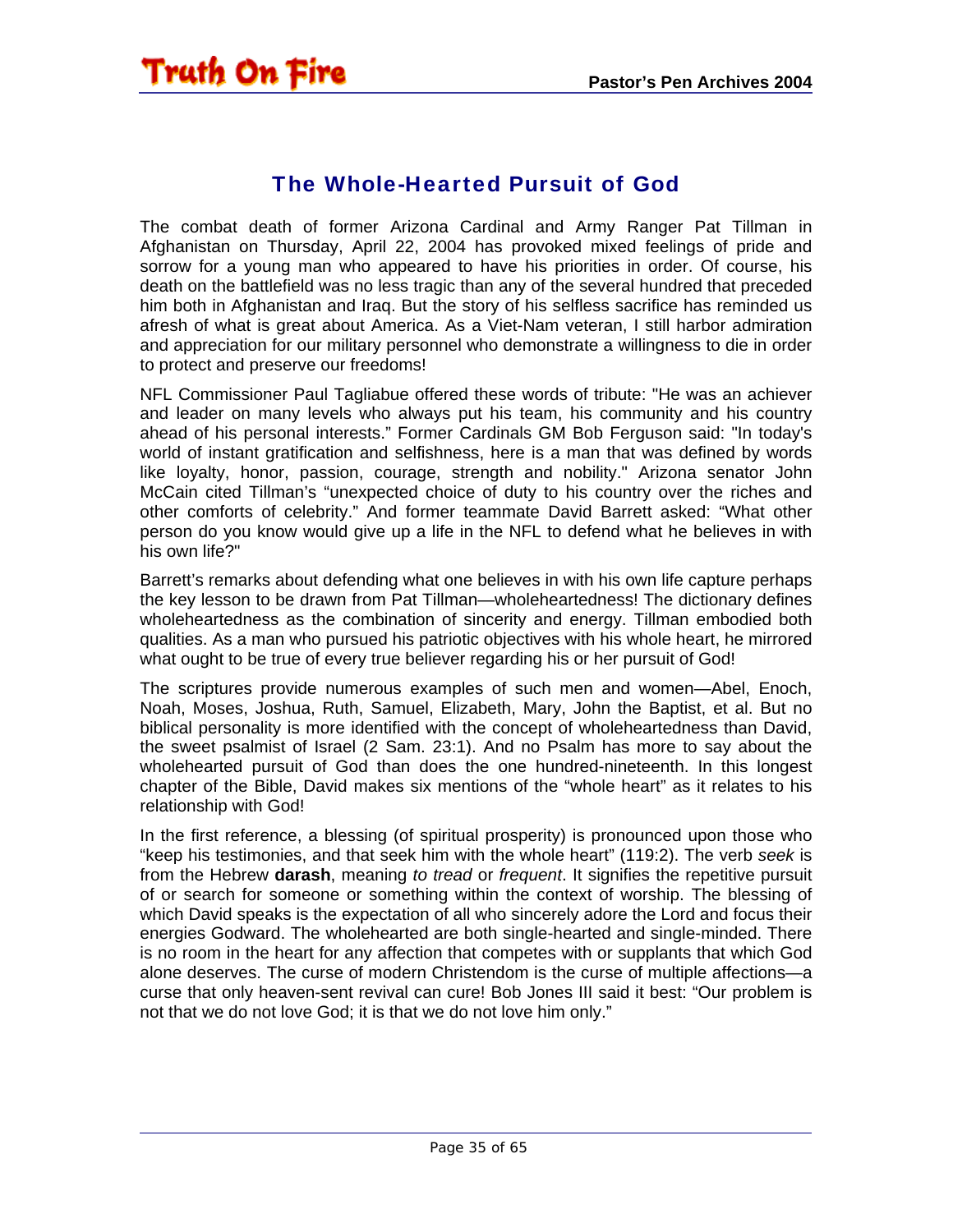## The Whole-Hearted Pursuit of God

The combat death of former Arizona Cardinal and Army Ranger Pat Tillman in Afghanistan on Thursday, April 22, 2004 has provoked mixed feelings of pride and sorrow for a young man who appeared to have his priorities in order. Of course, his death on the battlefield was no less tragic than any of the several hundred that preceded him both in Afghanistan and Iraq. But the story of his selfless sacrifice has reminded us afresh of what is great about America. As a Viet-Nam veteran, I still harbor admiration and appreciation for our military personnel who demonstrate a willingness to die in order to protect and preserve our freedoms!

NFL Commissioner Paul Tagliabue offered these words of tribute: "He was an achiever and leader on many levels who always put his team, his community and his country ahead of his personal interests." Former Cardinals GM Bob Ferguson said: "In today's world of instant gratification and selfishness, here is a man that was defined by words like loyalty, honor, passion, courage, strength and nobility." Arizona senator John McCain cited Tillman's "unexpected choice of duty to his country over the riches and other comforts of celebrity." And former teammate David Barrett asked: "What other person do you know would give up a life in the NFL to defend what he believes in with his own life?"

Barrett's remarks about defending what one believes in with his own life capture perhaps the key lesson to be drawn from Pat Tillman—wholeheartedness! The dictionary defines wholeheartedness as the combination of sincerity and energy. Tillman embodied both qualities. As a man who pursued his patriotic objectives with his whole heart, he mirrored what ought to be true of every true believer regarding his or her pursuit of God!

The scriptures provide numerous examples of such men and women—Abel, Enoch, Noah, Moses, Joshua, Ruth, Samuel, Elizabeth, Mary, John the Baptist, et al. But no biblical personality is more identified with the concept of wholeheartedness than David, the sweet psalmist of Israel (2 Sam. 23:1). And no Psalm has more to say about the wholehearted pursuit of God than does the one hundred-nineteenth. In this longest chapter of the Bible, David makes six mentions of the "whole heart" as it relates to his relationship with God!

In the first reference, a blessing (of spiritual prosperity) is pronounced upon those who "keep his testimonies, and that seek him with the whole heart" (119:2). The verb *seek* is from the Hebrew **darash**, meaning *to tread* or *frequent*. It signifies the repetitive pursuit of or search for someone or something within the context of worship. The blessing of which David speaks is the expectation of all who sincerely adore the Lord and focus their energies Godward. The wholehearted are both single-hearted and single-minded. There is no room in the heart for any affection that competes with or supplants that which God alone deserves. The curse of modern Christendom is the curse of multiple affections—a curse that only heaven-sent revival can cure! Bob Jones III said it best: "Our problem is not that we do not love God; it is that we do not love him only."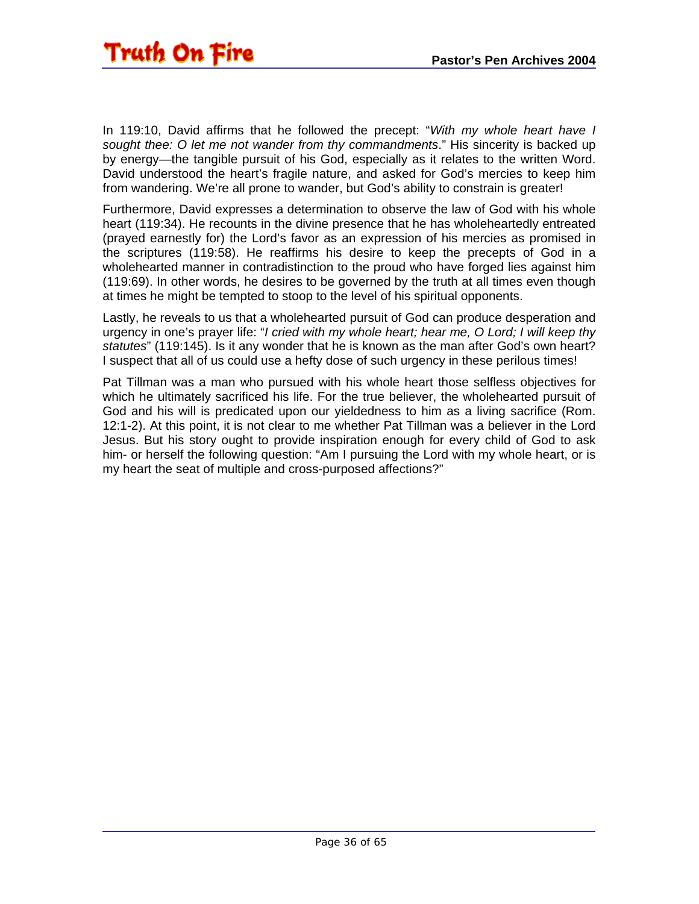In 119:10, David affirms that he followed the precept: "*With my whole heart have I sought thee: O let me not wander from thy commandments*." His sincerity is backed up by energy—the tangible pursuit of his God, especially as it relates to the written Word. David understood the heart's fragile nature, and asked for God's mercies to keep him from wandering. We're all prone to wander, but God's ability to constrain is greater!

Furthermore, David expresses a determination to observe the law of God with his whole heart (119:34). He recounts in the divine presence that he has wholeheartedly entreated (prayed earnestly for) the Lord's favor as an expression of his mercies as promised in the scriptures (119:58). He reaffirms his desire to keep the precepts of God in a wholehearted manner in contradistinction to the proud who have forged lies against him (119:69). In other words, he desires to be governed by the truth at all times even though at times he might be tempted to stoop to the level of his spiritual opponents.

Lastly, he reveals to us that a wholehearted pursuit of God can produce desperation and urgency in one's prayer life: "*I cried with my whole heart; hear me, O Lord; I will keep thy statutes*" (119:145). Is it any wonder that he is known as the man after God's own heart? I suspect that all of us could use a hefty dose of such urgency in these perilous times!

Pat Tillman was a man who pursued with his whole heart those selfless objectives for which he ultimately sacrificed his life. For the true believer, the wholehearted pursuit of God and his will is predicated upon our yieldedness to him as a living sacrifice (Rom. 12:1-2). At this point, it is not clear to me whether Pat Tillman was a believer in the Lord Jesus. But his story ought to provide inspiration enough for every child of God to ask him- or herself the following question: "Am I pursuing the Lord with my whole heart, or is my heart the seat of multiple and cross-purposed affections?"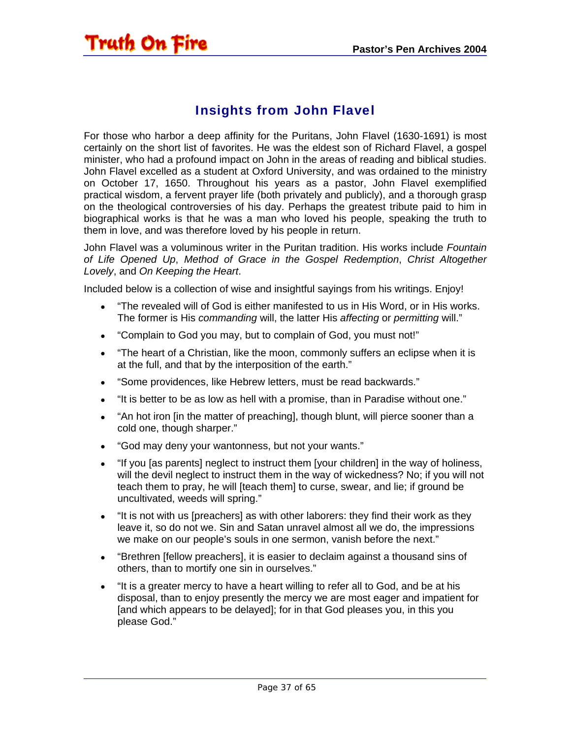## Insights from John Flavel

For those who harbor a deep affinity for the Puritans, John Flavel (1630-1691) is most certainly on the short list of favorites. He was the eldest son of Richard Flavel, a gospel minister, who had a profound impact on John in the areas of reading and biblical studies. John Flavel excelled as a student at Oxford University, and was ordained to the ministry on October 17, 1650. Throughout his years as a pastor, John Flavel exemplified practical wisdom, a fervent prayer life (both privately and publicly), and a thorough grasp on the theological controversies of his day. Perhaps the greatest tribute paid to him in biographical works is that he was a man who loved his people, speaking the truth to them in love, and was therefore loved by his people in return.

John Flavel was a voluminous writer in the Puritan tradition. His works include *Fountain of Life Opened Up*, *Method of Grace in the Gospel Redemption*, *Christ Altogether Lovely*, and *On Keeping the Heart*.

Included below is a collection of wise and insightful sayings from his writings. Enjoy!

- "The revealed will of God is either manifested to us in His Word, or in His works. The former is His *commanding* will, the latter His *affecting* or *permitting* will."
- "Complain to God you may, but to complain of God, you must not!"
- "The heart of a Christian, like the moon, commonly suffers an eclipse when it is at the full, and that by the interposition of the earth."
- "Some providences, like Hebrew letters, must be read backwards."
- "It is better to be as low as hell with a promise, than in Paradise without one."
- "An hot iron [in the matter of preaching], though blunt, will pierce sooner than a cold one, though sharper."
- "God may deny your wantonness, but not your wants."
- "If you [as parents] neglect to instruct them [your children] in the way of holiness, will the devil neglect to instruct them in the way of wickedness? No; if you will not teach them to pray, he will [teach them] to curse, swear, and lie; if ground be uncultivated, weeds will spring."
- "It is not with us [preachers] as with other laborers: they find their work as they leave it, so do not we. Sin and Satan unravel almost all we do, the impressions we make on our people's souls in one sermon, vanish before the next."
- "Brethren [fellow preachers], it is easier to declaim against a thousand sins of others, than to mortify one sin in ourselves."
- "It is a greater mercy to have a heart willing to refer all to God, and be at his disposal, than to enjoy presently the mercy we are most eager and impatient for [and which appears to be delayed]; for in that God pleases you, in this you please God."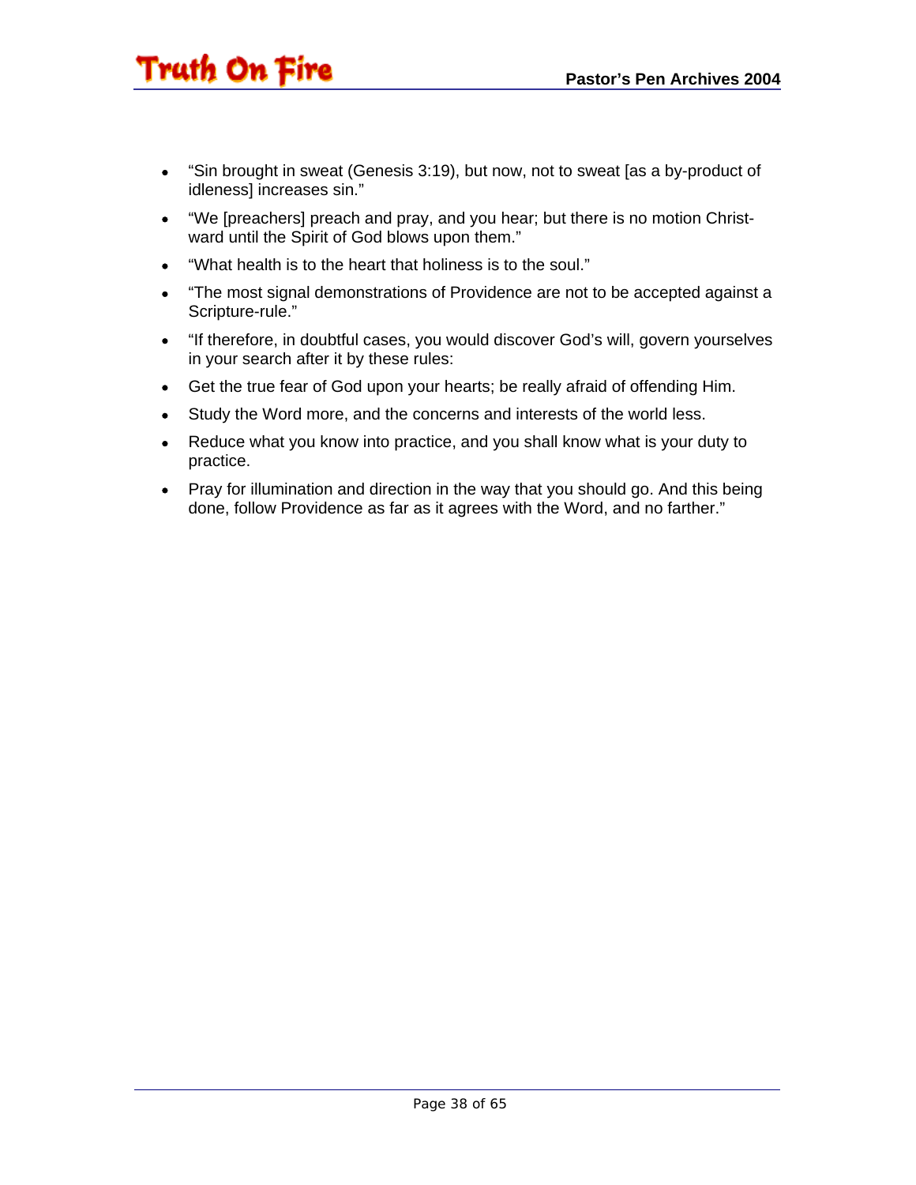- “Sin brought in sweat (Genesis 3:19), but now, not to sweat [as a by-product of idleness] increases sin.”
- “We [preachers] preach and pray, and you hear; but there is no motion Christ-ward until the Spirit of God blows upon them.”
- “What health is to the heart that holiness is to the soul.”
- “The most signal demonstrations of Providence are not to be accepted against a Scripture-rule.”
- “If therefore, in doubtful cases, you would discover God’s will, govern yourselves in your search after it by these rules:
- Get the true fear of God upon your hearts; be really afraid of offending Him.
- Study the Word more, and the concerns and interests of the world less.
- Reduce what you know into practice, and you shall know what is your duty to practice.
- Pray for illumination and direction in the way that you should go. And this being done, follow Providence as far as it agrees with the Word, and no farther.”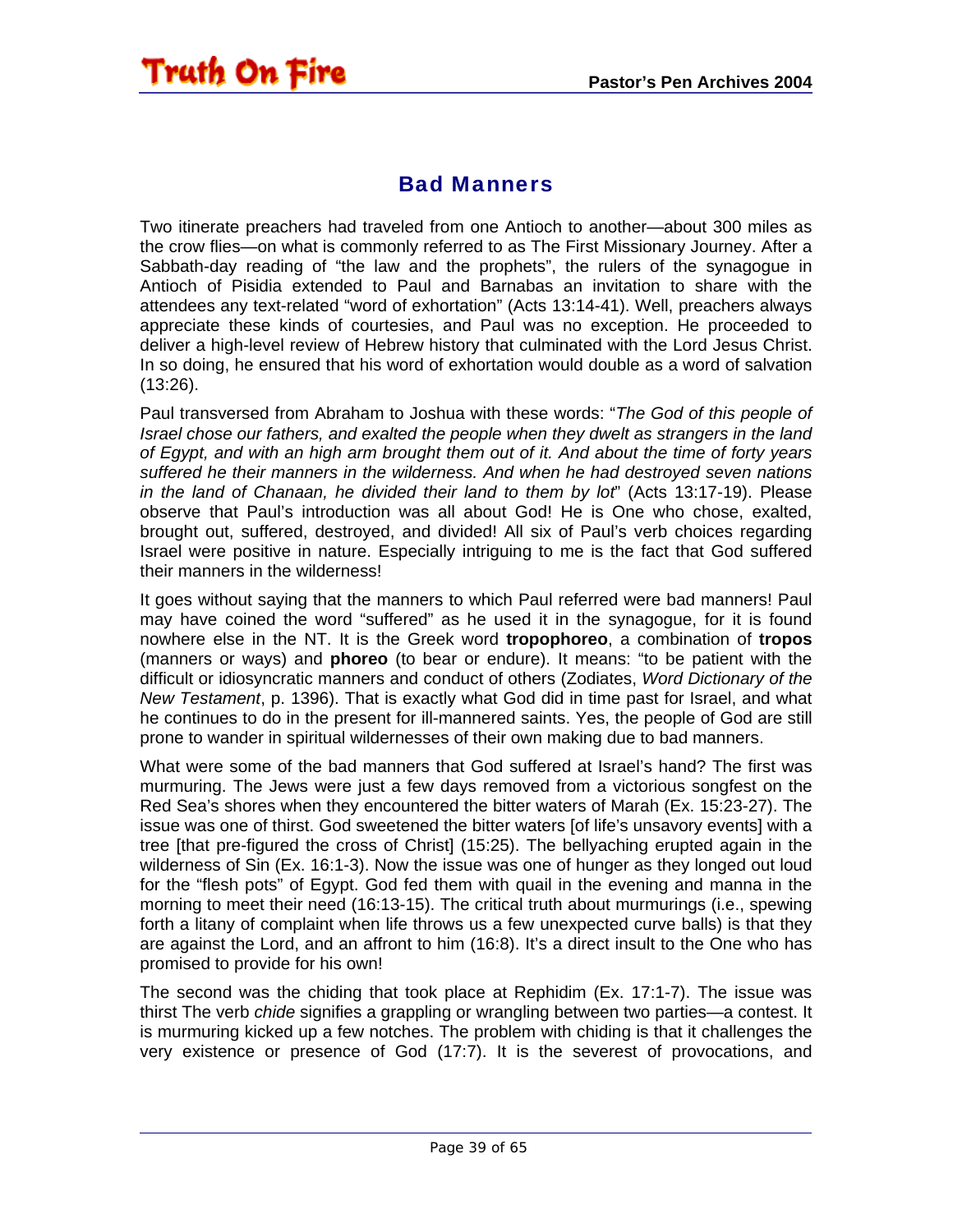## Bad Manners

Two itinerate preachers had traveled from one Antioch to another—about 300 miles as the crow flies—on what is commonly referred to as The First Missionary Journey. After a Sabbath-day reading of "the law and the prophets", the rulers of the synagogue in Antioch of Pisidia extended to Paul and Barnabas an invitation to share with the attendees any text-related "word of exhortation" (Acts 13:14-41). Well, preachers always appreciate these kinds of courtesies, and Paul was no exception. He proceeded to deliver a high-level review of Hebrew history that culminated with the Lord Jesus Christ. In so doing, he ensured that his word of exhortation would double as a word of salvation (13:26).

Paul transversed from Abraham to Joshua with these words: "*The God of this people of Israel chose our fathers, and exalted the people when they dwelt as strangers in the land of Egypt, and with an high arm brought them out of it. And about the time of forty years suffered he their manners in the wilderness. And when he had destroyed seven nations in the land of Chanaan, he divided their land to them by lot*" (Acts 13:17-19). Please observe that Paul's introduction was all about God! He is One who chose, exalted, brought out, suffered, destroyed, and divided! All six of Paul's verb choices regarding Israel were positive in nature. Especially intriguing to me is the fact that God suffered their manners in the wilderness!

It goes without saying that the manners to which Paul referred were bad manners! Paul may have coined the word "suffered" as he used it in the synagogue, for it is found nowhere else in the NT. It is the Greek word **tropophoreo**, a combination of **tropos** (manners or ways) and **phoreo** (to bear or endure). It means: "to be patient with the difficult or idiosyncratic manners and conduct of others (Zodiates, *Word Dictionary of the New Testament*, p. 1396). That is exactly what God did in time past for Israel, and what he continues to do in the present for ill-mannered saints. Yes, the people of God are still prone to wander in spiritual wildernesses of their own making due to bad manners.

What were some of the bad manners that God suffered at Israel's hand? The first was murmuring. The Jews were just a few days removed from a victorious songfest on the Red Sea's shores when they encountered the bitter waters of Marah (Ex. 15:23-27). The issue was one of thirst. God sweetened the bitter waters [of life's unsavory events] with a tree [that pre-figured the cross of Christ] (15:25). The bellyaching erupted again in the wilderness of Sin (Ex. 16:1-3). Now the issue was one of hunger as they longed out loud for the "flesh pots" of Egypt. God fed them with quail in the evening and manna in the morning to meet their need (16:13-15). The critical truth about murmurings (i.e., spewing forth a litany of complaint when life throws us a few unexpected curve balls) is that they are against the Lord, and an affront to him (16:8). It's a direct insult to the One who has promised to provide for his own!

The second was the chiding that took place at Rephidim (Ex. 17:1-7). The issue was thirst The verb *chide* signifies a grappling or wrangling between two parties—a contest. It is murmuring kicked up a few notches. The problem with chiding is that it challenges the very existence or presence of God (17:7). It is the severest of provocations, and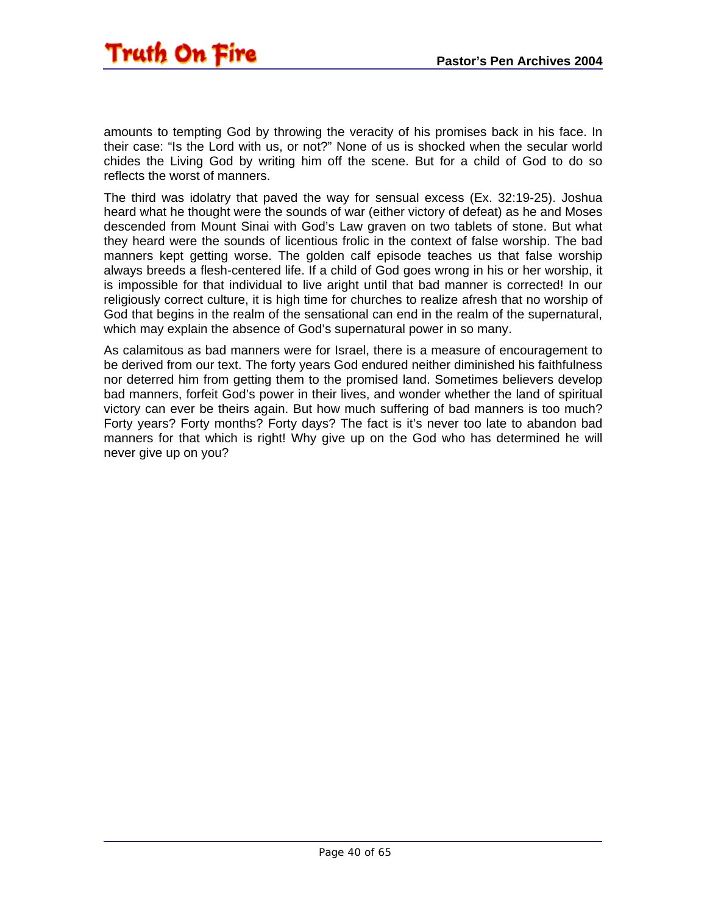amounts to tempting God by throwing the veracity of his promises back in his face. In their case: “Is the Lord with us, or not?” None of us is shocked when the secular world chides the Living God by writing him off the scene. But for a child of God to do so reflects the worst of manners.

The third was idolatry that paved the way for sensual excess (Ex. 32:19-25). Joshua heard what he thought were the sounds of war (either victory of defeat) as he and Moses descended from Mount Sinai with God’s Law graven on two tablets of stone. But what they heard were the sounds of licentious frolic in the context of false worship. The bad manners kept getting worse. The golden calf episode teaches us that false worship always breeds a flesh-centered life. If a child of God goes wrong in his or her worship, it is impossible for that individual to live aright until that bad manner is corrected! In our religiously correct culture, it is high time for churches to realize afresh that no worship of God that begins in the realm of the sensational can end in the realm of the supernatural, which may explain the absence of God’s supernatural power in so many.

As calamitous as bad manners were for Israel, there is a measure of encouragement to be derived from our text. The forty years God endured neither diminished his faithfulness nor deterred him from getting them to the promised land. Sometimes believers develop bad manners, forfeit God’s power in their lives, and wonder whether the land of spiritual victory can ever be theirs again. But how much suffering of bad manners is too much? Forty years? Forty months? Forty days? The fact is it’s never too late to abandon bad manners for that which is right! Why give up on the God who has determined he will never give up on you?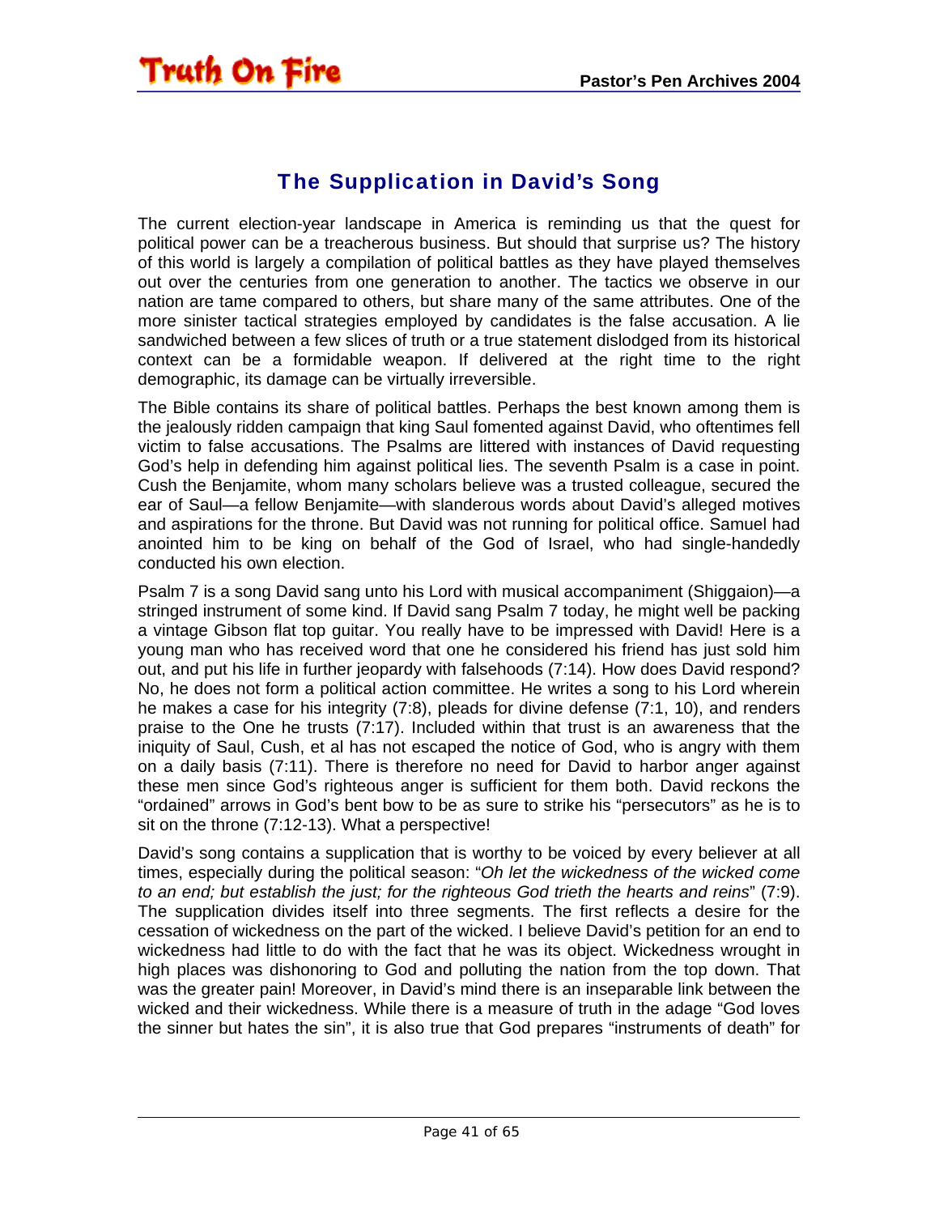## The Supplication in David's Song

The current election-year landscape in America is reminding us that the quest for political power can be a treacherous business. But should that surprise us? The history of this world is largely a compilation of political battles as they have played themselves out over the centuries from one generation to another. The tactics we observe in our nation are tame compared to others, but share many of the same attributes. One of the more sinister tactical strategies employed by candidates is the false accusation. A lie sandwiched between a few slices of truth or a true statement dislodged from its historical context can be a formidable weapon. If delivered at the right time to the right demographic, its damage can be virtually irreversible.

The Bible contains its share of political battles. Perhaps the best known among them is the jealously ridden campaign that king Saul fomented against David, who oftentimes fell victim to false accusations. The Psalms are littered with instances of David requesting God's help in defending him against political lies. The seventh Psalm is a case in point. Cush the Benjamite, whom many scholars believe was a trusted colleague, secured the ear of Saul—a fellow Benjamite—with slanderous words about David's alleged motives and aspirations for the throne. But David was not running for political office. Samuel had anointed him to be king on behalf of the God of Israel, who had single-handedly conducted his own election.

Psalm 7 is a song David sang unto his Lord with musical accompaniment (Shiggaion)—a stringed instrument of some kind. If David sang Psalm 7 today, he might well be packing a vintage Gibson flat top guitar. You really have to be impressed with David! Here is a young man who has received word that one he considered his friend has just sold him out, and put his life in further jeopardy with falsehoods (7:14). How does David respond? No, he does not form a political action committee. He writes a song to his Lord wherein he makes a case for his integrity (7:8), pleads for divine defense (7:1, 10), and renders praise to the One he trusts (7:17). Included within that trust is an awareness that the iniquity of Saul, Cush, et al has not escaped the notice of God, who is angry with them on a daily basis (7:11). There is therefore no need for David to harbor anger against these men since God's righteous anger is sufficient for them both. David reckons the "ordained" arrows in God's bent bow to be as sure to strike his "persecutors" as he is to sit on the throne (7:12-13). What a perspective!

David's song contains a supplication that is worthy to be voiced by every believer at all times, especially during the political season: "*Oh let the wickedness of the wicked come to an end; but establish the just; for the righteous God trieth the hearts and reins*" (7:9). The supplication divides itself into three segments. The first reflects a desire for the cessation of wickedness on the part of the wicked. I believe David's petition for an end to wickedness had little to do with the fact that he was its object. Wickedness wrought in high places was dishonoring to God and polluting the nation from the top down. That was the greater pain! Moreover, in David's mind there is an inseparable link between the wicked and their wickedness. While there is a measure of truth in the adage "God loves the sinner but hates the sin", it is also true that God prepares "instruments of death" for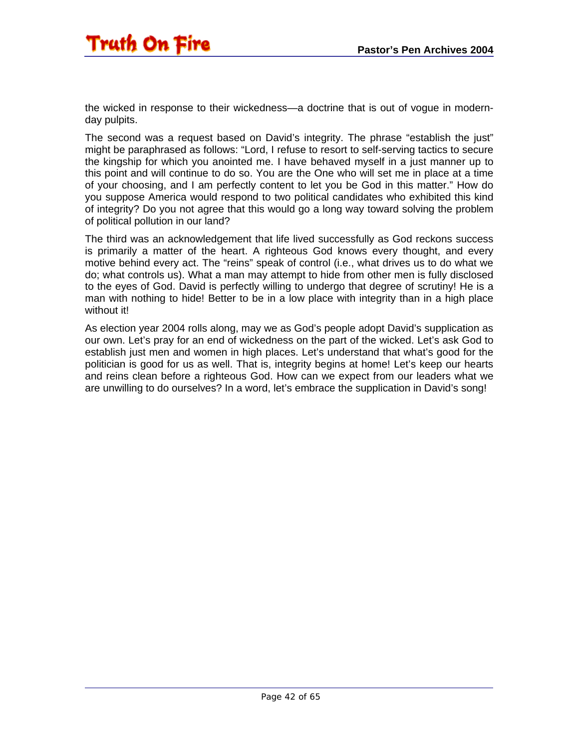the wicked in response to their wickedness—a doctrine that is out of vogue in modern-day pulpits.

The second was a request based on David's integrity. The phrase "establish the just" might be paraphrased as follows: "Lord, I refuse to resort to self-serving tactics to secure the kingship for which you anointed me. I have behaved myself in a just manner up to this point and will continue to do so. You are the One who will set me in place at a time of your choosing, and I am perfectly content to let you be God in this matter." How do you suppose America would respond to two political candidates who exhibited this kind of integrity? Do you not agree that this would go a long way toward solving the problem of political pollution in our land?

The third was an acknowledgement that life lived successfully as God reckons success is primarily a matter of the heart. A righteous God knows every thought, and every motive behind every act. The "reins" speak of control (i.e., what drives us to do what we do; what controls us). What a man may attempt to hide from other men is fully disclosed to the eyes of God. David is perfectly willing to undergo that degree of scrutiny! He is a man with nothing to hide! Better to be in a low place with integrity than in a high place without it!

As election year 2004 rolls along, may we as God's people adopt David's supplication as our own. Let's pray for an end of wickedness on the part of the wicked. Let's ask God to establish just men and women in high places. Let's understand that what's good for the politician is good for us as well. That is, integrity begins at home! Let's keep our hearts and reins clean before a righteous God. How can we expect from our leaders what we are unwilling to do ourselves? In a word, let's embrace the supplication in David's song!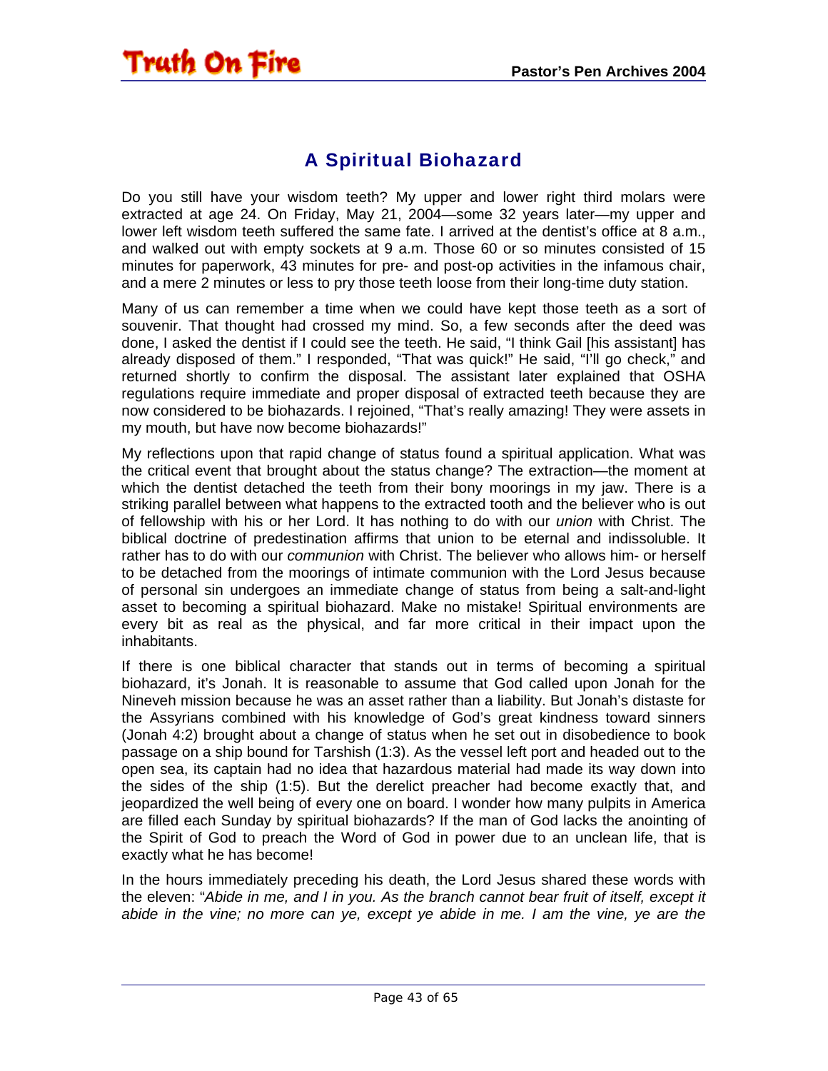# A Spiritual Biohazard

Do you still have your wisdom teeth? My upper and lower right third molars were extracted at age 24. On Friday, May 21, 2004—some 32 years later—my upper and lower left wisdom teeth suffered the same fate. I arrived at the dentist's office at 8 a.m., and walked out with empty sockets at 9 a.m. Those 60 or so minutes consisted of 15 minutes for paperwork, 43 minutes for pre- and post-op activities in the infamous chair, and a mere 2 minutes or less to pry those teeth loose from their long-time duty station.

Many of us can remember a time when we could have kept those teeth as a sort of souvenir. That thought had crossed my mind. So, a few seconds after the deed was done, I asked the dentist if I could see the teeth. He said, "I think Gail [his assistant] has already disposed of them." I responded, "That was quick!" He said, "I'll go check," and returned shortly to confirm the disposal. The assistant later explained that OSHA regulations require immediate and proper disposal of extracted teeth because they are now considered to be biohazards. I rejoined, "That's really amazing! They were assets in my mouth, but have now become biohazards!"

My reflections upon that rapid change of status found a spiritual application. What was the critical event that brought about the status change? The extraction—the moment at which the dentist detached the teeth from their bony moorings in my jaw. There is a striking parallel between what happens to the extracted tooth and the believer who is out of fellowship with his or her Lord. It has nothing to do with our *union* with Christ. The biblical doctrine of predestination affirms that union to be eternal and indissoluble. It rather has to do with our *communion* with Christ. The believer who allows him- or herself to be detached from the moorings of intimate communion with the Lord Jesus because of personal sin undergoes an immediate change of status from being a salt-and-light asset to becoming a spiritual biohazard. Make no mistake! Spiritual environments are every bit as real as the physical, and far more critical in their impact upon the inhabitants.

If there is one biblical character that stands out in terms of becoming a spiritual biohazard, it's Jonah. It is reasonable to assume that God called upon Jonah for the Nineveh mission because he was an asset rather than a liability. But Jonah's distaste for the Assyrians combined with his knowledge of God's great kindness toward sinners (Jonah 4:2) brought about a change of status when he set out in disobedience to book passage on a ship bound for Tarshish (1:3). As the vessel left port and headed out to the open sea, its captain had no idea that hazardous material had made its way down into the sides of the ship (1:5). But the derelict preacher had become exactly that, and jeopardized the well being of every one on board. I wonder how many pulpits in America are filled each Sunday by spiritual biohazards? If the man of God lacks the anointing of the Spirit of God to preach the Word of God in power due to an unclean life, that is exactly what he has become!

In the hours immediately preceding his death, the Lord Jesus shared these words with the eleven: "*Abide in me, and I in you. As the branch cannot bear fruit of itself, except it abide in the vine; no more can ye, except ye abide in me. I am the vine, ye are the*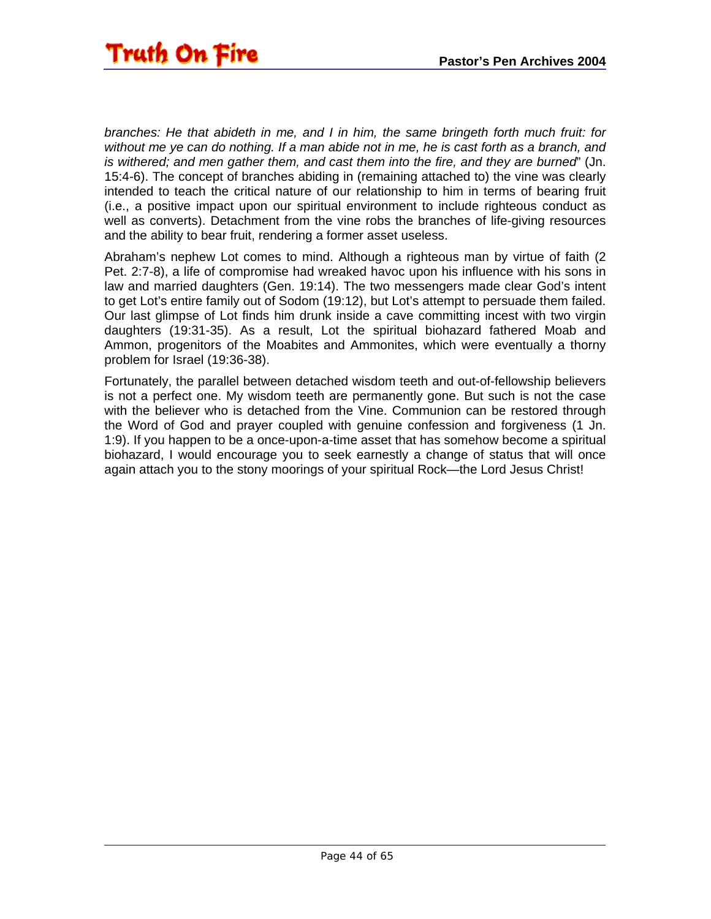*branches: He that abideth in me, and I in him, the same bringeth forth much fruit: for without me ye can do nothing. If a man abide not in me, he is cast forth as a branch, and is withered; and men gather them, and cast them into the fire, and they are burned*" (Jn. 15:4-6). The concept of branches abiding in (remaining attached to) the vine was clearly intended to teach the critical nature of our relationship to him in terms of bearing fruit (i.e., a positive impact upon our spiritual environment to include righteous conduct as well as converts). Detachment from the vine robs the branches of life-giving resources and the ability to bear fruit, rendering a former asset useless.

Abraham's nephew Lot comes to mind. Although a righteous man by virtue of faith (2 Pet. 2:7-8), a life of compromise had wreaked havoc upon his influence with his sons in law and married daughters (Gen. 19:14). The two messengers made clear God's intent to get Lot's entire family out of Sodom (19:12), but Lot's attempt to persuade them failed. Our last glimpse of Lot finds him drunk inside a cave committing incest with two virgin daughters (19:31-35). As a result, Lot the spiritual biohazard fathered Moab and Ammon, progenitors of the Moabites and Ammonites, which were eventually a thorny problem for Israel (19:36-38).

Fortunately, the parallel between detached wisdom teeth and out-of-fellowship believers is not a perfect one. My wisdom teeth are permanently gone. But such is not the case with the believer who is detached from the Vine. Communion can be restored through the Word of God and prayer coupled with genuine confession and forgiveness (1 Jn. 1:9). If you happen to be a once-upon-a-time asset that has somehow become a spiritual biohazard, I would encourage you to seek earnestly a change of status that will once again attach you to the stony moorings of your spiritual Rock—the Lord Jesus Christ!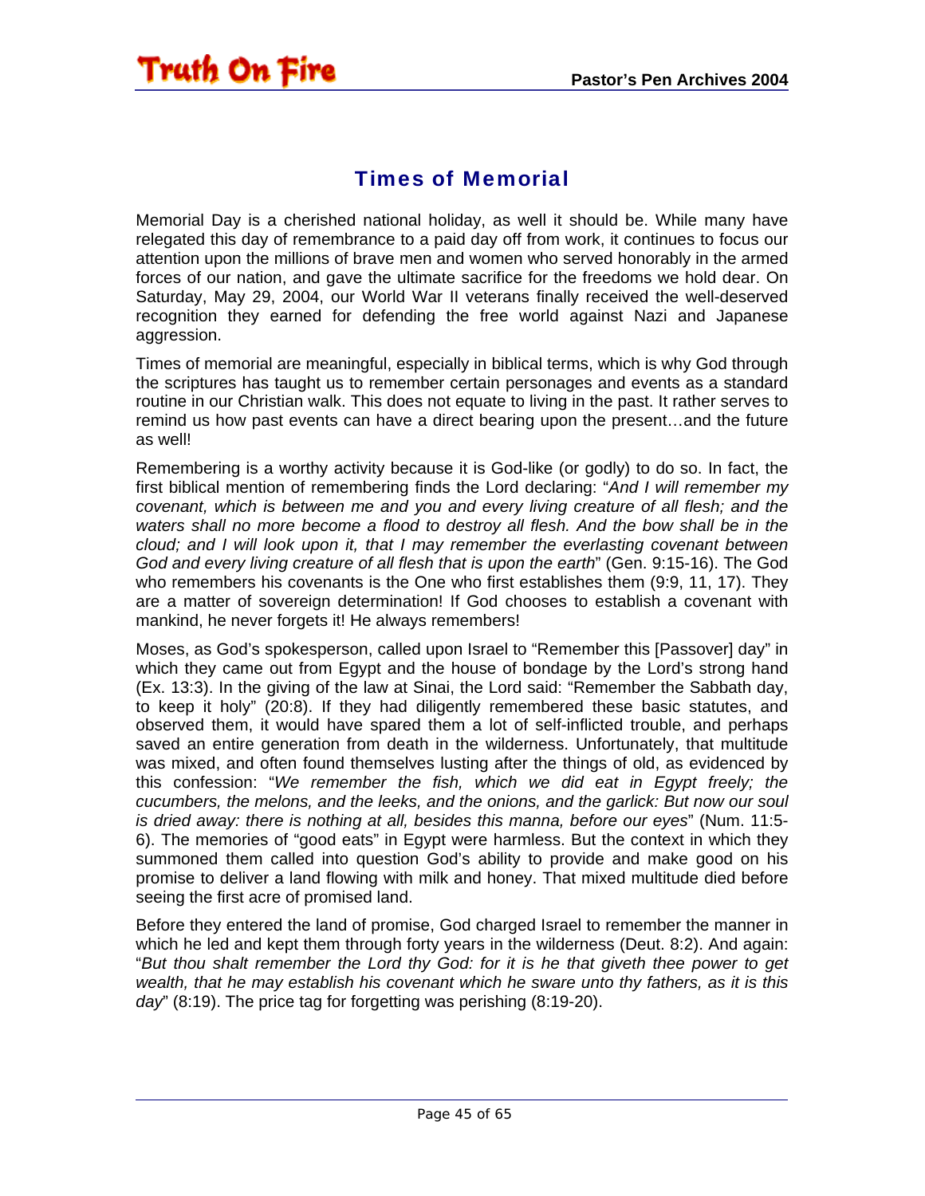## Times of Memorial

Memorial Day is a cherished national holiday, as well it should be. While many have relegated this day of remembrance to a paid day off from work, it continues to focus our attention upon the millions of brave men and women who served honorably in the armed forces of our nation, and gave the ultimate sacrifice for the freedoms we hold dear. On Saturday, May 29, 2004, our World War II veterans finally received the well-deserved recognition they earned for defending the free world against Nazi and Japanese aggression.

Times of memorial are meaningful, especially in biblical terms, which is why God through the scriptures has taught us to remember certain personages and events as a standard routine in our Christian walk. This does not equate to living in the past. It rather serves to remind us how past events can have a direct bearing upon the present…and the future as well!

Remembering is a worthy activity because it is God-like (or godly) to do so. In fact, the first biblical mention of remembering finds the Lord declaring: "*And I will remember my covenant, which is between me and you and every living creature of all flesh; and the waters shall no more become a flood to destroy all flesh. And the bow shall be in the cloud; and I will look upon it, that I may remember the everlasting covenant between God and every living creature of all flesh that is upon the earth*" (Gen. 9:15-16). The God who remembers his covenants is the One who first establishes them (9:9, 11, 17). They are a matter of sovereign determination! If God chooses to establish a covenant with mankind, he never forgets it! He always remembers!

Moses, as God's spokesperson, called upon Israel to "Remember this [Passover] day" in which they came out from Egypt and the house of bondage by the Lord's strong hand (Ex. 13:3). In the giving of the law at Sinai, the Lord said: "Remember the Sabbath day, to keep it holy" (20:8). If they had diligently remembered these basic statutes, and observed them, it would have spared them a lot of self-inflicted trouble, and perhaps saved an entire generation from death in the wilderness. Unfortunately, that multitude was mixed, and often found themselves lusting after the things of old, as evidenced by this confession: "*We remember the fish, which we did eat in Egypt freely; the cucumbers, the melons, and the leeks, and the onions, and the garlick: But now our soul is dried away: there is nothing at all, besides this manna, before our eyes*" (Num. 11:5-6). The memories of "good eats" in Egypt were harmless. But the context in which they summoned them called into question God's ability to provide and make good on his promise to deliver a land flowing with milk and honey. That mixed multitude died before seeing the first acre of promised land.

Before they entered the land of promise, God charged Israel to remember the manner in which he led and kept them through forty years in the wilderness (Deut. 8:2). And again: "*But thou shalt remember the Lord thy God: for it is he that giveth thee power to get wealth, that he may establish his covenant which he sware unto thy fathers, as it is this day*" (8:19). The price tag for forgetting was perishing (8:19-20).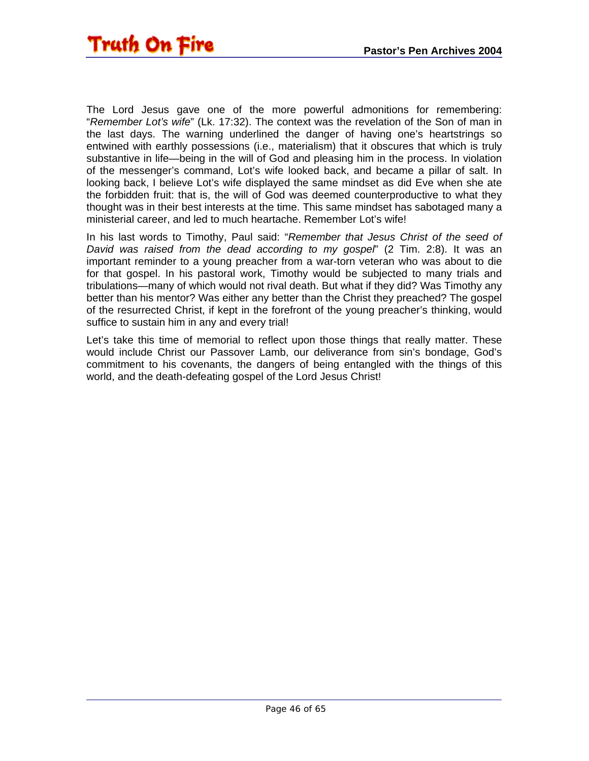The Lord Jesus gave one of the more powerful admonitions for remembering: "*Remember Lot's wife*" (Lk. 17:32). The context was the revelation of the Son of man in the last days. The warning underlined the danger of having one's heartstrings so entwined with earthly possessions (i.e., materialism) that it obscures that which is truly substantive in life—being in the will of God and pleasing him in the process. In violation of the messenger's command, Lot's wife looked back, and became a pillar of salt. In looking back, I believe Lot's wife displayed the same mindset as did Eve when she ate the forbidden fruit: that is, the will of God was deemed counterproductive to what they thought was in their best interests at the time. This same mindset has sabotaged many a ministerial career, and led to much heartache. Remember Lot's wife!

In his last words to Timothy, Paul said: "*Remember that Jesus Christ of the seed of David was raised from the dead according to my gospel*" (2 Tim. 2:8). It was an important reminder to a young preacher from a war-torn veteran who was about to die for that gospel. In his pastoral work, Timothy would be subjected to many trials and tribulations—many of which would not rival death. But what if they did? Was Timothy any better than his mentor? Was either any better than the Christ they preached? The gospel of the resurrected Christ, if kept in the forefront of the young preacher's thinking, would suffice to sustain him in any and every trial!

Let's take this time of memorial to reflect upon those things that really matter. These would include Christ our Passover Lamb, our deliverance from sin's bondage, God's commitment to his covenants, the dangers of being entangled with the things of this world, and the death-defeating gospel of the Lord Jesus Christ!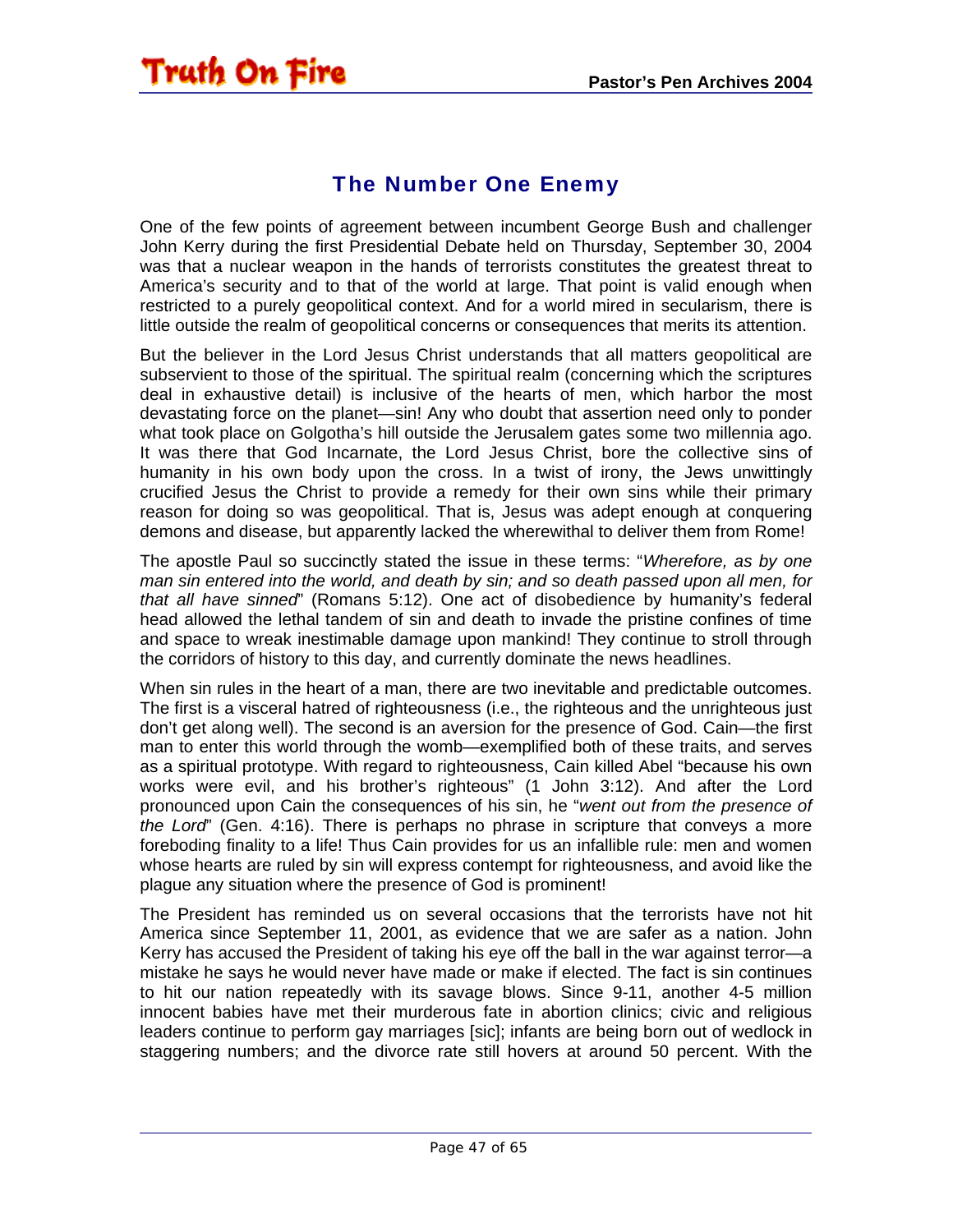## The Number One Enemy

One of the few points of agreement between incumbent George Bush and challenger John Kerry during the first Presidential Debate held on Thursday, September 30, 2004 was that a nuclear weapon in the hands of terrorists constitutes the greatest threat to America's security and to that of the world at large. That point is valid enough when restricted to a purely geopolitical context. And for a world mired in secularism, there is little outside the realm of geopolitical concerns or consequences that merits its attention.

But the believer in the Lord Jesus Christ understands that all matters geopolitical are subservient to those of the spiritual. The spiritual realm (concerning which the scriptures deal in exhaustive detail) is inclusive of the hearts of men, which harbor the most devastating force on the planet—sin! Any who doubt that assertion need only to ponder what took place on Golgotha's hill outside the Jerusalem gates some two millennia ago. It was there that God Incarnate, the Lord Jesus Christ, bore the collective sins of humanity in his own body upon the cross. In a twist of irony, the Jews unwittingly crucified Jesus the Christ to provide a remedy for their own sins while their primary reason for doing so was geopolitical. That is, Jesus was adept enough at conquering demons and disease, but apparently lacked the wherewithal to deliver them from Rome!

The apostle Paul so succinctly stated the issue in these terms: "*Wherefore, as by one man sin entered into the world, and death by sin; and so death passed upon all men, for that all have sinned*" (Romans 5:12). One act of disobedience by humanity's federal head allowed the lethal tandem of sin and death to invade the pristine confines of time and space to wreak inestimable damage upon mankind! They continue to stroll through the corridors of history to this day, and currently dominate the news headlines.

When sin rules in the heart of a man, there are two inevitable and predictable outcomes. The first is a visceral hatred of righteousness (i.e., the righteous and the unrighteous just don't get along well). The second is an aversion for the presence of God. Cain—the first man to enter this world through the womb—exemplified both of these traits, and serves as a spiritual prototype. With regard to righteousness, Cain killed Abel "because his own works were evil, and his brother's righteous" (1 John 3:12). And after the Lord pronounced upon Cain the consequences of his sin, he "*went out from the presence of the Lord*" (Gen. 4:16). There is perhaps no phrase in scripture that conveys a more foreboding finality to a life! Thus Cain provides for us an infallible rule: men and women whose hearts are ruled by sin will express contempt for righteousness, and avoid like the plague any situation where the presence of God is prominent!

The President has reminded us on several occasions that the terrorists have not hit America since September 11, 2001, as evidence that we are safer as a nation. John Kerry has accused the President of taking his eye off the ball in the war against terror—a mistake he says he would never have made or make if elected. The fact is sin continues to hit our nation repeatedly with its savage blows. Since 9-11, another 4-5 million innocent babies have met their murderous fate in abortion clinics; civic and religious leaders continue to perform gay marriages [sic]; infants are being born out of wedlock in staggering numbers; and the divorce rate still hovers at around 50 percent. With the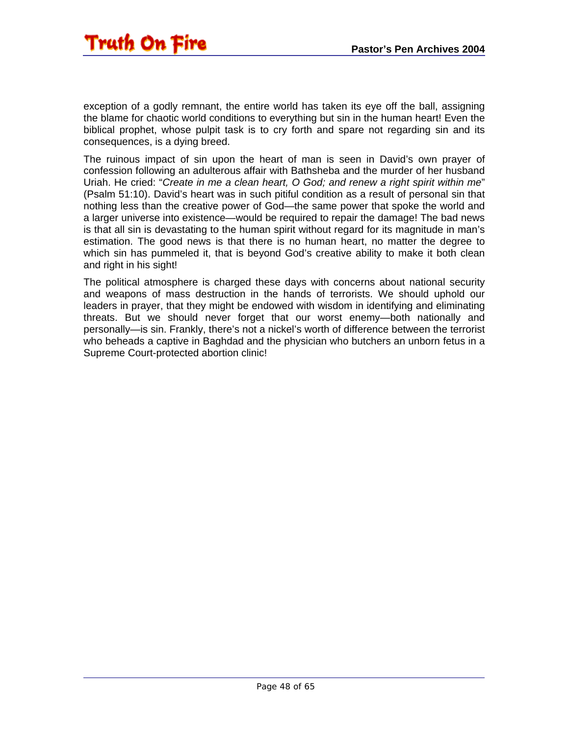exception of a godly remnant, the entire world has taken its eye off the ball, assigning the blame for chaotic world conditions to everything but sin in the human heart! Even the biblical prophet, whose pulpit task is to cry forth and spare not regarding sin and its consequences, is a dying breed.

The ruinous impact of sin upon the heart of man is seen in David's own prayer of confession following an adulterous affair with Bathsheba and the murder of her husband Uriah. He cried: "*Create in me a clean heart, O God; and renew a right spirit within me*" (Psalm 51:10). David's heart was in such pitiful condition as a result of personal sin that nothing less than the creative power of God—the same power that spoke the world and a larger universe into existence—would be required to repair the damage! The bad news is that all sin is devastating to the human spirit without regard for its magnitude in man's estimation. The good news is that there is no human heart, no matter the degree to which sin has pummeled it, that is beyond God's creative ability to make it both clean and right in his sight!

The political atmosphere is charged these days with concerns about national security and weapons of mass destruction in the hands of terrorists. We should uphold our leaders in prayer, that they might be endowed with wisdom in identifying and eliminating threats. But we should never forget that our worst enemy—both nationally and personally—is sin. Frankly, there's not a nickel's worth of difference between the terrorist who beheads a captive in Baghdad and the physician who butchers an unborn fetus in a Supreme Court-protected abortion clinic!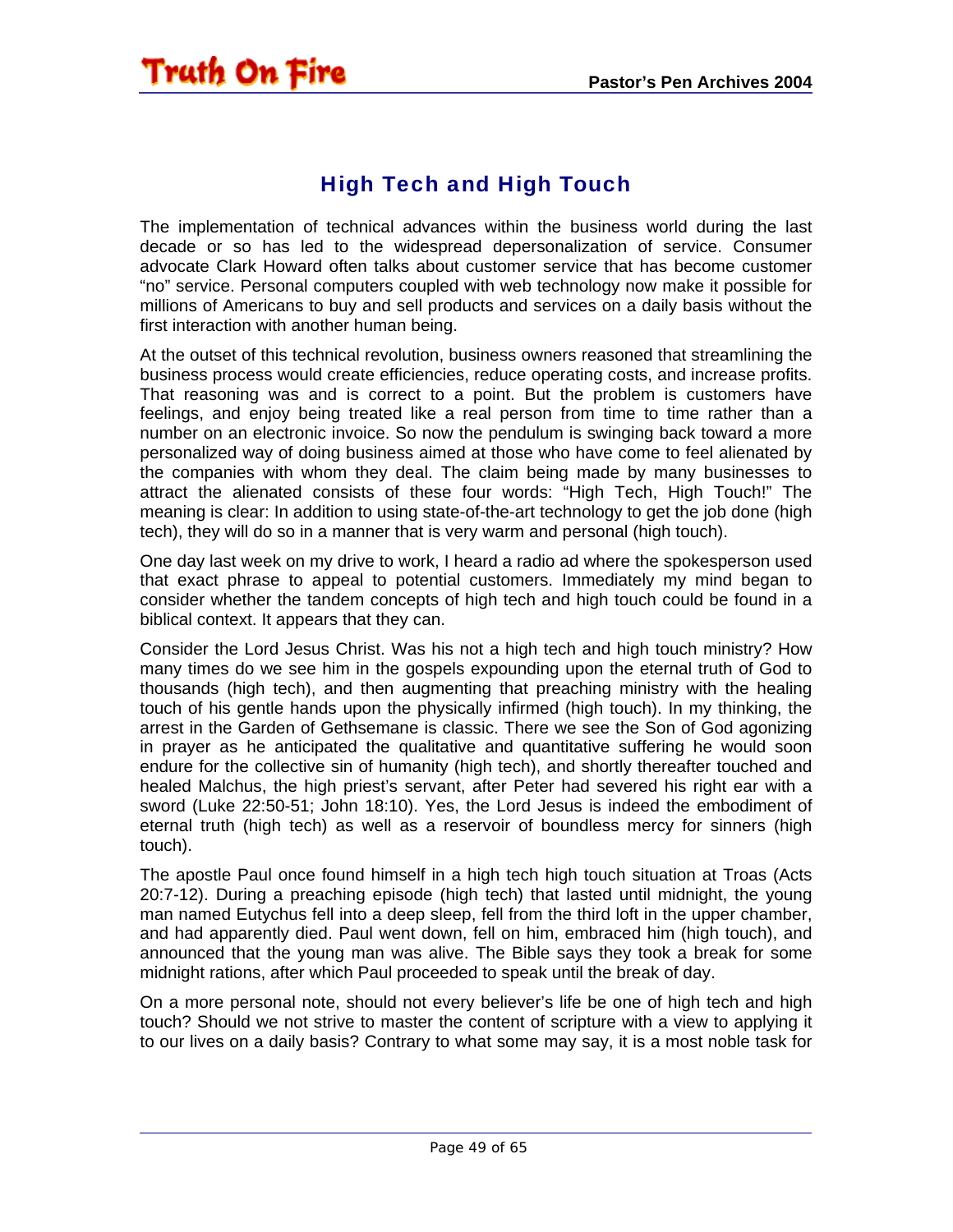## High Tech and High Touch

The implementation of technical advances within the business world during the last decade or so has led to the widespread depersonalization of service. Consumer advocate Clark Howard often talks about customer service that has become customer "no" service. Personal computers coupled with web technology now make it possible for millions of Americans to buy and sell products and services on a daily basis without the first interaction with another human being.

At the outset of this technical revolution, business owners reasoned that streamlining the business process would create efficiencies, reduce operating costs, and increase profits. That reasoning was and is correct to a point. But the problem is customers have feelings, and enjoy being treated like a real person from time to time rather than a number on an electronic invoice. So now the pendulum is swinging back toward a more personalized way of doing business aimed at those who have come to feel alienated by the companies with whom they deal. The claim being made by many businesses to attract the alienated consists of these four words: "High Tech, High Touch!" The meaning is clear: In addition to using state-of-the-art technology to get the job done (high tech), they will do so in a manner that is very warm and personal (high touch).

One day last week on my drive to work, I heard a radio ad where the spokesperson used that exact phrase to appeal to potential customers. Immediately my mind began to consider whether the tandem concepts of high tech and high touch could be found in a biblical context. It appears that they can.

Consider the Lord Jesus Christ. Was his not a high tech and high touch ministry? How many times do we see him in the gospels expounding upon the eternal truth of God to thousands (high tech), and then augmenting that preaching ministry with the healing touch of his gentle hands upon the physically infirmed (high touch). In my thinking, the arrest in the Garden of Gethsemane is classic. There we see the Son of God agonizing in prayer as he anticipated the qualitative and quantitative suffering he would soon endure for the collective sin of humanity (high tech), and shortly thereafter touched and healed Malchus, the high priest's servant, after Peter had severed his right ear with a sword (Luke 22:50-51; John 18:10). Yes, the Lord Jesus is indeed the embodiment of eternal truth (high tech) as well as a reservoir of boundless mercy for sinners (high touch).

The apostle Paul once found himself in a high tech high touch situation at Troas (Acts 20:7-12). During a preaching episode (high tech) that lasted until midnight, the young man named Eutychus fell into a deep sleep, fell from the third loft in the upper chamber, and had apparently died. Paul went down, fell on him, embraced him (high touch), and announced that the young man was alive. The Bible says they took a break for some midnight rations, after which Paul proceeded to speak until the break of day.

On a more personal note, should not every believer's life be one of high tech and high touch? Should we not strive to master the content of scripture with a view to applying it to our lives on a daily basis? Contrary to what some may say, it is a most noble task for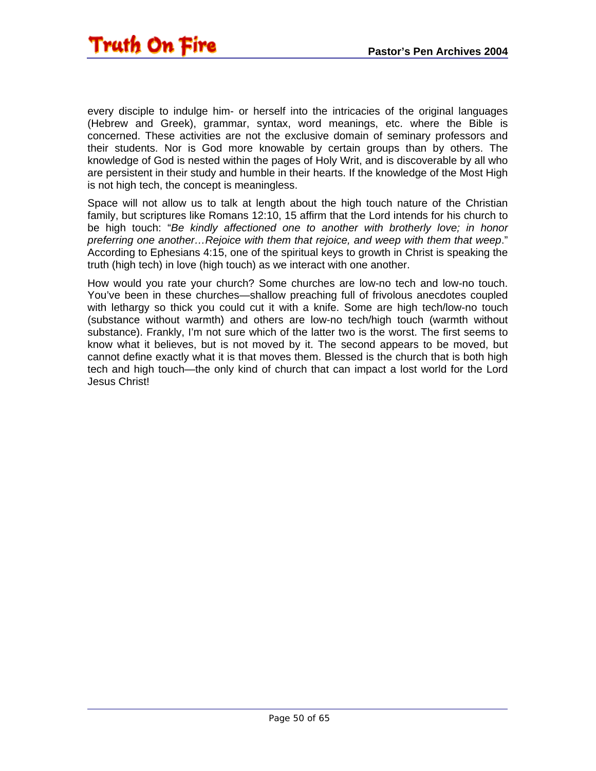every disciple to indulge him- or herself into the intricacies of the original languages (Hebrew and Greek), grammar, syntax, word meanings, etc. where the Bible is concerned. These activities are not the exclusive domain of seminary professors and their students. Nor is God more knowable by certain groups than by others. The knowledge of God is nested within the pages of Holy Writ, and is discoverable by all who are persistent in their study and humble in their hearts. If the knowledge of the Most High is not high tech, the concept is meaningless.

Space will not allow us to talk at length about the high touch nature of the Christian family, but scriptures like Romans 12:10, 15 affirm that the Lord intends for his church to be high touch: "*Be kindly affectioned one to another with brotherly love; in honor preferring one another…Rejoice with them that rejoice, and weep with them that weep*." According to Ephesians 4:15, one of the spiritual keys to growth in Christ is speaking the truth (high tech) in love (high touch) as we interact with one another.

How would you rate your church? Some churches are low-no tech and low-no touch. You've been in these churches—shallow preaching full of frivolous anecdotes coupled with lethargy so thick you could cut it with a knife. Some are high tech/low-no touch (substance without warmth) and others are low-no tech/high touch (warmth without substance). Frankly, I'm not sure which of the latter two is the worst. The first seems to know what it believes, but is not moved by it. The second appears to be moved, but cannot define exactly what it is that moves them. Blessed is the church that is both high tech and high touch—the only kind of church that can impact a lost world for the Lord Jesus Christ!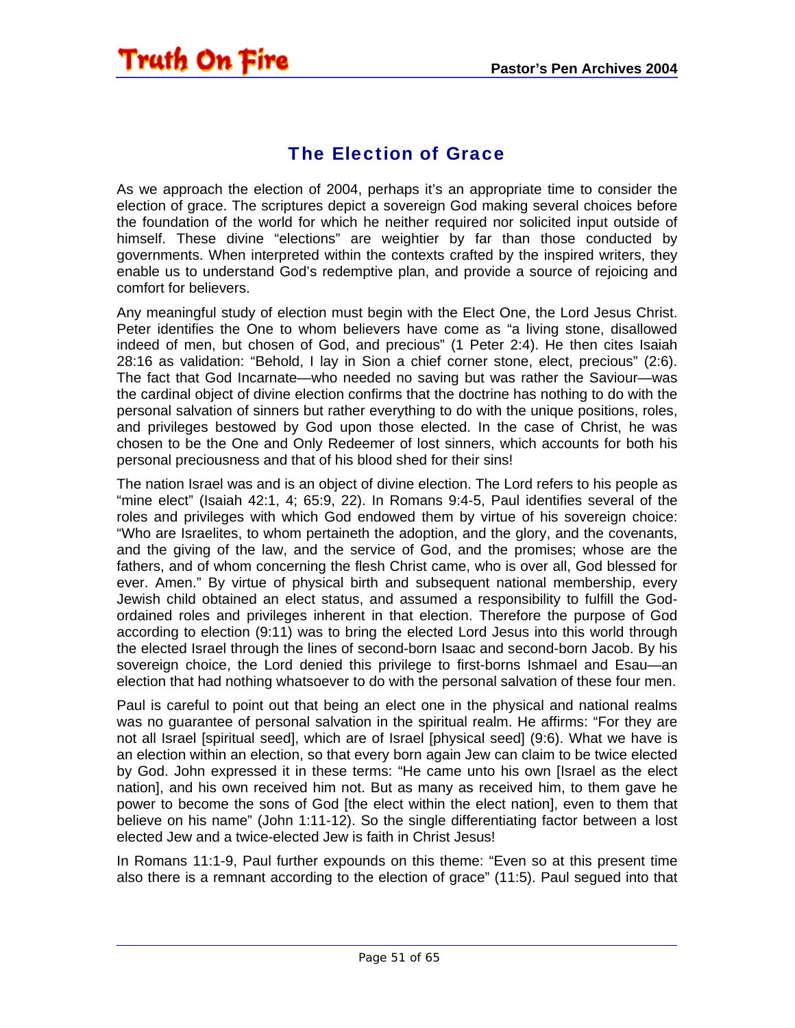## The Election of Grace

As we approach the election of 2004, perhaps it's an appropriate time to consider the election of grace. The scriptures depict a sovereign God making several choices before the foundation of the world for which he neither required nor solicited input outside of himself. These divine "elections" are weightier by far than those conducted by governments. When interpreted within the contexts crafted by the inspired writers, they enable us to understand God's redemptive plan, and provide a source of rejoicing and comfort for believers.

Any meaningful study of election must begin with the Elect One, the Lord Jesus Christ. Peter identifies the One to whom believers have come as "a living stone, disallowed indeed of men, but chosen of God, and precious" (1 Peter 2:4). He then cites Isaiah 28:16 as validation: "Behold, I lay in Sion a chief corner stone, elect, precious" (2:6). The fact that God Incarnate—who needed no saving but was rather the Saviour—was the cardinal object of divine election confirms that the doctrine has nothing to do with the personal salvation of sinners but rather everything to do with the unique positions, roles, and privileges bestowed by God upon those elected. In the case of Christ, he was chosen to be the One and Only Redeemer of lost sinners, which accounts for both his personal preciousness and that of his blood shed for their sins!

The nation Israel was and is an object of divine election. The Lord refers to his people as "mine elect" (Isaiah 42:1, 4; 65:9, 22). In Romans 9:4-5, Paul identifies several of the roles and privileges with which God endowed them by virtue of his sovereign choice: "Who are Israelites, to whom pertaineth the adoption, and the glory, and the covenants, and the giving of the law, and the service of God, and the promises; whose are the fathers, and of whom concerning the flesh Christ came, who is over all, God blessed for ever. Amen." By virtue of physical birth and subsequent national membership, every Jewish child obtained an elect status, and assumed a responsibility to fulfill the God-ordained roles and privileges inherent in that election. Therefore the purpose of God according to election (9:11) was to bring the elected Lord Jesus into this world through the elected Israel through the lines of second-born Isaac and second-born Jacob. By his sovereign choice, the Lord denied this privilege to first-borns Ishmael and Esau—an election that had nothing whatsoever to do with the personal salvation of these four men.

Paul is careful to point out that being an elect one in the physical and national realms was no guarantee of personal salvation in the spiritual realm. He affirms: "For they are not all Israel [spiritual seed], which are of Israel [physical seed] (9:6). What we have is an election within an election, so that every born again Jew can claim to be twice elected by God. John expressed it in these terms: "He came unto his own [Israel as the elect nation], and his own received him not. But as many as received him, to them gave he power to become the sons of God [the elect within the elect nation], even to them that believe on his name" (John 1:11-12). So the single differentiating factor between a lost elected Jew and a twice-elected Jew is faith in Christ Jesus!

In Romans 11:1-9, Paul further expounds on this theme: "Even so at this present time also there is a remnant according to the election of grace" (11:5). Paul segued into that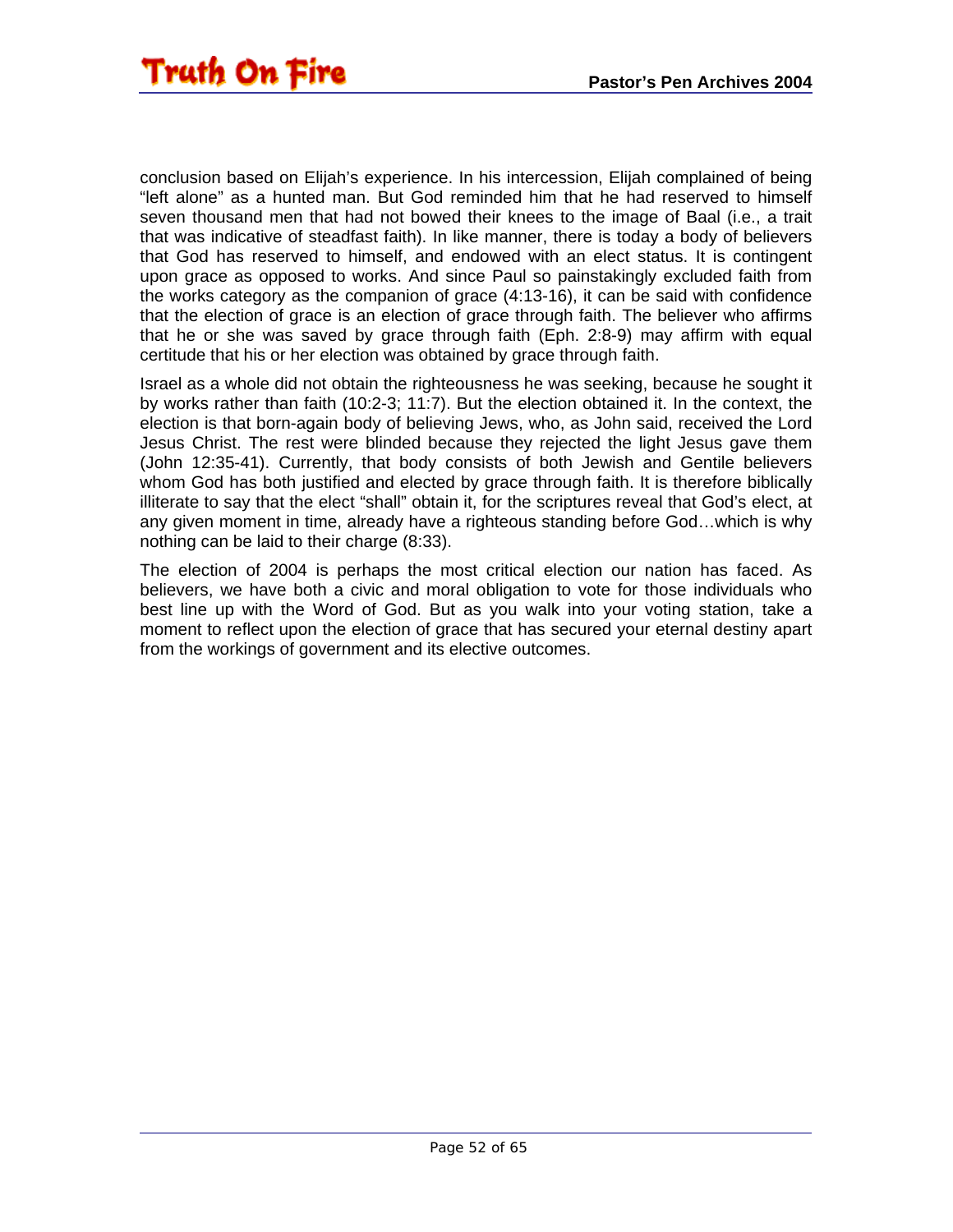conclusion based on Elijah's experience. In his intercession, Elijah complained of being "left alone" as a hunted man. But God reminded him that he had reserved to himself seven thousand men that had not bowed their knees to the image of Baal (i.e., a trait that was indicative of steadfast faith). In like manner, there is today a body of believers that God has reserved to himself, and endowed with an elect status. It is contingent upon grace as opposed to works. And since Paul so painstakingly excluded faith from the works category as the companion of grace (4:13-16), it can be said with confidence that the election of grace is an election of grace through faith. The believer who affirms that he or she was saved by grace through faith (Eph. 2:8-9) may affirm with equal certitude that his or her election was obtained by grace through faith.

Israel as a whole did not obtain the righteousness he was seeking, because he sought it by works rather than faith (10:2-3; 11:7). But the election obtained it. In the context, the election is that born-again body of believing Jews, who, as John said, received the Lord Jesus Christ. The rest were blinded because they rejected the light Jesus gave them (John 12:35-41). Currently, that body consists of both Jewish and Gentile believers whom God has both justified and elected by grace through faith. It is therefore biblically illiterate to say that the elect "shall" obtain it, for the scriptures reveal that God's elect, at any given moment in time, already have a righteous standing before God…which is why nothing can be laid to their charge (8:33).

The election of 2004 is perhaps the most critical election our nation has faced. As believers, we have both a civic and moral obligation to vote for those individuals who best line up with the Word of God. But as you walk into your voting station, take a moment to reflect upon the election of grace that has secured your eternal destiny apart from the workings of government and its elective outcomes.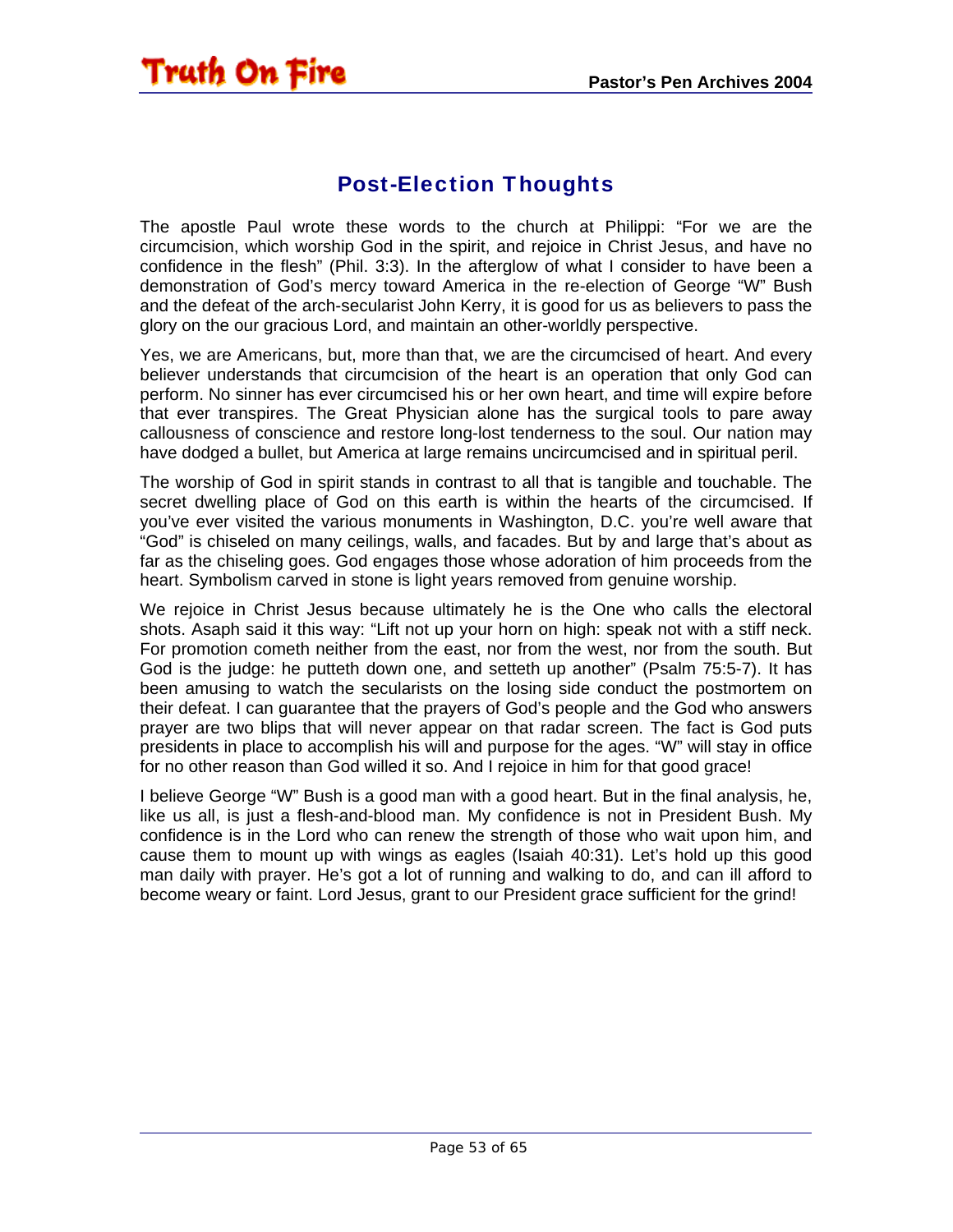## Post-Election Thoughts

The apostle Paul wrote these words to the church at Philippi: "For we are the circumcision, which worship God in the spirit, and rejoice in Christ Jesus, and have no confidence in the flesh" (Phil. 3:3). In the afterglow of what I consider to have been a demonstration of God's mercy toward America in the re-election of George "W" Bush and the defeat of the arch-secularist John Kerry, it is good for us as believers to pass the glory on the our gracious Lord, and maintain an other-worldly perspective.

Yes, we are Americans, but, more than that, we are the circumcised of heart. And every believer understands that circumcision of the heart is an operation that only God can perform. No sinner has ever circumcised his or her own heart, and time will expire before that ever transpires. The Great Physician alone has the surgical tools to pare away callousness of conscience and restore long-lost tenderness to the soul. Our nation may have dodged a bullet, but America at large remains uncircumcised and in spiritual peril.

The worship of God in spirit stands in contrast to all that is tangible and touchable. The secret dwelling place of God on this earth is within the hearts of the circumcised. If you've ever visited the various monuments in Washington, D.C. you're well aware that "God" is chiseled on many ceilings, walls, and facades. But by and large that's about as far as the chiseling goes. God engages those whose adoration of him proceeds from the heart. Symbolism carved in stone is light years removed from genuine worship.

We rejoice in Christ Jesus because ultimately he is the One who calls the electoral shots. Asaph said it this way: "Lift not up your horn on high: speak not with a stiff neck. For promotion cometh neither from the east, nor from the west, nor from the south. But God is the judge: he putteth down one, and setteth up another" (Psalm 75:5-7). It has been amusing to watch the secularists on the losing side conduct the postmortem on their defeat. I can guarantee that the prayers of God's people and the God who answers prayer are two blips that will never appear on that radar screen. The fact is God puts presidents in place to accomplish his will and purpose for the ages. "W" will stay in office for no other reason than God willed it so. And I rejoice in him for that good grace!

I believe George "W" Bush is a good man with a good heart. But in the final analysis, he, like us all, is just a flesh-and-blood man. My confidence is not in President Bush. My confidence is in the Lord who can renew the strength of those who wait upon him, and cause them to mount up with wings as eagles (Isaiah 40:31). Let's hold up this good man daily with prayer. He's got a lot of running and walking to do, and can ill afford to become weary or faint. Lord Jesus, grant to our President grace sufficient for the grind!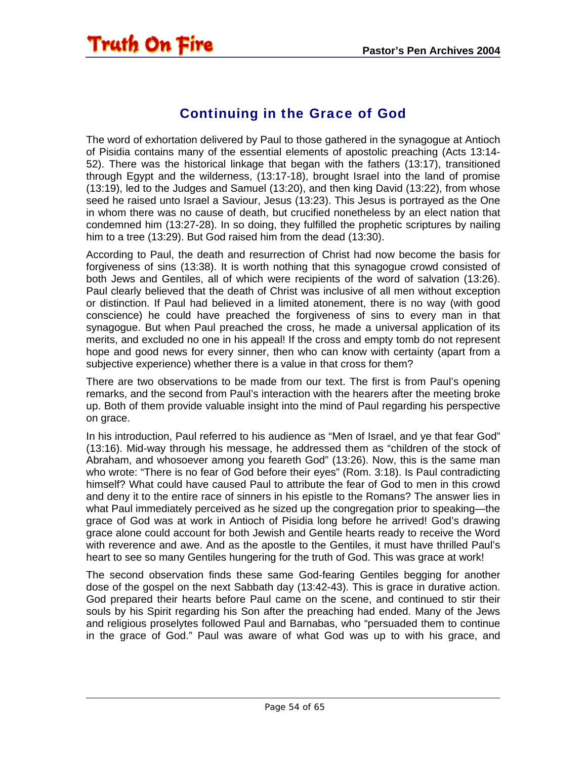## Continuing in the Grace of God

The word of exhortation delivered by Paul to those gathered in the synagogue at Antioch of Pisidia contains many of the essential elements of apostolic preaching (Acts 13:14-52). There was the historical linkage that began with the fathers (13:17), transitioned through Egypt and the wilderness, (13:17-18), brought Israel into the land of promise (13:19), led to the Judges and Samuel (13:20), and then king David (13:22), from whose seed he raised unto Israel a Saviour, Jesus (13:23). This Jesus is portrayed as the One in whom there was no cause of death, but crucified nonetheless by an elect nation that condemned him (13:27-28). In so doing, they fulfilled the prophetic scriptures by nailing him to a tree (13:29). But God raised him from the dead (13:30).

According to Paul, the death and resurrection of Christ had now become the basis for forgiveness of sins (13:38). It is worth nothing that this synagogue crowd consisted of both Jews and Gentiles, all of which were recipients of the word of salvation (13:26). Paul clearly believed that the death of Christ was inclusive of all men without exception or distinction. If Paul had believed in a limited atonement, there is no way (with good conscience) he could have preached the forgiveness of sins to every man in that synagogue. But when Paul preached the cross, he made a universal application of its merits, and excluded no one in his appeal! If the cross and empty tomb do not represent hope and good news for every sinner, then who can know with certainty (apart from a subjective experience) whether there is a value in that cross for them?

There are two observations to be made from our text. The first is from Paul's opening remarks, and the second from Paul's interaction with the hearers after the meeting broke up. Both of them provide valuable insight into the mind of Paul regarding his perspective on grace.

In his introduction, Paul referred to his audience as "Men of Israel, and ye that fear God" (13:16). Mid-way through his message, he addressed them as "children of the stock of Abraham, and whosoever among you feareth God" (13:26). Now, this is the same man who wrote: "There is no fear of God before their eyes" (Rom. 3:18). Is Paul contradicting himself? What could have caused Paul to attribute the fear of God to men in this crowd and deny it to the entire race of sinners in his epistle to the Romans? The answer lies in what Paul immediately perceived as he sized up the congregation prior to speaking—the grace of God was at work in Antioch of Pisidia long before he arrived! God's drawing grace alone could account for both Jewish and Gentile hearts ready to receive the Word with reverence and awe. And as the apostle to the Gentiles, it must have thrilled Paul's heart to see so many Gentiles hungering for the truth of God. This was grace at work!

The second observation finds these same God-fearing Gentiles begging for another dose of the gospel on the next Sabbath day (13:42-43). This is grace in durative action. God prepared their hearts before Paul came on the scene, and continued to stir their souls by his Spirit regarding his Son after the preaching had ended. Many of the Jews and religious proselytes followed Paul and Barnabas, who "persuaded them to continue in the grace of God." Paul was aware of what God was up to with his grace, and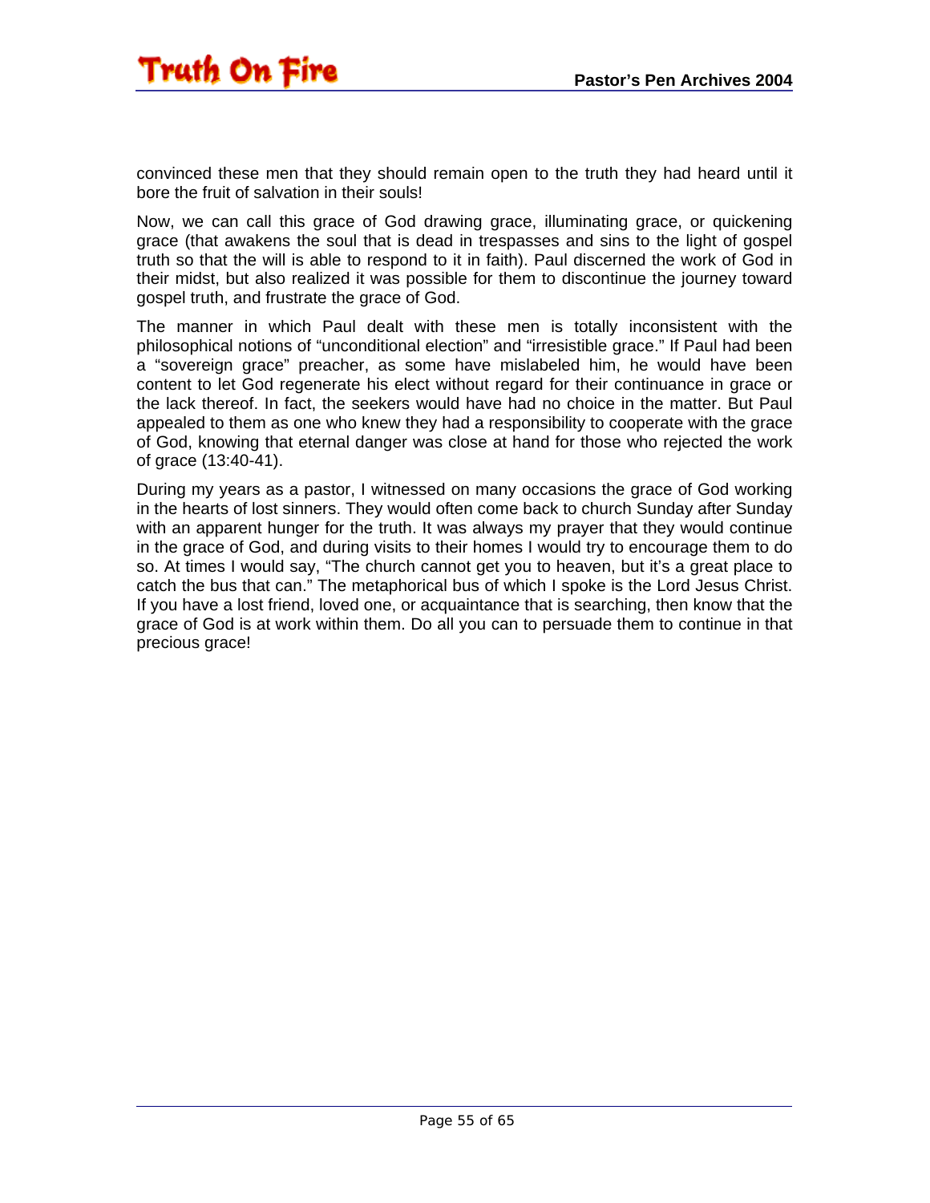convinced these men that they should remain open to the truth they had heard until it bore the fruit of salvation in their souls!

Now, we can call this grace of God drawing grace, illuminating grace, or quickening grace (that awakens the soul that is dead in trespasses and sins to the light of gospel truth so that the will is able to respond to it in faith). Paul discerned the work of God in their midst, but also realized it was possible for them to discontinue the journey toward gospel truth, and frustrate the grace of God.

The manner in which Paul dealt with these men is totally inconsistent with the philosophical notions of "unconditional election" and "irresistible grace." If Paul had been a "sovereign grace" preacher, as some have mislabeled him, he would have been content to let God regenerate his elect without regard for their continuance in grace or the lack thereof. In fact, the seekers would have had no choice in the matter. But Paul appealed to them as one who knew they had a responsibility to cooperate with the grace of God, knowing that eternal danger was close at hand for those who rejected the work of grace (13:40-41).

During my years as a pastor, I witnessed on many occasions the grace of God working in the hearts of lost sinners. They would often come back to church Sunday after Sunday with an apparent hunger for the truth. It was always my prayer that they would continue in the grace of God, and during visits to their homes I would try to encourage them to do so. At times I would say, "The church cannot get you to heaven, but it's a great place to catch the bus that can." The metaphorical bus of which I spoke is the Lord Jesus Christ. If you have a lost friend, loved one, or acquaintance that is searching, then know that the grace of God is at work within them. Do all you can to persuade them to continue in that precious grace!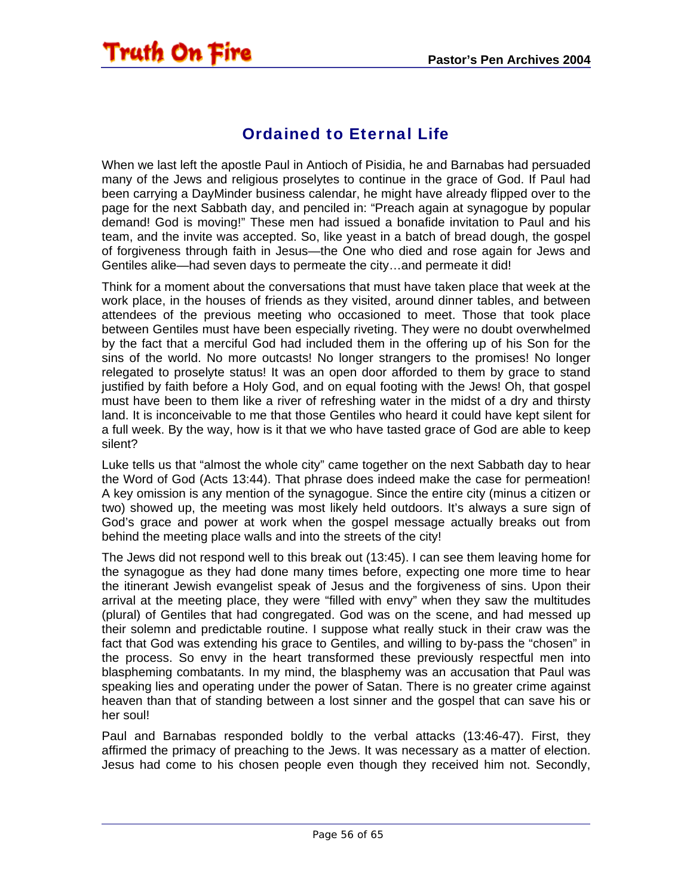## Ordained to Eternal Life

When we last left the apostle Paul in Antioch of Pisidia, he and Barnabas had persuaded many of the Jews and religious proselytes to continue in the grace of God. If Paul had been carrying a DayMinder business calendar, he might have already flipped over to the page for the next Sabbath day, and penciled in: "Preach again at synagogue by popular demand! God is moving!" These men had issued a bonafide invitation to Paul and his team, and the invite was accepted. So, like yeast in a batch of bread dough, the gospel of forgiveness through faith in Jesus—the One who died and rose again for Jews and Gentiles alike—had seven days to permeate the city…and permeate it did!

Think for a moment about the conversations that must have taken place that week at the work place, in the houses of friends as they visited, around dinner tables, and between attendees of the previous meeting who occasioned to meet. Those that took place between Gentiles must have been especially riveting. They were no doubt overwhelmed by the fact that a merciful God had included them in the offering up of his Son for the sins of the world. No more outcasts! No longer strangers to the promises! No longer relegated to proselyte status! It was an open door afforded to them by grace to stand justified by faith before a Holy God, and on equal footing with the Jews! Oh, that gospel must have been to them like a river of refreshing water in the midst of a dry and thirsty land. It is inconceivable to me that those Gentiles who heard it could have kept silent for a full week. By the way, how is it that we who have tasted grace of God are able to keep silent?

Luke tells us that "almost the whole city" came together on the next Sabbath day to hear the Word of God (Acts 13:44). That phrase does indeed make the case for permeation! A key omission is any mention of the synagogue. Since the entire city (minus a citizen or two) showed up, the meeting was most likely held outdoors. It's always a sure sign of God's grace and power at work when the gospel message actually breaks out from behind the meeting place walls and into the streets of the city!

The Jews did not respond well to this break out (13:45). I can see them leaving home for the synagogue as they had done many times before, expecting one more time to hear the itinerant Jewish evangelist speak of Jesus and the forgiveness of sins. Upon their arrival at the meeting place, they were "filled with envy" when they saw the multitudes (plural) of Gentiles that had congregated. God was on the scene, and had messed up their solemn and predictable routine. I suppose what really stuck in their craw was the fact that God was extending his grace to Gentiles, and willing to by-pass the "chosen" in the process. So envy in the heart transformed these previously respectful men into blaspheming combatants. In my mind, the blasphemy was an accusation that Paul was speaking lies and operating under the power of Satan. There is no greater crime against heaven than that of standing between a lost sinner and the gospel that can save his or her soul!

Paul and Barnabas responded boldly to the verbal attacks (13:46-47). First, they affirmed the primacy of preaching to the Jews. It was necessary as a matter of election. Jesus had come to his chosen people even though they received him not. Secondly,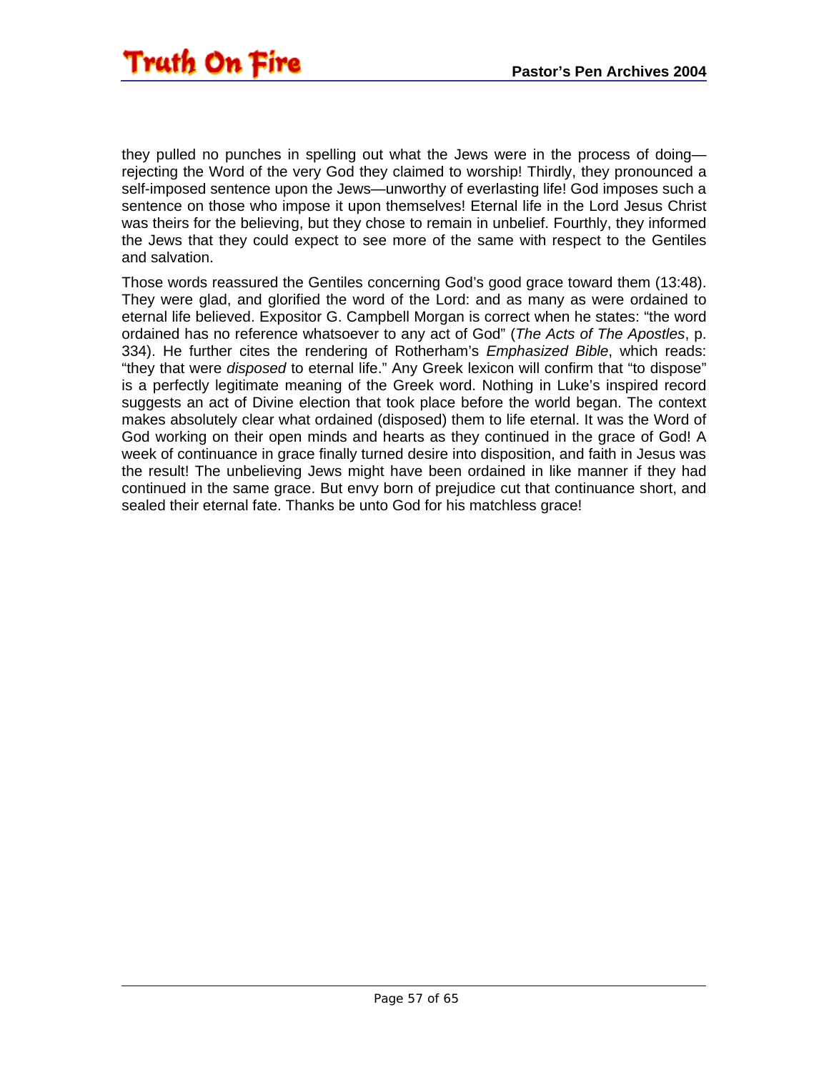they pulled no punches in spelling out what the Jews were in the process of doing—rejecting the Word of the very God they claimed to worship! Thirdly, they pronounced a self-imposed sentence upon the Jews—unworthy of everlasting life! God imposes such a sentence on those who impose it upon themselves! Eternal life in the Lord Jesus Christ was theirs for the believing, but they chose to remain in unbelief. Fourthly, they informed the Jews that they could expect to see more of the same with respect to the Gentiles and salvation.

Those words reassured the Gentiles concerning God's good grace toward them (13:48). They were glad, and glorified the word of the Lord: and as many as were ordained to eternal life believed. Expositor G. Campbell Morgan is correct when he states: "the word ordained has no reference whatsoever to any act of God" (*The Acts of The Apostles*, p. 334). He further cites the rendering of Rotherham's *Emphasized Bible*, which reads: "they that were *disposed* to eternal life." Any Greek lexicon will confirm that "to dispose" is a perfectly legitimate meaning of the Greek word. Nothing in Luke's inspired record suggests an act of Divine election that took place before the world began. The context makes absolutely clear what ordained (disposed) them to life eternal. It was the Word of God working on their open minds and hearts as they continued in the grace of God! A week of continuance in grace finally turned desire into disposition, and faith in Jesus was the result! The unbelieving Jews might have been ordained in like manner if they had continued in the same grace. But envy born of prejudice cut that continuance short, and sealed their eternal fate. Thanks be unto God for his matchless grace!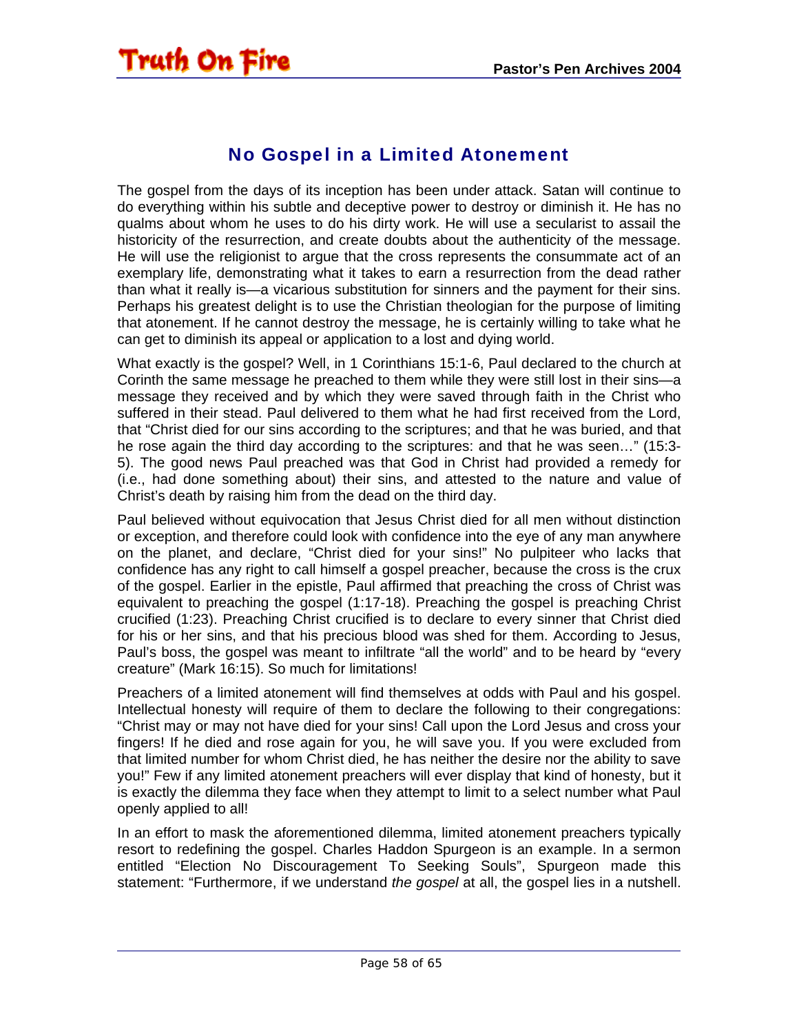## No Gospel in a Limited Atonement

The gospel from the days of its inception has been under attack. Satan will continue to do everything within his subtle and deceptive power to destroy or diminish it. He has no qualms about whom he uses to do his dirty work. He will use a secularist to assail the historicity of the resurrection, and create doubts about the authenticity of the message. He will use the religionist to argue that the cross represents the consummate act of an exemplary life, demonstrating what it takes to earn a resurrection from the dead rather than what it really is—a vicarious substitution for sinners and the payment for their sins. Perhaps his greatest delight is to use the Christian theologian for the purpose of limiting that atonement. If he cannot destroy the message, he is certainly willing to take what he can get to diminish its appeal or application to a lost and dying world.

What exactly is the gospel? Well, in 1 Corinthians 15:1-6, Paul declared to the church at Corinth the same message he preached to them while they were still lost in their sins—a message they received and by which they were saved through faith in the Christ who suffered in their stead. Paul delivered to them what he had first received from the Lord, that "Christ died for our sins according to the scriptures; and that he was buried, and that he rose again the third day according to the scriptures: and that he was seen…" (15:3-5). The good news Paul preached was that God in Christ had provided a remedy for (i.e., had done something about) their sins, and attested to the nature and value of Christ's death by raising him from the dead on the third day.

Paul believed without equivocation that Jesus Christ died for all men without distinction or exception, and therefore could look with confidence into the eye of any man anywhere on the planet, and declare, "Christ died for your sins!" No pulpiteer who lacks that confidence has any right to call himself a gospel preacher, because the cross is the crux of the gospel. Earlier in the epistle, Paul affirmed that preaching the cross of Christ was equivalent to preaching the gospel (1:17-18). Preaching the gospel is preaching Christ crucified (1:23). Preaching Christ crucified is to declare to every sinner that Christ died for his or her sins, and that his precious blood was shed for them. According to Jesus, Paul's boss, the gospel was meant to infiltrate "all the world" and to be heard by "every creature" (Mark 16:15). So much for limitations!

Preachers of a limited atonement will find themselves at odds with Paul and his gospel. Intellectual honesty will require of them to declare the following to their congregations: "Christ may or may not have died for your sins! Call upon the Lord Jesus and cross your fingers! If he died and rose again for you, he will save you. If you were excluded from that limited number for whom Christ died, he has neither the desire nor the ability to save you!" Few if any limited atonement preachers will ever display that kind of honesty, but it is exactly the dilemma they face when they attempt to limit to a select number what Paul openly applied to all!

In an effort to mask the aforementioned dilemma, limited atonement preachers typically resort to redefining the gospel. Charles Haddon Spurgeon is an example. In a sermon entitled "Election No Discouragement To Seeking Souls", Spurgeon made this statement: "Furthermore, if we understand *the gospel* at all, the gospel lies in a nutshell.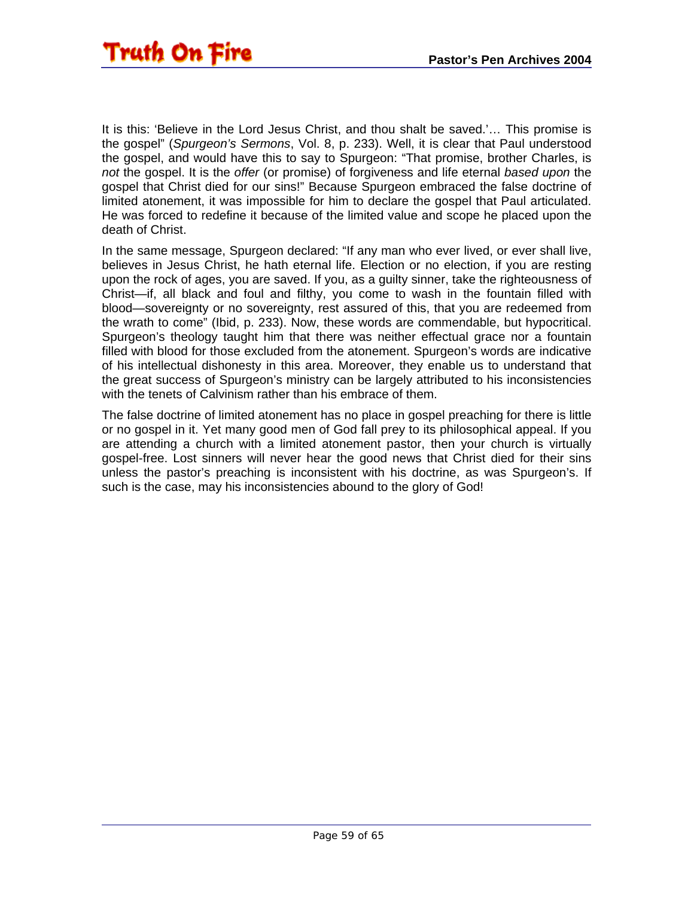It is this: ‘Believe in the Lord Jesus Christ, and thou shalt be saved.’… This promise is the gospel” (*Spurgeon’s Sermons*, Vol. 8, p. 233). Well, it is clear that Paul understood the gospel, and would have this to say to Spurgeon: “That promise, brother Charles, is *not* the gospel. It is the *offer* (or promise) of forgiveness and life eternal *based upon* the gospel that Christ died for our sins!” Because Spurgeon embraced the false doctrine of limited atonement, it was impossible for him to declare the gospel that Paul articulated. He was forced to redefine it because of the limited value and scope he placed upon the death of Christ.

In the same message, Spurgeon declared: “If any man who ever lived, or ever shall live, believes in Jesus Christ, he hath eternal life. Election or no election, if you are resting upon the rock of ages, you are saved. If you, as a guilty sinner, take the righteousness of Christ—if, all black and foul and filthy, you come to wash in the fountain filled with blood—sovereignty or no sovereignty, rest assured of this, that you are redeemed from the wrath to come” (Ibid, p. 233). Now, these words are commendable, but hypocritical. Spurgeon’s theology taught him that there was neither effectual grace nor a fountain filled with blood for those excluded from the atonement. Spurgeon’s words are indicative of his intellectual dishonesty in this area. Moreover, they enable us to understand that the great success of Spurgeon’s ministry can be largely attributed to his inconsistencies with the tenets of Calvinism rather than his embrace of them.

The false doctrine of limited atonement has no place in gospel preaching for there is little or no gospel in it. Yet many good men of God fall prey to its philosophical appeal. If you are attending a church with a limited atonement pastor, then your church is virtually gospel-free. Lost sinners will never hear the good news that Christ died for their sins unless the pastor’s preaching is inconsistent with his doctrine, as was Spurgeon’s. If such is the case, may his inconsistencies abound to the glory of God!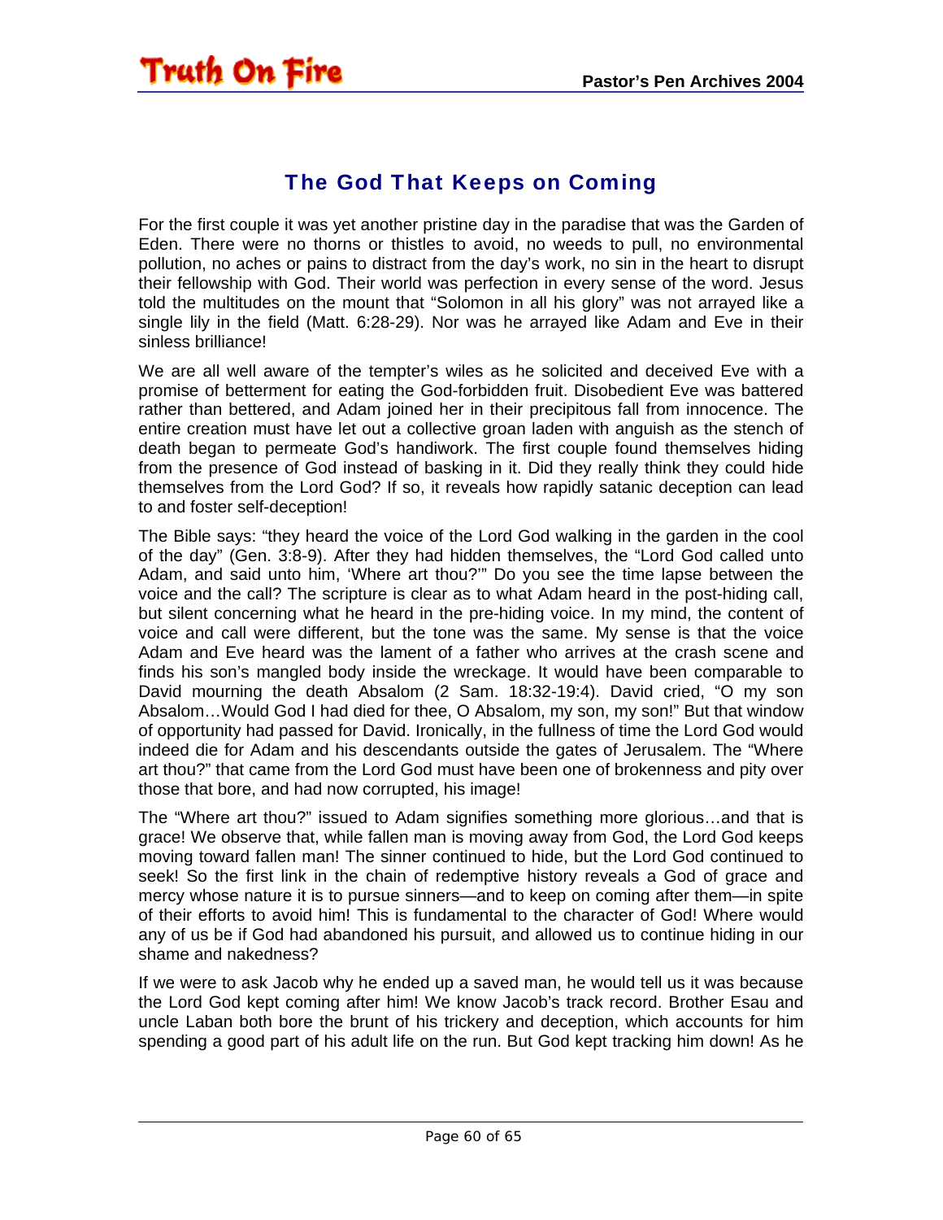## The God That Keeps on Coming

For the first couple it was yet another pristine day in the paradise that was the Garden of Eden. There were no thorns or thistles to avoid, no weeds to pull, no environmental pollution, no aches or pains to distract from the day's work, no sin in the heart to disrupt their fellowship with God. Their world was perfection in every sense of the word. Jesus told the multitudes on the mount that "Solomon in all his glory" was not arrayed like a single lily in the field (Matt. 6:28-29). Nor was he arrayed like Adam and Eve in their sinless brilliance!

We are all well aware of the tempter's wiles as he solicited and deceived Eve with a promise of betterment for eating the God-forbidden fruit. Disobedient Eve was battered rather than bettered, and Adam joined her in their precipitous fall from innocence. The entire creation must have let out a collective groan laden with anguish as the stench of death began to permeate God's handiwork. The first couple found themselves hiding from the presence of God instead of basking in it. Did they really think they could hide themselves from the Lord God? If so, it reveals how rapidly satanic deception can lead to and foster self-deception!

The Bible says: "they heard the voice of the Lord God walking in the garden in the cool of the day" (Gen. 3:8-9). After they had hidden themselves, the "Lord God called unto Adam, and said unto him, 'Where art thou?'" Do you see the time lapse between the voice and the call? The scripture is clear as to what Adam heard in the post-hiding call, but silent concerning what he heard in the pre-hiding voice. In my mind, the content of voice and call were different, but the tone was the same. My sense is that the voice Adam and Eve heard was the lament of a father who arrives at the crash scene and finds his son's mangled body inside the wreckage. It would have been comparable to David mourning the death Absalom (2 Sam. 18:32-19:4). David cried, "O my son Absalom…Would God I had died for thee, O Absalom, my son, my son!" But that window of opportunity had passed for David. Ironically, in the fullness of time the Lord God would indeed die for Adam and his descendants outside the gates of Jerusalem. The "Where art thou?" that came from the Lord God must have been one of brokenness and pity over those that bore, and had now corrupted, his image!

The "Where art thou?" issued to Adam signifies something more glorious…and that is grace! We observe that, while fallen man is moving away from God, the Lord God keeps moving toward fallen man! The sinner continued to hide, but the Lord God continued to seek! So the first link in the chain of redemptive history reveals a God of grace and mercy whose nature it is to pursue sinners—and to keep on coming after them—in spite of their efforts to avoid him! This is fundamental to the character of God! Where would any of us be if God had abandoned his pursuit, and allowed us to continue hiding in our shame and nakedness?

If we were to ask Jacob why he ended up a saved man, he would tell us it was because the Lord God kept coming after him! We know Jacob's track record. Brother Esau and uncle Laban both bore the brunt of his trickery and deception, which accounts for him spending a good part of his adult life on the run. But God kept tracking him down! As he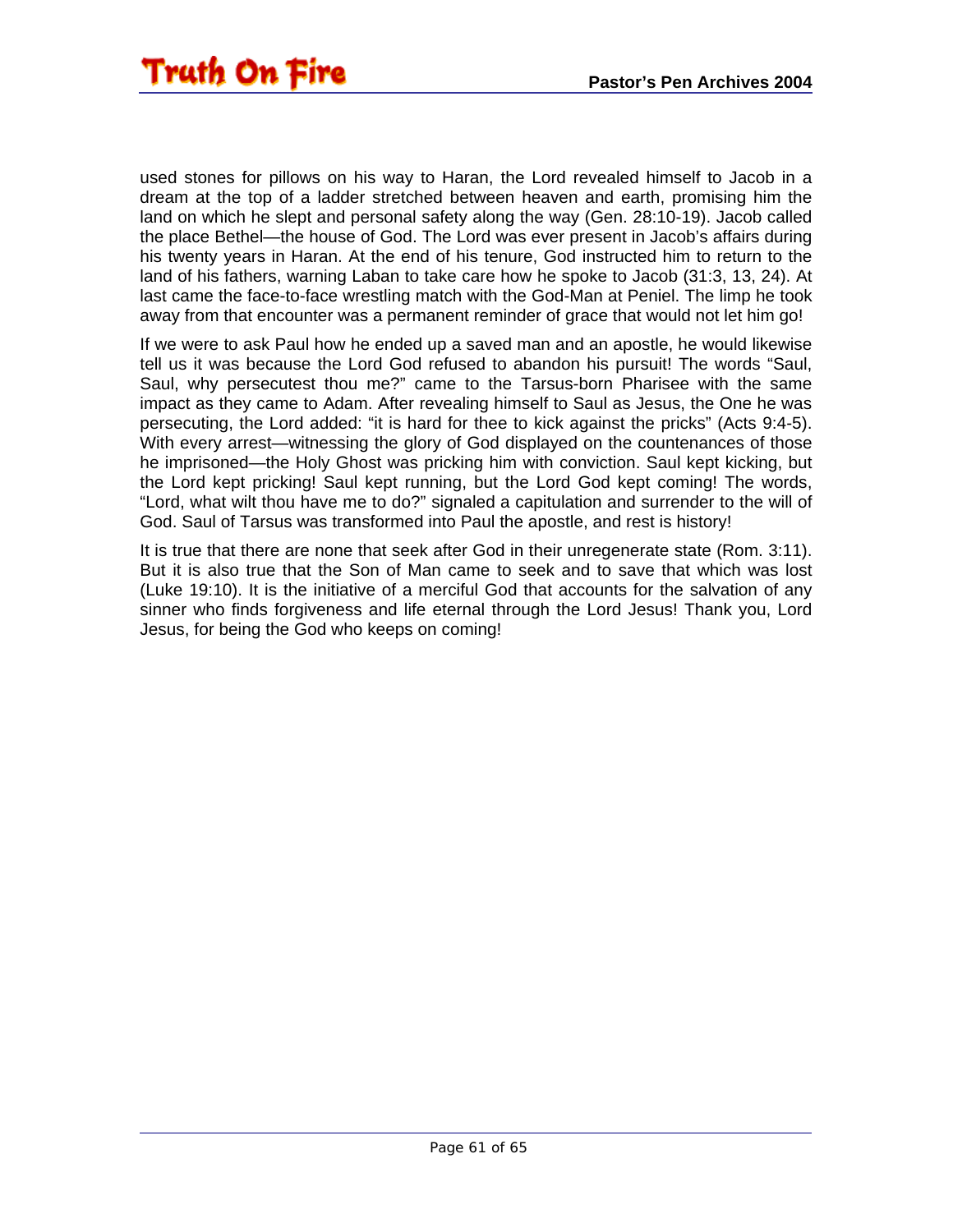used stones for pillows on his way to Haran, the Lord revealed himself to Jacob in a dream at the top of a ladder stretched between heaven and earth, promising him the land on which he slept and personal safety along the way (Gen. 28:10-19). Jacob called the place Bethel—the house of God. The Lord was ever present in Jacob's affairs during his twenty years in Haran. At the end of his tenure, God instructed him to return to the land of his fathers, warning Laban to take care how he spoke to Jacob (31:3, 13, 24). At last came the face-to-face wrestling match with the God-Man at Peniel. The limp he took away from that encounter was a permanent reminder of grace that would not let him go!

If we were to ask Paul how he ended up a saved man and an apostle, he would likewise tell us it was because the Lord God refused to abandon his pursuit! The words "Saul, Saul, why persecutest thou me?" came to the Tarsus-born Pharisee with the same impact as they came to Adam. After revealing himself to Saul as Jesus, the One he was persecuting, the Lord added: "it is hard for thee to kick against the pricks" (Acts 9:4-5). With every arrest—witnessing the glory of God displayed on the countenances of those he imprisoned—the Holy Ghost was pricking him with conviction. Saul kept kicking, but the Lord kept pricking! Saul kept running, but the Lord God kept coming! The words, "Lord, what wilt thou have me to do?" signaled a capitulation and surrender to the will of God. Saul of Tarsus was transformed into Paul the apostle, and rest is history!

It is true that there are none that seek after God in their unregenerate state (Rom. 3:11). But it is also true that the Son of Man came to seek and to save that which was lost (Luke 19:10). It is the initiative of a merciful God that accounts for the salvation of any sinner who finds forgiveness and life eternal through the Lord Jesus! Thank you, Lord Jesus, for being the God who keeps on coming!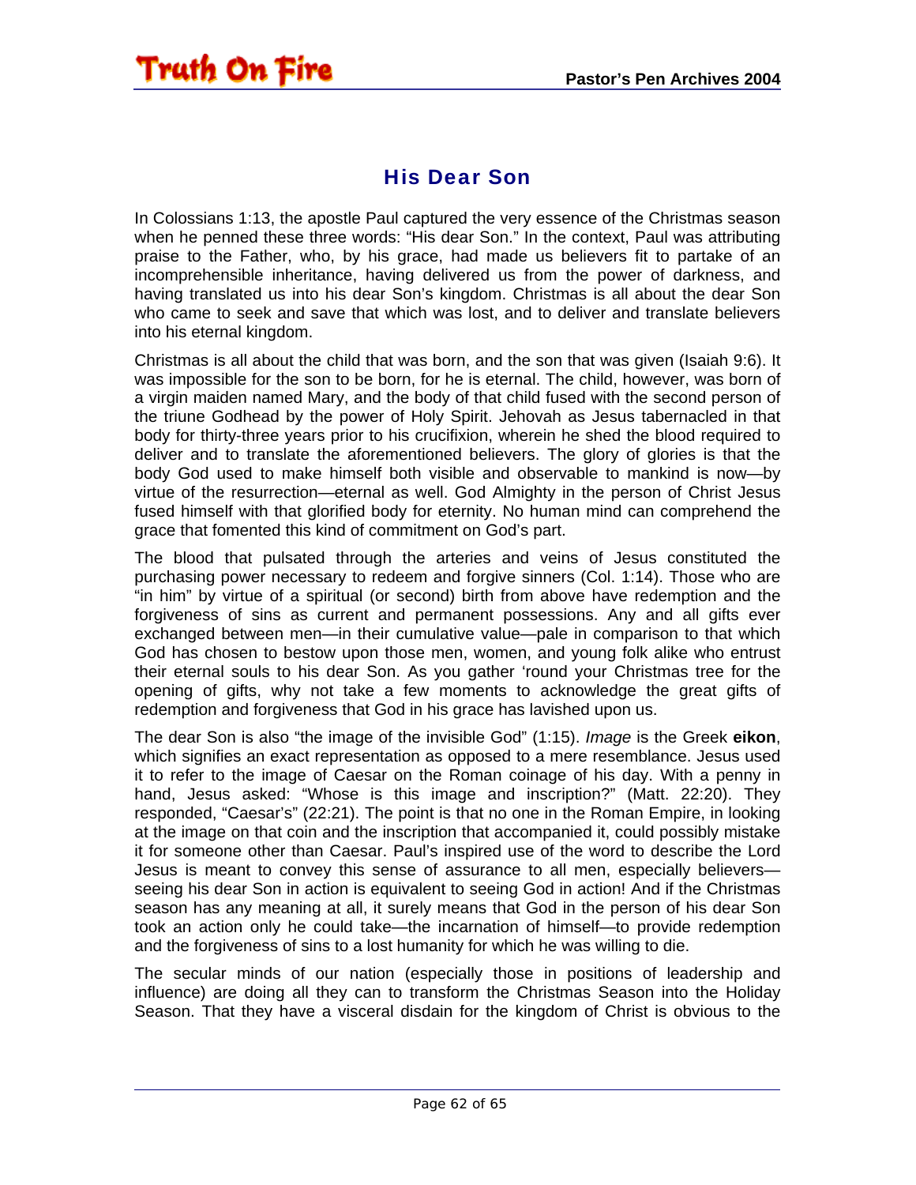## His Dear Son

In Colossians 1:13, the apostle Paul captured the very essence of the Christmas season when he penned these three words: “His dear Son.” In the context, Paul was attributing praise to the Father, who, by his grace, had made us believers fit to partake of an incomprehensible inheritance, having delivered us from the power of darkness, and having translated us into his dear Son’s kingdom. Christmas is all about the dear Son who came to seek and save that which was lost, and to deliver and translate believers into his eternal kingdom.

Christmas is all about the child that was born, and the son that was given (Isaiah 9:6). It was impossible for the son to be born, for he is eternal. The child, however, was born of a virgin maiden named Mary, and the body of that child fused with the second person of the triune Godhead by the power of Holy Spirit. Jehovah as Jesus tabernacled in that body for thirty-three years prior to his crucifixion, wherein he shed the blood required to deliver and to translate the aforementioned believers. The glory of glories is that the body God used to make himself both visible and observable to mankind is now—by virtue of the resurrection—eternal as well. God Almighty in the person of Christ Jesus fused himself with that glorified body for eternity. No human mind can comprehend the grace that fomented this kind of commitment on God’s part.

The blood that pulsated through the arteries and veins of Jesus constituted the purchasing power necessary to redeem and forgive sinners (Col. 1:14). Those who are “in him” by virtue of a spiritual (or second) birth from above have redemption and the forgiveness of sins as current and permanent possessions. Any and all gifts ever exchanged between men—in their cumulative value—pale in comparison to that which God has chosen to bestow upon those men, women, and young folk alike who entrust their eternal souls to his dear Son. As you gather ‘round your Christmas tree for the opening of gifts, why not take a few moments to acknowledge the great gifts of redemption and forgiveness that God in his grace has lavished upon us.

The dear Son is also “the image of the invisible God” (1:15). *Image* is the Greek **eikon**, which signifies an exact representation as opposed to a mere resemblance. Jesus used it to refer to the image of Caesar on the Roman coinage of his day. With a penny in hand, Jesus asked: “Whose is this image and inscription?” (Matt. 22:20). They responded, “Caesar’s” (22:21). The point is that no one in the Roman Empire, in looking at the image on that coin and the inscription that accompanied it, could possibly mistake it for someone other than Caesar. Paul’s inspired use of the word to describe the Lord Jesus is meant to convey this sense of assurance to all men, especially believers—seeing his dear Son in action is equivalent to seeing God in action! And if the Christmas season has any meaning at all, it surely means that God in the person of his dear Son took an action only he could take—the incarnation of himself—to provide redemption and the forgiveness of sins to a lost humanity for which he was willing to die.

The secular minds of our nation (especially those in positions of leadership and influence) are doing all they can to transform the Christmas Season into the Holiday Season. That they have a visceral disdain for the kingdom of Christ is obvious to the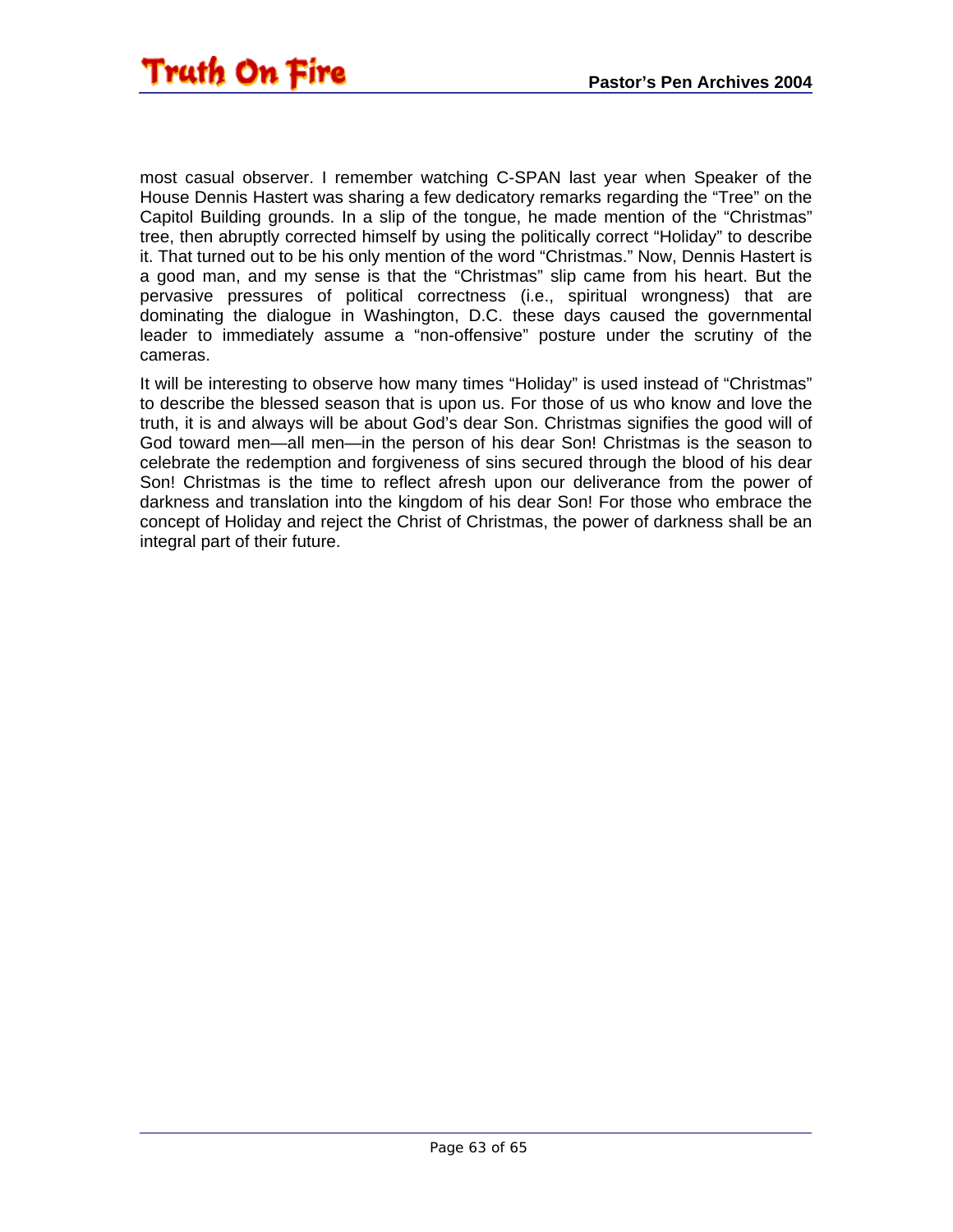most casual observer. I remember watching C-SPAN last year when Speaker of the House Dennis Hastert was sharing a few dedicatory remarks regarding the "Tree" on the Capitol Building grounds. In a slip of the tongue, he made mention of the "Christmas" tree, then abruptly corrected himself by using the politically correct "Holiday" to describe it. That turned out to be his only mention of the word "Christmas." Now, Dennis Hastert is a good man, and my sense is that the "Christmas" slip came from his heart. But the pervasive pressures of political correctness (i.e., spiritual wrongness) that are dominating the dialogue in Washington, D.C. these days caused the governmental leader to immediately assume a "non-offensive" posture under the scrutiny of the cameras.

It will be interesting to observe how many times "Holiday" is used instead of "Christmas" to describe the blessed season that is upon us. For those of us who know and love the truth, it is and always will be about God's dear Son. Christmas signifies the good will of God toward men—all men—in the person of his dear Son! Christmas is the season to celebrate the redemption and forgiveness of sins secured through the blood of his dear Son! Christmas is the time to reflect afresh upon our deliverance from the power of darkness and translation into the kingdom of his dear Son! For those who embrace the concept of Holiday and reject the Christ of Christmas, the power of darkness shall be an integral part of their future.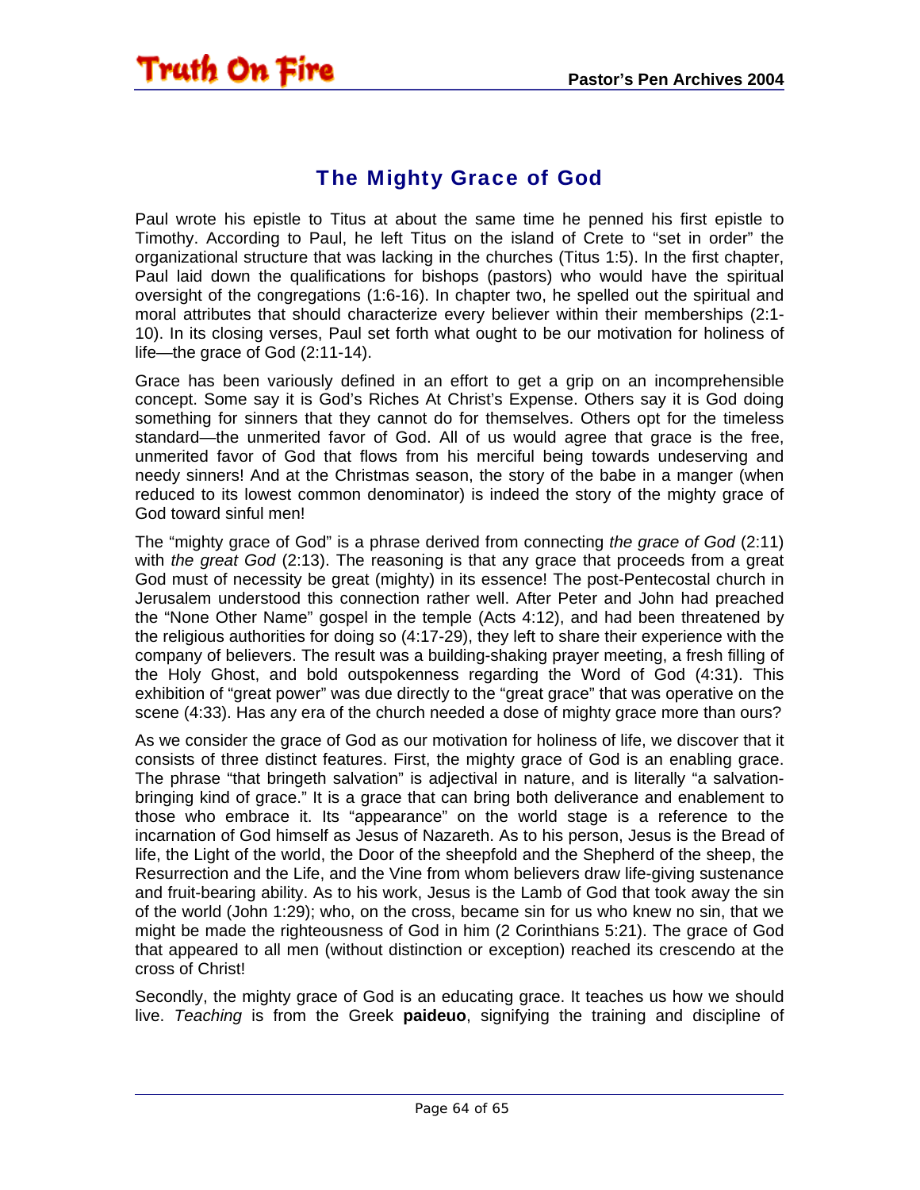## The Mighty Grace of God

Paul wrote his epistle to Titus at about the same time he penned his first epistle to Timothy. According to Paul, he left Titus on the island of Crete to "set in order" the organizational structure that was lacking in the churches (Titus 1:5). In the first chapter, Paul laid down the qualifications for bishops (pastors) who would have the spiritual oversight of the congregations (1:6-16). In chapter two, he spelled out the spiritual and moral attributes that should characterize every believer within their memberships (2:1-10). In its closing verses, Paul set forth what ought to be our motivation for holiness of life—the grace of God (2:11-14).

Grace has been variously defined in an effort to get a grip on an incomprehensible concept. Some say it is God's Riches At Christ's Expense. Others say it is God doing something for sinners that they cannot do for themselves. Others opt for the timeless standard—the unmerited favor of God. All of us would agree that grace is the free, unmerited favor of God that flows from his merciful being towards undeserving and needy sinners! And at the Christmas season, the story of the babe in a manger (when reduced to its lowest common denominator) is indeed the story of the mighty grace of God toward sinful men!

The "mighty grace of God" is a phrase derived from connecting *the grace of God* (2:11) with *the great God* (2:13). The reasoning is that any grace that proceeds from a great God must of necessity be great (mighty) in its essence! The post-Pentecostal church in Jerusalem understood this connection rather well. After Peter and John had preached the "None Other Name" gospel in the temple (Acts 4:12), and had been threatened by the religious authorities for doing so (4:17-29), they left to share their experience with the company of believers. The result was a building-shaking prayer meeting, a fresh filling of the Holy Ghost, and bold outspokenness regarding the Word of God (4:31). This exhibition of "great power" was due directly to the "great grace" that was operative on the scene (4:33). Has any era of the church needed a dose of mighty grace more than ours?

As we consider the grace of God as our motivation for holiness of life, we discover that it consists of three distinct features. First, the mighty grace of God is an enabling grace. The phrase "that bringeth salvation" is adjectival in nature, and is literally "a salvation-bringing kind of grace." It is a grace that can bring both deliverance and enablement to those who embrace it. Its "appearance" on the world stage is a reference to the incarnation of God himself as Jesus of Nazareth. As to his person, Jesus is the Bread of life, the Light of the world, the Door of the sheepfold and the Shepherd of the sheep, the Resurrection and the Life, and the Vine from whom believers draw life-giving sustenance and fruit-bearing ability. As to his work, Jesus is the Lamb of God that took away the sin of the world (John 1:29); who, on the cross, became sin for us who knew no sin, that we might be made the righteousness of God in him (2 Corinthians 5:21). The grace of God that appeared to all men (without distinction or exception) reached its crescendo at the cross of Christ!

Secondly, the mighty grace of God is an educating grace. It teaches us how we should live. *Teaching* is from the Greek **paideuo**, signifying the training and discipline of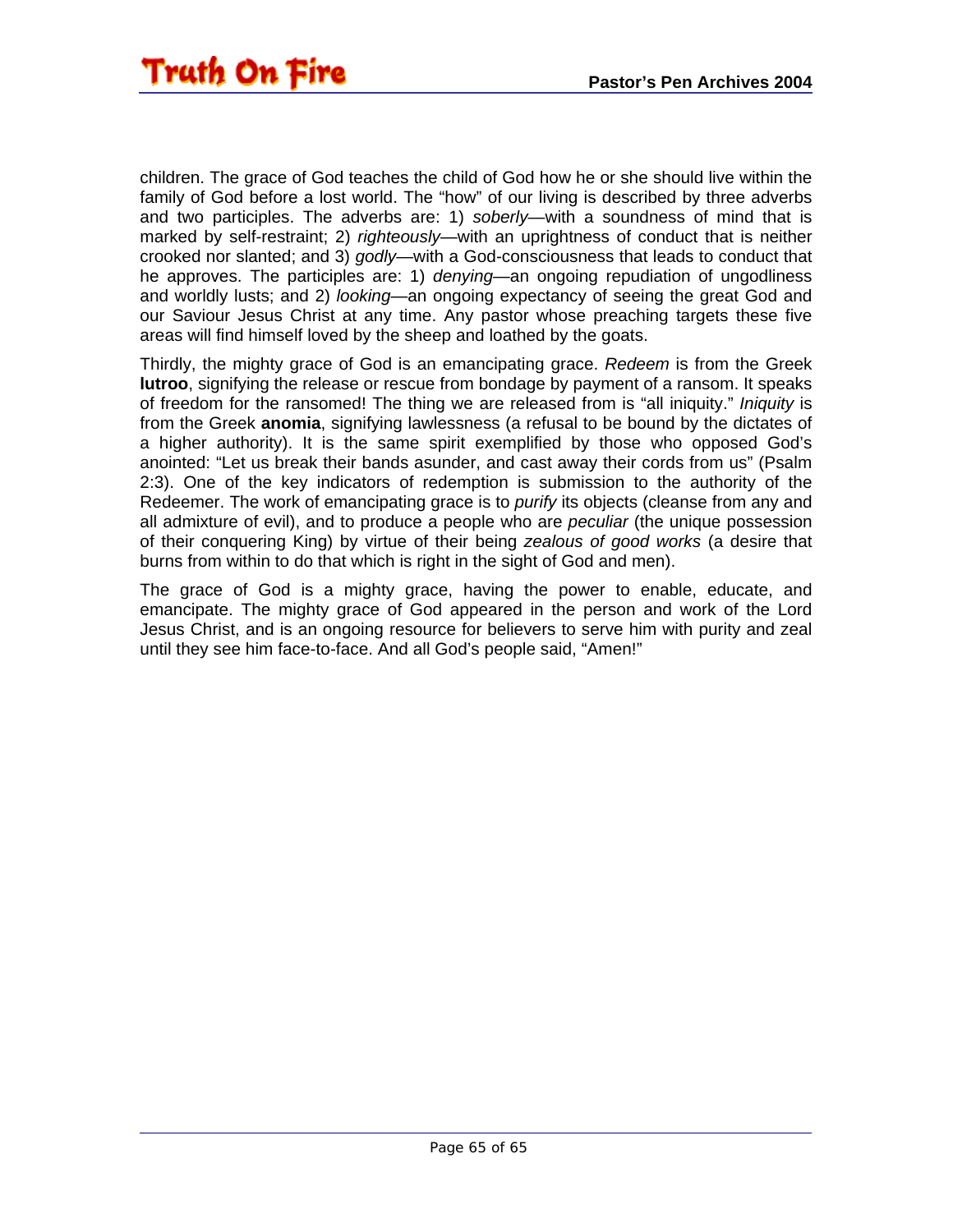children. The grace of God teaches the child of God how he or she should live within the family of God before a lost world. The "how" of our living is described by three adverbs and two participles. The adverbs are: 1) *soberly*—with a soundness of mind that is marked by self-restraint; 2) *righteously*—with an uprightness of conduct that is neither crooked nor slanted; and 3) *godly*—with a God-consciousness that leads to conduct that he approves. The participles are: 1) *denying*—an ongoing repudiation of ungodliness and worldly lusts; and 2) *looking*—an ongoing expectancy of seeing the great God and our Saviour Jesus Christ at any time. Any pastor whose preaching targets these five areas will find himself loved by the sheep and loathed by the goats.

Thirdly, the mighty grace of God is an emancipating grace. *Redeem* is from the Greek **lutroo**, signifying the release or rescue from bondage by payment of a ransom. It speaks of freedom for the ransomed! The thing we are released from is "all iniquity." *Iniquity* is from the Greek **anomia**, signifying lawlessness (a refusal to be bound by the dictates of a higher authority). It is the same spirit exemplified by those who opposed God's anointed: "Let us break their bands asunder, and cast away their cords from us" (Psalm 2:3). One of the key indicators of redemption is submission to the authority of the Redeemer. The work of emancipating grace is to *purify* its objects (cleanse from any and all admixture of evil), and to produce a people who are *peculiar* (the unique possession of their conquering King) by virtue of their being *zealous of good works* (a desire that burns from within to do that which is right in the sight of God and men).

The grace of God is a mighty grace, having the power to enable, educate, and emancipate. The mighty grace of God appeared in the person and work of the Lord Jesus Christ, and is an ongoing resource for believers to serve him with purity and zeal until they see him face-to-face. And all God's people said, "Amen!"